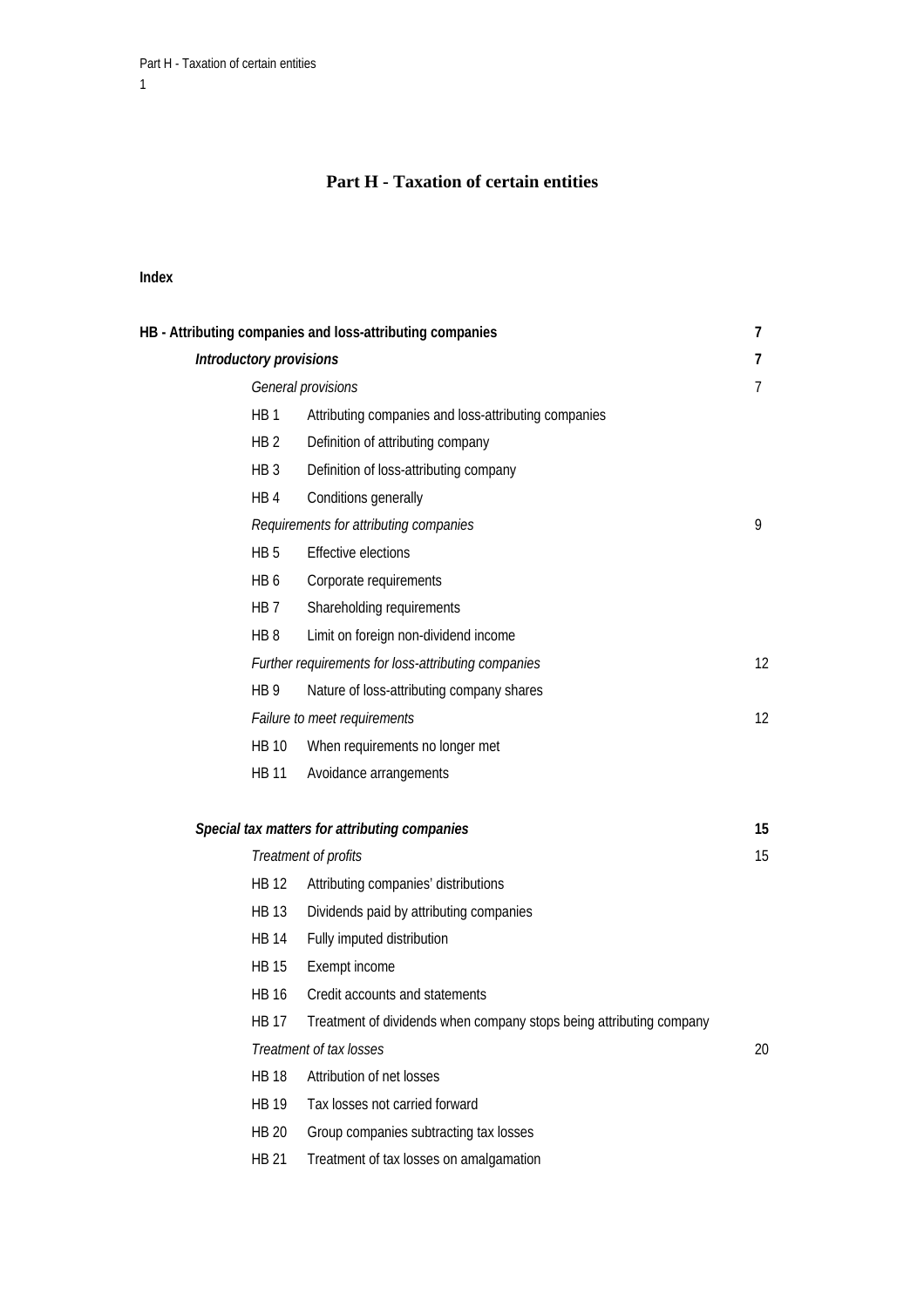# Part H - Taxation of certain entities

**Index**

| | | |
|---|---|---|
| **HB - Attributing companies and loss-attributing companies** | | **7** |
| ***Introductory provisions*** | | **7** |
| *General provisions* | | 7 |
| HB 1 | Attributing companies and loss-attributing companies | |
| HB 2 | Definition of attributing company | |
| HB 3 | Definition of loss-attributing company | |
| HB 4 | Conditions generally | |
| *Requirements for attributing companies* | | 9 |
| HB 5 | Effective elections | |
| HB 6 | Corporate requirements | |
| HB 7 | Shareholding requirements | |
| HB 8 | Limit on foreign non-dividend income | |
| *Further requirements for loss-attributing companies* | | 12 |
| HB 9 | Nature of loss-attributing company shares | |
| *Failure to meet requirements* | | 12 |
| HB 10 | When requirements no longer met | |
| HB 11 | Avoidance arrangements | |
| ***Special tax matters for attributing companies*** | | **15** |
| *Treatment of profits* | | 15 |
| HB 12 | Attributing companies' distributions | |
| HB 13 | Dividends paid by attributing companies | |
| HB 14 | Fully imputed distribution | |
| HB 15 | Exempt income | |
| HB 16 | Credit accounts and statements | |
| HB 17 | Treatment of dividends when company stops being attributing company | |
| *Treatment of tax losses* | | 20 |
| HB 18 | Attribution of net losses | |
| HB 19 | Tax losses not carried forward | |
| HB 20 | Group companies subtracting tax losses | |
| HB 21 | Treatment of tax losses on amalgamation | |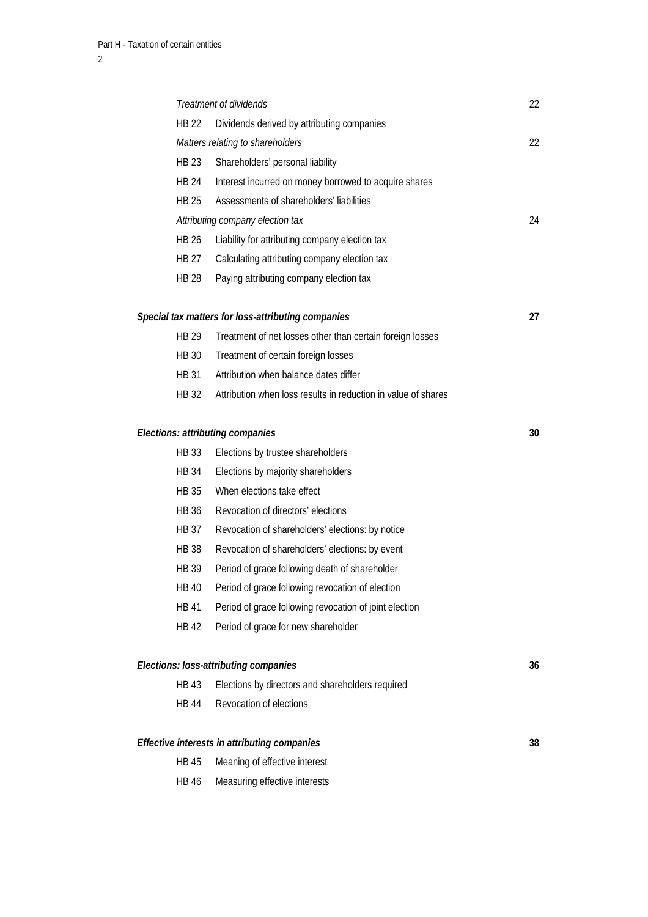| | | |
|---|---|---|
| *Treatment of dividends* | | 22 |
| HB 22 | Dividends derived by attributing companies | |
| *Matters relating to shareholders* | | 22 |
| HB 23 | Shareholders' personal liability | |
| HB 24 | Interest incurred on money borrowed to acquire shares | |
| HB 25 | Assessments of shareholders' liabilities | |
| *Attributing company election tax* | | 24 |
| HB 26 | Liability for attributing company election tax | |
| HB 27 | Calculating attributing company election tax | |
| HB 28 | Paying attributing company election tax | |
| ***Special tax matters for loss-attributing companies*** | | **27** |
| HB 29 | Treatment of net losses other than certain foreign losses | |
| HB 30 | Treatment of certain foreign losses | |
| HB 31 | Attribution when balance dates differ | |
| HB 32 | Attribution when loss results in reduction in value of shares | |
| ***Elections: attributing companies*** | | **30** |
| HB 33 | Elections by trustee shareholders | |
| HB 34 | Elections by majority shareholders | |
| HB 35 | When elections take effect | |
| HB 36 | Revocation of directors' elections | |
| HB 37 | Revocation of shareholders' elections: by notice | |
| HB 38 | Revocation of shareholders' elections: by event | |
| HB 39 | Period of grace following death of shareholder | |
| HB 40 | Period of grace following revocation of election | |
| HB 41 | Period of grace following revocation of joint election | |
| HB 42 | Period of grace for new shareholder | |
| ***Elections: loss-attributing companies*** | | **36** |
| HB 43 | Elections by directors and shareholders required | |
| HB 44 | Revocation of elections | |
| ***Effective interests in attributing companies*** | | **38** |
| HB 45 | Meaning of effective interest | |
| HB 46 | Measuring effective interests | |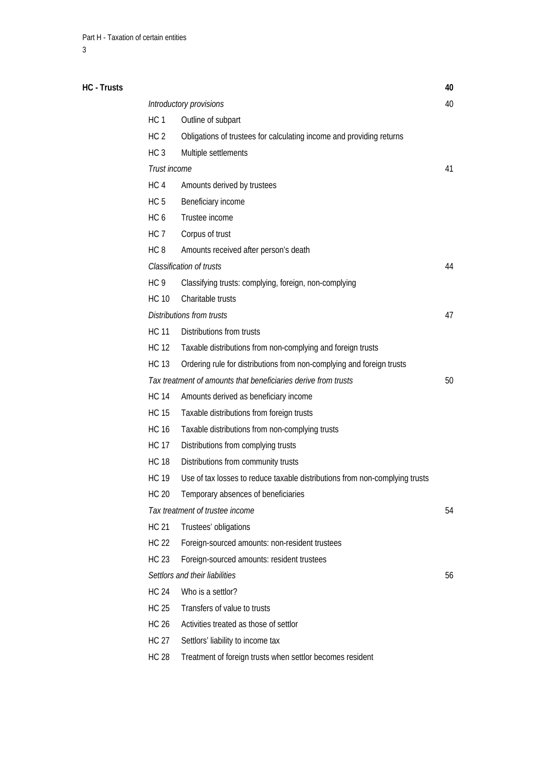## HC - Trusts 40

*Introductory provisions* 40

| | | |
|---|---|---|
| HC 1 | Outline of subpart | |
| HC 2 | Obligations of trustees for calculating income and providing returns | |
| HC 3 | Multiple settlements | |

*Trust income* 41

| | | |
|---|---|---|
| HC 4 | Amounts derived by trustees | |
| HC 5 | Beneficiary income | |
| HC 6 | Trustee income | |
| HC 7 | Corpus of trust | |
| HC 8 | Amounts received after person's death | |

*Classification of trusts* 44

| | | |
|---|---|---|
| HC 9 | Classifying trusts: complying, foreign, non-complying | |
| HC 10 | Charitable trusts | |

*Distributions from trusts* 47

| | | |
|---|---|---|
| HC 11 | Distributions from trusts | |
| HC 12 | Taxable distributions from non-complying and foreign trusts | |
| HC 13 | Ordering rule for distributions from non-complying and foreign trusts | |

*Tax treatment of amounts that beneficiaries derive from trusts* 50

| | | |
|---|---|---|
| HC 14 | Amounts derived as beneficiary income | |
| HC 15 | Taxable distributions from foreign trusts | |
| HC 16 | Taxable distributions from non-complying trusts | |
| HC 17 | Distributions from complying trusts | |
| HC 18 | Distributions from community trusts | |
| HC 19 | Use of tax losses to reduce taxable distributions from non-complying trusts | |
| HC 20 | Temporary absences of beneficiaries | |

*Tax treatment of trustee income* 54

| | | |
|---|---|---|
| HC 21 | Trustees' obligations | |
| HC 22 | Foreign-sourced amounts: non-resident trustees | |
| HC 23 | Foreign-sourced amounts: resident trustees | |

*Settlors and their liabilities* 56

| | | |
|---|---|---|
| HC 24 | Who is a settlor? | |
| HC 25 | Transfers of value to trusts | |
| HC 26 | Activities treated as those of settlor | |
| HC 27 | Settlors' liability to income tax | |
| HC 28 | Treatment of foreign trusts when settlor becomes resident | |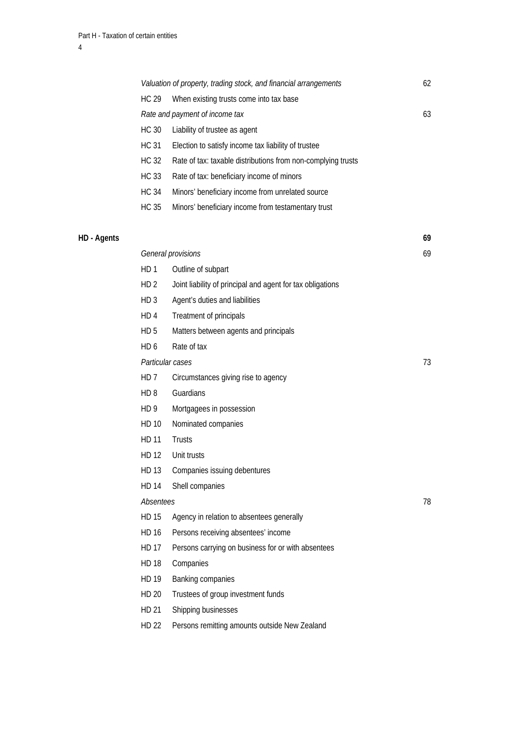*Valuation of property, trading stock, and financial arrangements* 62

HC 29 When existing trusts come into tax base

*Rate and payment of income tax* 63

HC 30 Liability of trustee as agent

HC 31 Election to satisfy income tax liability of trustee

HC 32 Rate of tax: taxable distributions from non-complying trusts

HC 33 Rate of tax: beneficiary income of minors

HC 34 Minors' beneficiary income from unrelated source

HC 35 Minors' beneficiary income from testamentary trust

**HD - Agents** **69**

*General provisions* 69

HD 1 Outline of subpart

HD 2 Joint liability of principal and agent for tax obligations

HD 3 Agent's duties and liabilities

HD 4 Treatment of principals

HD 5 Matters between agents and principals

HD 6 Rate of tax

*Particular cases* 73

HD 7 Circumstances giving rise to agency

HD 8 Guardians

HD 9 Mortgagees in possession

HD 10 Nominated companies

HD 11 Trusts

HD 12 Unit trusts

HD 13 Companies issuing debentures

HD 14 Shell companies

*Absentees* 78

HD 15 Agency in relation to absentees generally

HD 16 Persons receiving absentees' income

HD 17 Persons carrying on business for or with absentees

HD 18 Companies

HD 19 Banking companies

HD 20 Trustees of group investment funds

HD 21 Shipping businesses

HD 22 Persons remitting amounts outside New Zealand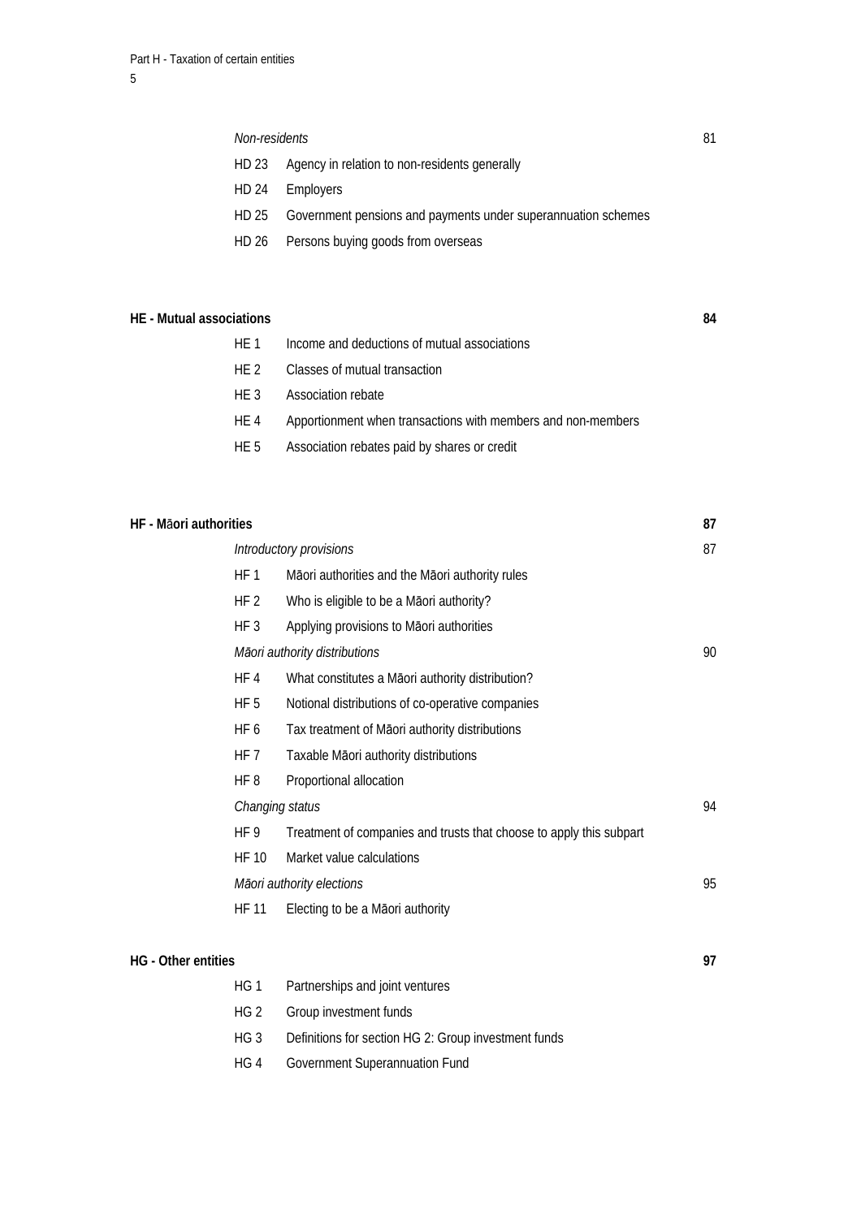| | | | |
|---|---|---|---|
| | *Non-residents* | | 81 |
| | HD 23 | Agency in relation to non-residents generally | |
| | HD 24 | Employers | |
| | HD 25 | Government pensions and payments under superannuation schemes | |
| | HD 26 | Persons buying goods from overseas | |
| **HE - Mutual associations** | | | **84** |
| | HE 1 | Income and deductions of mutual associations | |
| | HE 2 | Classes of mutual transaction | |
| | HE 3 | Association rebate | |
| | HE 4 | Apportionment when transactions with members and non-members | |
| | HE 5 | Association rebates paid by shares or credit | |
| **HF - Māori authorities** | | | **87** |
| | *Introductory provisions* | | 87 |
| | HF 1 | Māori authorities and the Māori authority rules | |
| | HF 2 | Who is eligible to be a Māori authority? | |
| | HF 3 | Applying provisions to Māori authorities | |
| | *Māori authority distributions* | | 90 |
| | HF 4 | What constitutes a Māori authority distribution? | |
| | HF 5 | Notional distributions of co-operative companies | |
| | HF 6 | Tax treatment of Māori authority distributions | |
| | HF 7 | Taxable Māori authority distributions | |
| | HF 8 | Proportional allocation | |
| | *Changing status* | | 94 |
| | HF 9 | Treatment of companies and trusts that choose to apply this subpart | |
| | HF 10 | Market value calculations | |
| | *Māori authority elections* | | 95 |
| | HF 11 | Electing to be a Māori authority | |
| **HG - Other entities** | | | **97** |
| | HG 1 | Partnerships and joint ventures | |
| | HG 2 | Group investment funds | |
| | HG 3 | Definitions for section HG 2: Group investment funds | |
| | HG 4 | Government Superannuation Fund | |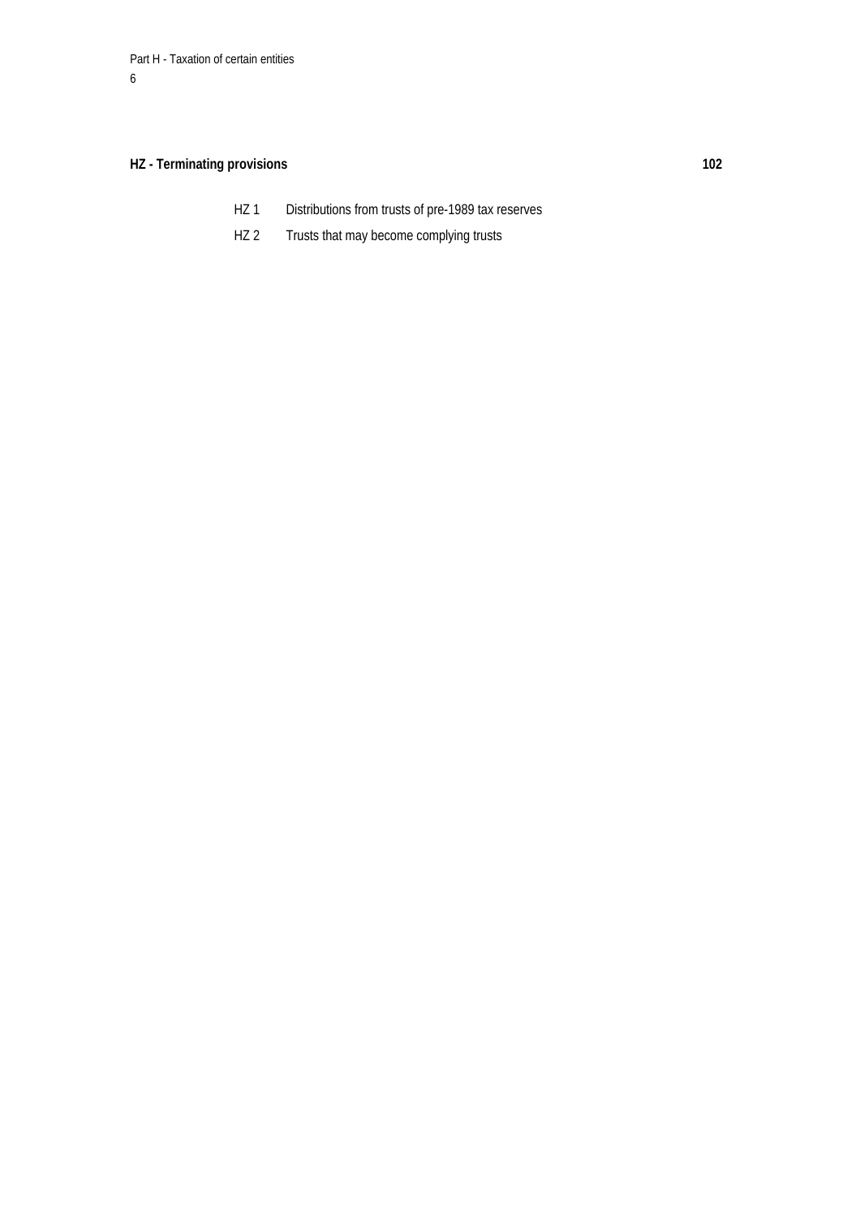**HZ - Terminating provisions** 102

- HZ 1 Distributions from trusts of pre-1989 tax reserves
- HZ 2 Trusts that may become complying trusts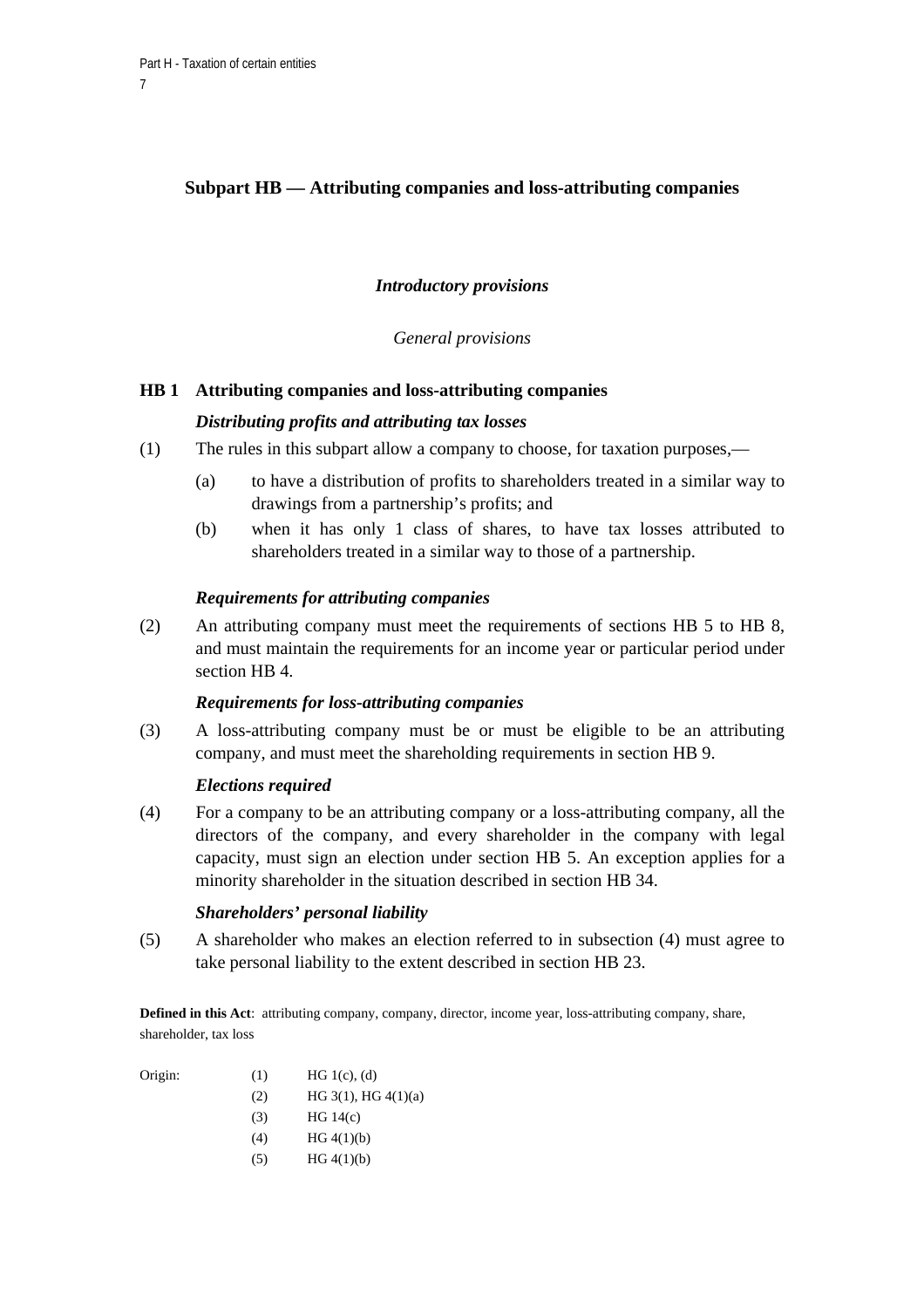## Subpart HB — Attributing companies and loss-attributing companies

### *Introductory provisions*

*General provisions*

### HB 1 Attributing companies and loss-attributing companies

***Distributing profits and attributing tax losses***

(1) The rules in this subpart allow a company to choose, for taxation purposes,—

- (a) to have a distribution of profits to shareholders treated in a similar way to drawings from a partnership's profits; and
- (b) when it has only 1 class of shares, to have tax losses attributed to shareholders treated in a similar way to those of a partnership.

***Requirements for attributing companies***

(2) An attributing company must meet the requirements of sections HB 5 to HB 8, and must maintain the requirements for an income year or particular period under section HB 4.

***Requirements for loss-attributing companies***

(3) A loss-attributing company must be or must be eligible to be an attributing company, and must meet the shareholding requirements in section HB 9.

***Elections required***

(4) For a company to be an attributing company or a loss-attributing company, all the directors of the company, and every shareholder in the company with legal capacity, must sign an election under section HB 5. An exception applies for a minority shareholder in the situation described in section HB 34.

***Shareholders' personal liability***

(5) A shareholder who makes an election referred to in subsection (4) must agree to take personal liability to the extent described in section HB 23.

**Defined in this Act**: attributing company, company, director, income year, loss-attributing company, share, shareholder, tax loss

| Origin: | | |
|---|---|---|
| | (1) | HG 1(c), (d) |
| | (2) | HG 3(1), HG 4(1)(a) |
| | (3) | HG 14(c) |
| | (4) | HG 4(1)(b) |
| | (5) | HG 4(1)(b) |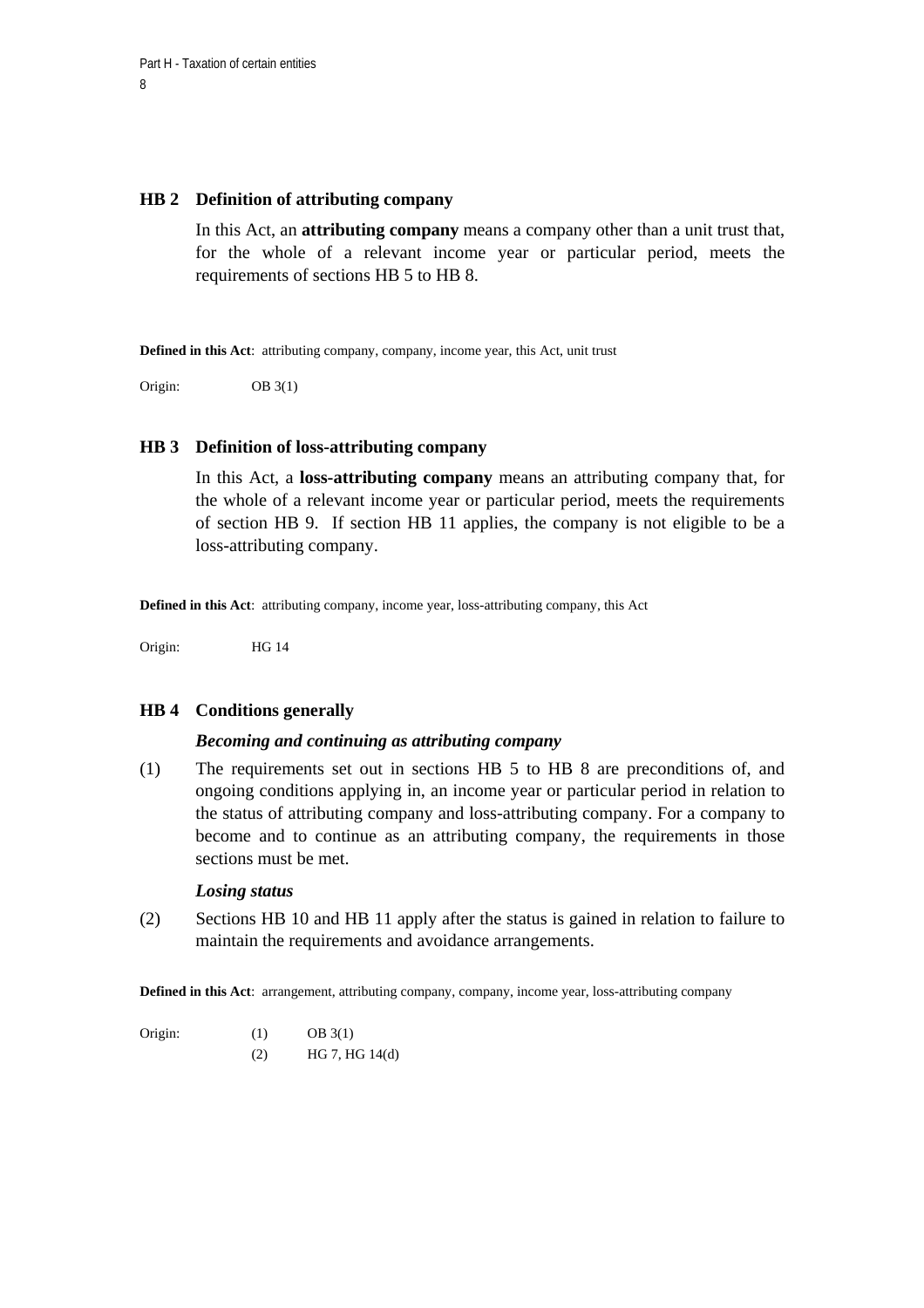## HB 2 Definition of attributing company

In this Act, an **attributing company** means a company other than a unit trust that, for the whole of a relevant income year or particular period, meets the requirements of sections HB 5 to HB 8.

**Defined in this Act**: attributing company, company, income year, this Act, unit trust

Origin: OB 3(1)

## HB 3 Definition of loss-attributing company

In this Act, a **loss-attributing company** means an attributing company that, for the whole of a relevant income year or particular period, meets the requirements of section HB 9. If section HB 11 applies, the company is not eligible to be a loss-attributing company.

**Defined in this Act**: attributing company, income year, loss-attributing company, this Act

Origin: HG 14

## HB 4 Conditions generally

***Becoming and continuing as attributing company***

(1) The requirements set out in sections HB 5 to HB 8 are preconditions of, and ongoing conditions applying in, an income year or particular period in relation to the status of attributing company and loss-attributing company. For a company to become and to continue as an attributing company, the requirements in those sections must be met.

***Losing status***

(2) Sections HB 10 and HB 11 apply after the status is gained in relation to failure to maintain the requirements and avoidance arrangements.

**Defined in this Act**: arrangement, attributing company, company, income year, loss-attributing company

Origin: (1) OB 3(1)
(2) HG 7, HG 14(d)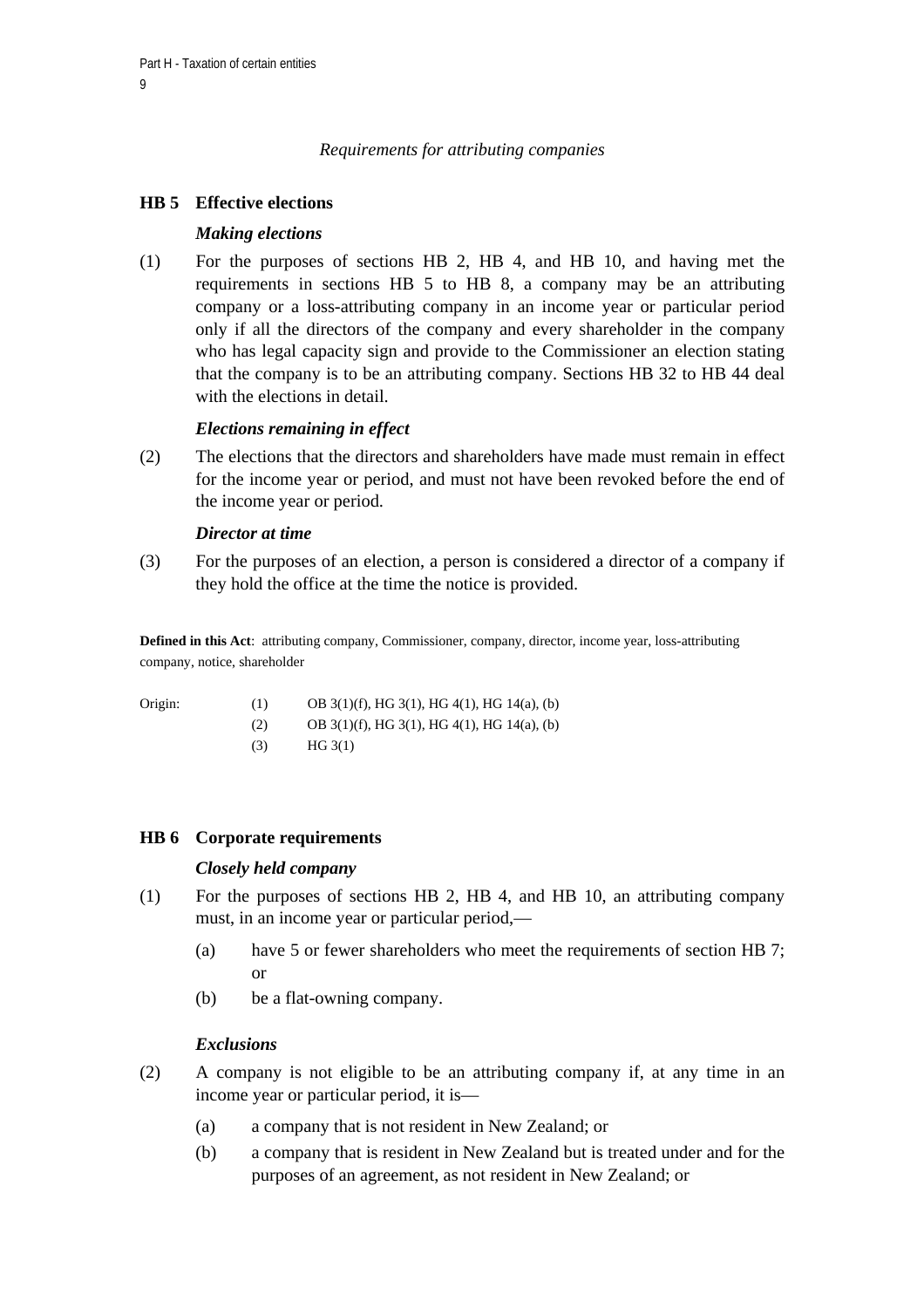*Requirements for attributing companies*

## HB 5 Effective elections

***Making elections***

(1) For the purposes of sections HB 2, HB 4, and HB 10, and having met the requirements in sections HB 5 to HB 8, a company may be an attributing company or a loss-attributing company in an income year or particular period only if all the directors of the company and every shareholder in the company who has legal capacity sign and provide to the Commissioner an election stating that the company is to be an attributing company. Sections HB 32 to HB 44 deal with the elections in detail.

***Elections remaining in effect***

(2) The elections that the directors and shareholders have made must remain in effect for the income year or period, and must not have been revoked before the end of the income year or period.

***Director at time***

(3) For the purposes of an election, a person is considered a director of a company if they hold the office at the time the notice is provided.

**Defined in this Act**: attributing company, Commissioner, company, director, income year, loss-attributing company, notice, shareholder

| Origin: | | |
|---|---|---|
| | (1) | OB 3(1)(f), HG 3(1), HG 4(1), HG 14(a), (b) |
| | (2) | OB 3(1)(f), HG 3(1), HG 4(1), HG 14(a), (b) |
| | (3) | HG 3(1) |

## HB 6 Corporate requirements

***Closely held company***

(1) For the purposes of sections HB 2, HB 4, and HB 10, an attributing company must, in an income year or particular period,—

- (a) have 5 or fewer shareholders who meet the requirements of section HB 7; or
- (b) be a flat-owning company.

***Exclusions***

(2) A company is not eligible to be an attributing company if, at any time in an income year or particular period, it is—

- (a) a company that is not resident in New Zealand; or
- (b) a company that is resident in New Zealand but is treated under and for the purposes of an agreement, as not resident in New Zealand; or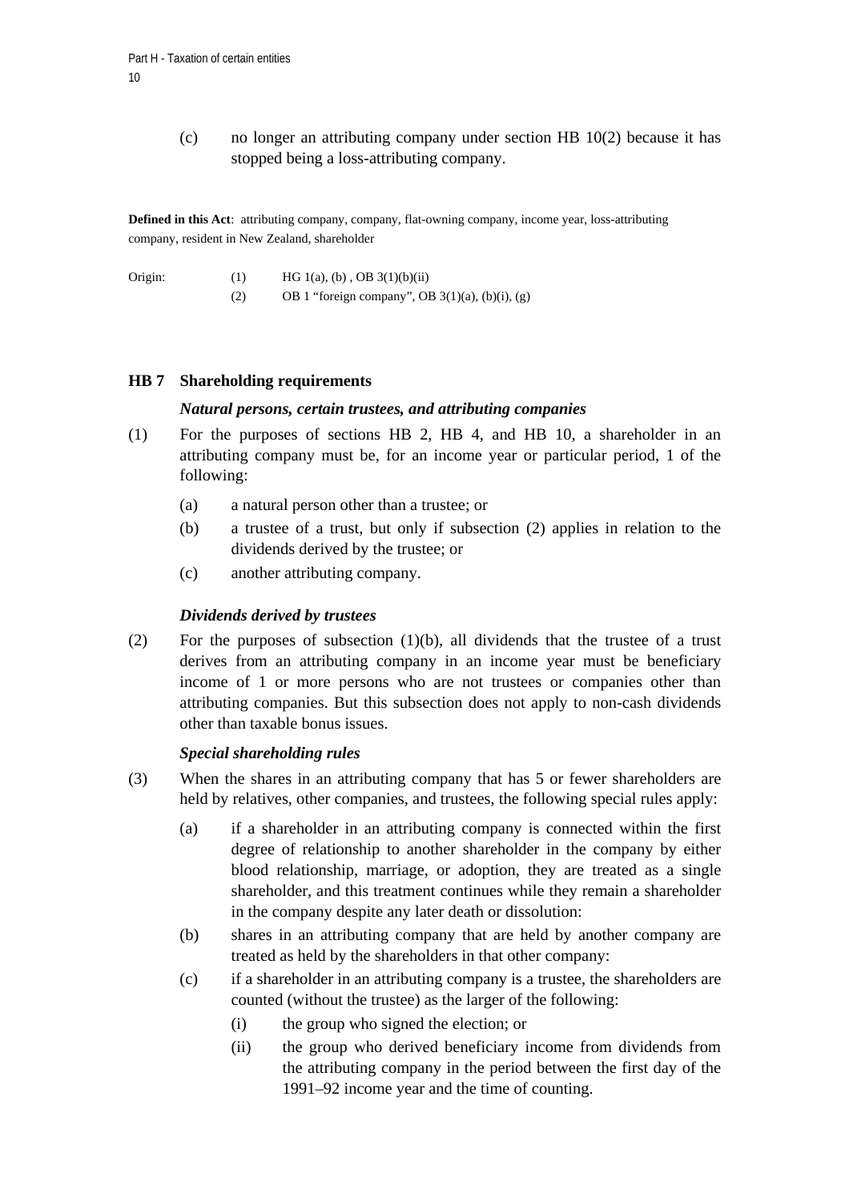(c) no longer an attributing company under section HB 10(2) because it has stopped being a loss-attributing company.

**Defined in this Act**: attributing company, company, flat-owning company, income year, loss-attributing company, resident in New Zealand, shareholder

Origin: (1) HG 1(a), (b) , OB 3(1)(b)(ii)
(2) OB 1 "foreign company", OB 3(1)(a), (b)(i), (g)

## HB 7 Shareholding requirements

***Natural persons, certain trustees, and attributing companies***

(1) For the purposes of sections HB 2, HB 4, and HB 10, a shareholder in an attributing company must be, for an income year or particular period, 1 of the following:

- (a) a natural person other than a trustee; or
- (b) a trustee of a trust, but only if subsection (2) applies in relation to the dividends derived by the trustee; or
- (c) another attributing company.

***Dividends derived by trustees***

(2) For the purposes of subsection (1)(b), all dividends that the trustee of a trust derives from an attributing company in an income year must be beneficiary income of 1 or more persons who are not trustees or companies other than attributing companies. But this subsection does not apply to non-cash dividends other than taxable bonus issues.

***Special shareholding rules***

(3) When the shares in an attributing company that has 5 or fewer shareholders are held by relatives, other companies, and trustees, the following special rules apply:

- (a) if a shareholder in an attributing company is connected within the first degree of relationship to another shareholder in the company by either blood relationship, marriage, or adoption, they are treated as a single shareholder, and this treatment continues while they remain a shareholder in the company despite any later death or dissolution:
- (b) shares in an attributing company that are held by another company are treated as held by the shareholders in that other company:
- (c) if a shareholder in an attributing company is a trustee, the shareholders are counted (without the trustee) as the larger of the following:
  - (i) the group who signed the election; or
  - (ii) the group who derived beneficiary income from dividends from the attributing company in the period between the first day of the 1991–92 income year and the time of counting.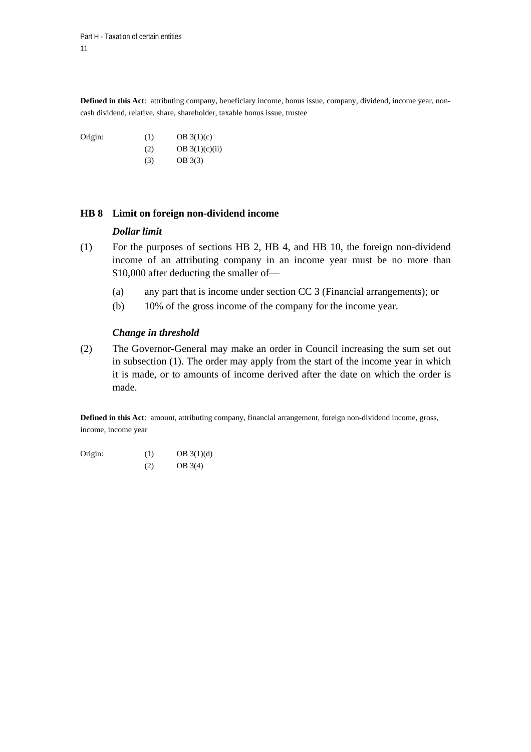**Defined in this Act**: attributing company, beneficiary income, bonus issue, company, dividend, income year, non-cash dividend, relative, share, shareholder, taxable bonus issue, trustee

| Origin: | (1) | OB 3(1)(c) |
|---|---|---|
| | (2) | OB 3(1)(c)(ii) |
| | (3) | OB 3(3) |

## HB 8 Limit on foreign non-dividend income

***Dollar limit***

(1) For the purposes of sections HB 2, HB 4, and HB 10, the foreign non-dividend income of an attributing company in an income year must be no more than $10,000 after deducting the smaller of—

- (a) any part that is income under section CC 3 (Financial arrangements); or
- (b) 10% of the gross income of the company for the income year.

***Change in threshold***

(2) The Governor-General may make an order in Council increasing the sum set out in subsection (1). The order may apply from the start of the income year in which it is made, or to amounts of income derived after the date on which the order is made.

**Defined in this Act**: amount, attributing company, financial arrangement, foreign non-dividend income, gross, income, income year

| Origin: | (1) | OB 3(1)(d) |
|---|---|---|
| | (2) | OB 3(4) |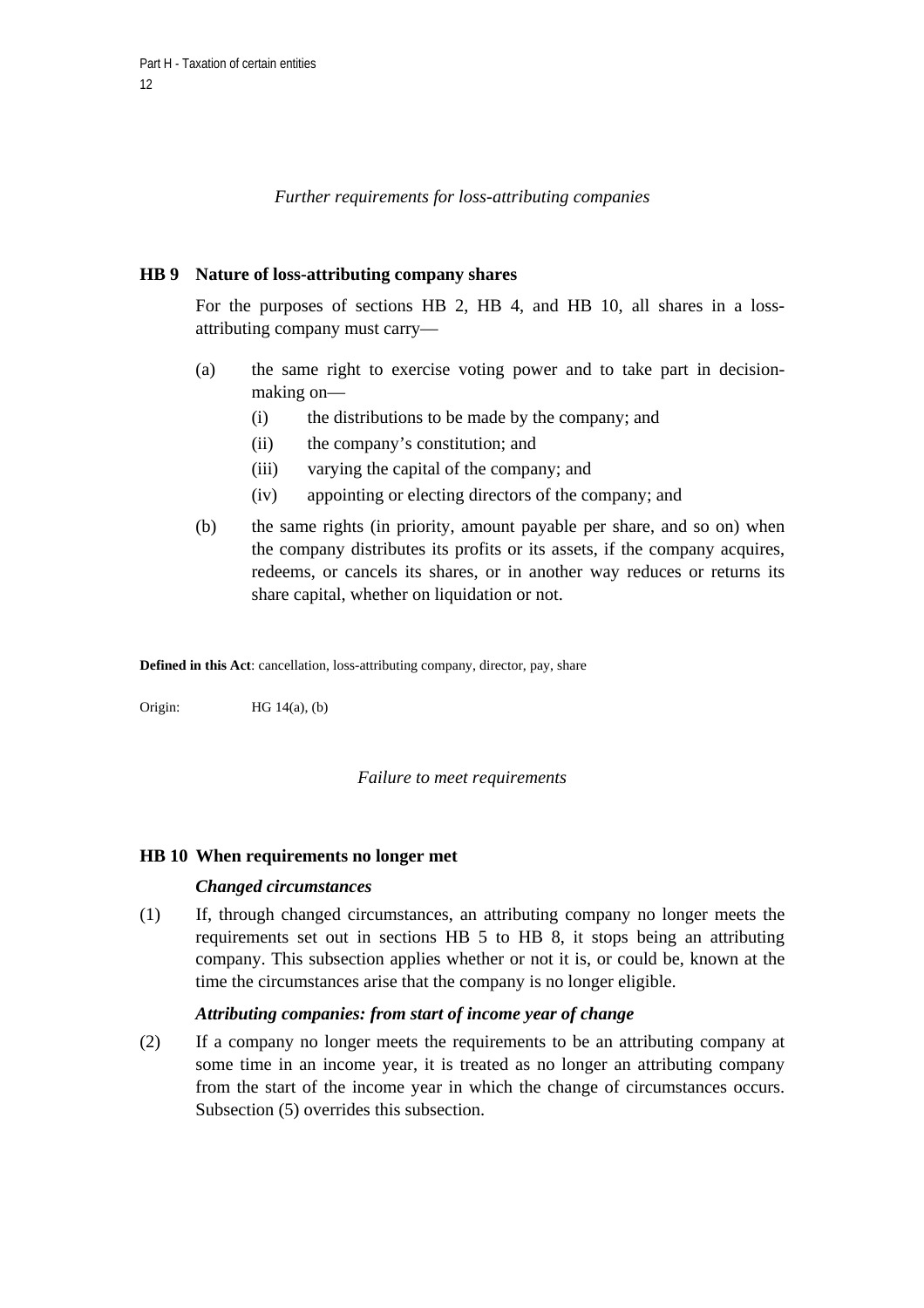*Further requirements for loss-attributing companies*

### HB 9 Nature of loss-attributing company shares

For the purposes of sections HB 2, HB 4, and HB 10, all shares in a loss-attributing company must carry—

(a) the same right to exercise voting power and to take part in decision-making on—

- (i) the distributions to be made by the company; and
- (ii) the company's constitution; and
- (iii) varying the capital of the company; and
- (iv) appointing or electing directors of the company; and

(b) the same rights (in priority, amount payable per share, and so on) when the company distributes its profits or its assets, if the company acquires, redeems, or cancels its shares, or in another way reduces or returns its share capital, whether on liquidation or not.

**Defined in this Act**: cancellation, loss-attributing company, director, pay, share

Origin: HG 14(a), (b)

*Failure to meet requirements*

### HB 10 When requirements no longer met

***Changed circumstances***

(1) If, through changed circumstances, an attributing company no longer meets the requirements set out in sections HB 5 to HB 8, it stops being an attributing company. This subsection applies whether or not it is, or could be, known at the time the circumstances arise that the company is no longer eligible.

***Attributing companies: from start of income year of change***

(2) If a company no longer meets the requirements to be an attributing company at some time in an income year, it is treated as no longer an attributing company from the start of the income year in which the change of circumstances occurs. Subsection (5) overrides this subsection.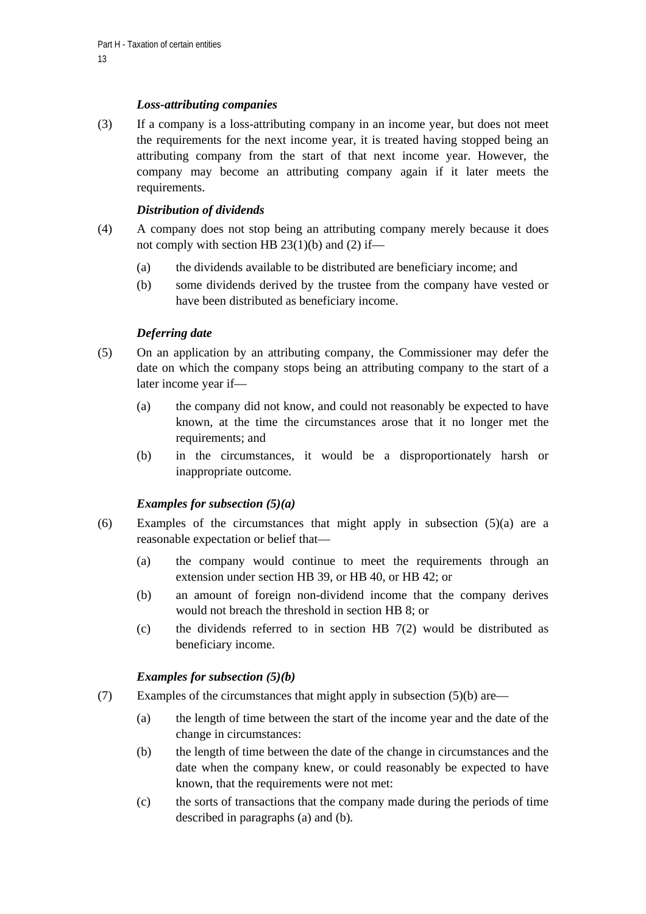*Loss-attributing companies*

(3) If a company is a loss-attributing company in an income year, but does not meet the requirements for the next income year, it is treated having stopped being an attributing company from the start of that next income year. However, the company may become an attributing company again if it later meets the requirements.

*Distribution of dividends*

(4) A company does not stop being an attributing company merely because it does not comply with section HB 23(1)(b) and (2) if—

- (a) the dividends available to be distributed are beneficiary income; and
- (b) some dividends derived by the trustee from the company have vested or have been distributed as beneficiary income.

*Deferring date*

(5) On an application by an attributing company, the Commissioner may defer the date on which the company stops being an attributing company to the start of a later income year if—

- (a) the company did not know, and could not reasonably be expected to have known, at the time the circumstances arose that it no longer met the requirements; and
- (b) in the circumstances, it would be a disproportionately harsh or inappropriate outcome.

*Examples for subsection (5)(a)*

(6) Examples of the circumstances that might apply in subsection (5)(a) are a reasonable expectation or belief that—

- (a) the company would continue to meet the requirements through an extension under section HB 39, or HB 40, or HB 42; or
- (b) an amount of foreign non-dividend income that the company derives would not breach the threshold in section HB 8; or
- (c) the dividends referred to in section HB 7(2) would be distributed as beneficiary income.

*Examples for subsection (5)(b)*

(7) Examples of the circumstances that might apply in subsection (5)(b) are—

- (a) the length of time between the start of the income year and the date of the change in circumstances:
- (b) the length of time between the date of the change in circumstances and the date when the company knew, or could reasonably be expected to have known, that the requirements were not met:
- (c) the sorts of transactions that the company made during the periods of time described in paragraphs (a) and (b).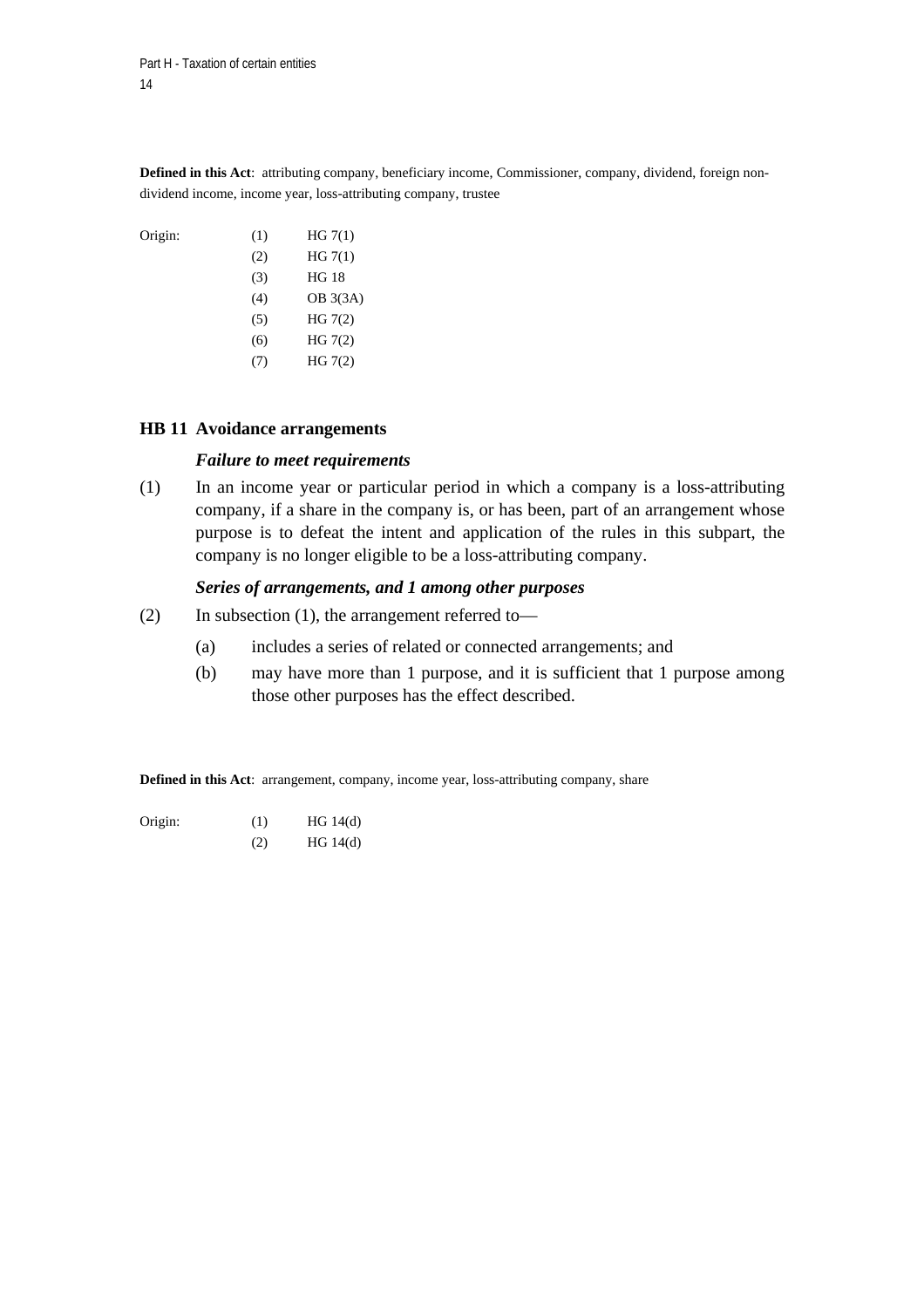**Defined in this Act**: attributing company, beneficiary income, Commissioner, company, dividend, foreign non-dividend income, income year, loss-attributing company, trustee

| Origin: | | |
|---|---|---|
| | (1) | HG 7(1) |
| | (2) | HG 7(1) |
| | (3) | HG 18 |
| | (4) | OB 3(3A) |
| | (5) | HG 7(2) |
| | (6) | HG 7(2) |
| | (7) | HG 7(2) |

## HB 11 Avoidance arrangements

***Failure to meet requirements***

(1) In an income year or particular period in which a company is a loss-attributing company, if a share in the company is, or has been, part of an arrangement whose purpose is to defeat the intent and application of the rules in this subpart, the company is no longer eligible to be a loss-attributing company.

***Series of arrangements, and 1 among other purposes***

(2) In subsection (1), the arrangement referred to—

- (a) includes a series of related or connected arrangements; and
- (b) may have more than 1 purpose, and it is sufficient that 1 purpose among those other purposes has the effect described.

**Defined in this Act**: arrangement, company, income year, loss-attributing company, share

| Origin: | | |
|---|---|---|
| | (1) | HG 14(d) |
| | (2) | HG 14(d) |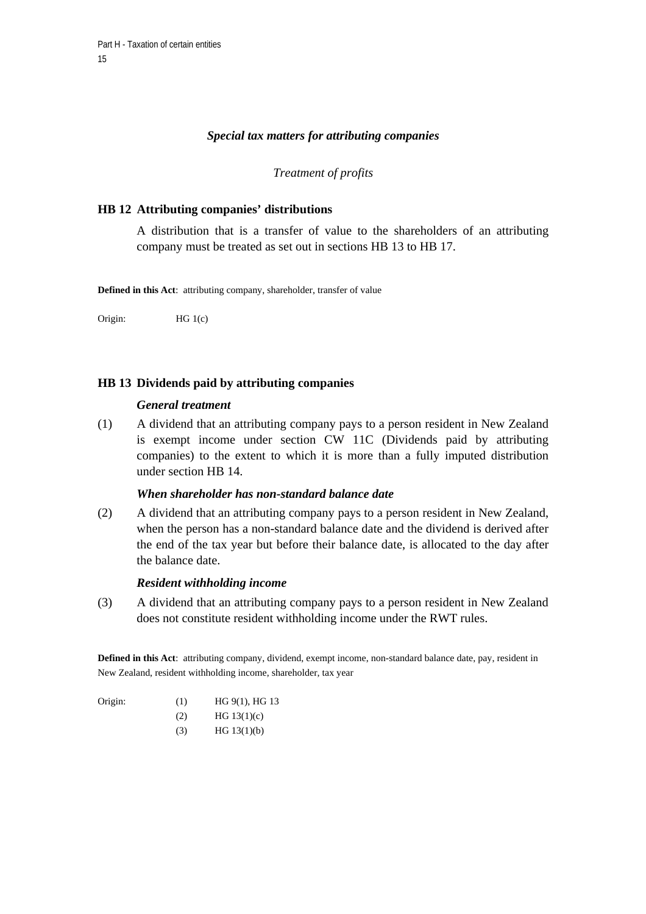### *Special tax matters for attributing companies*

*Treatment of profits*

## HB 12 Attributing companies' distributions

A distribution that is a transfer of value to the shareholders of an attributing company must be treated as set out in sections HB 13 to HB 17.

**Defined in this Act**: attributing company, shareholder, transfer of value

Origin: HG 1(c)

## HB 13 Dividends paid by attributing companies

***General treatment***

(1) A dividend that an attributing company pays to a person resident in New Zealand is exempt income under section CW 11C (Dividends paid by attributing companies) to the extent to which it is more than a fully imputed distribution under section HB 14.

***When shareholder has non-standard balance date***

(2) A dividend that an attributing company pays to a person resident in New Zealand, when the person has a non-standard balance date and the dividend is derived after the end of the tax year but before their balance date, is allocated to the day after the balance date.

***Resident withholding income***

(3) A dividend that an attributing company pays to a person resident in New Zealand does not constitute resident withholding income under the RWT rules.

**Defined in this Act**: attributing company, dividend, exempt income, non-standard balance date, pay, resident in New Zealand, resident withholding income, shareholder, tax year

Origin: (1) HG 9(1), HG 13
(2) HG 13(1)(c)
(3) HG 13(1)(b)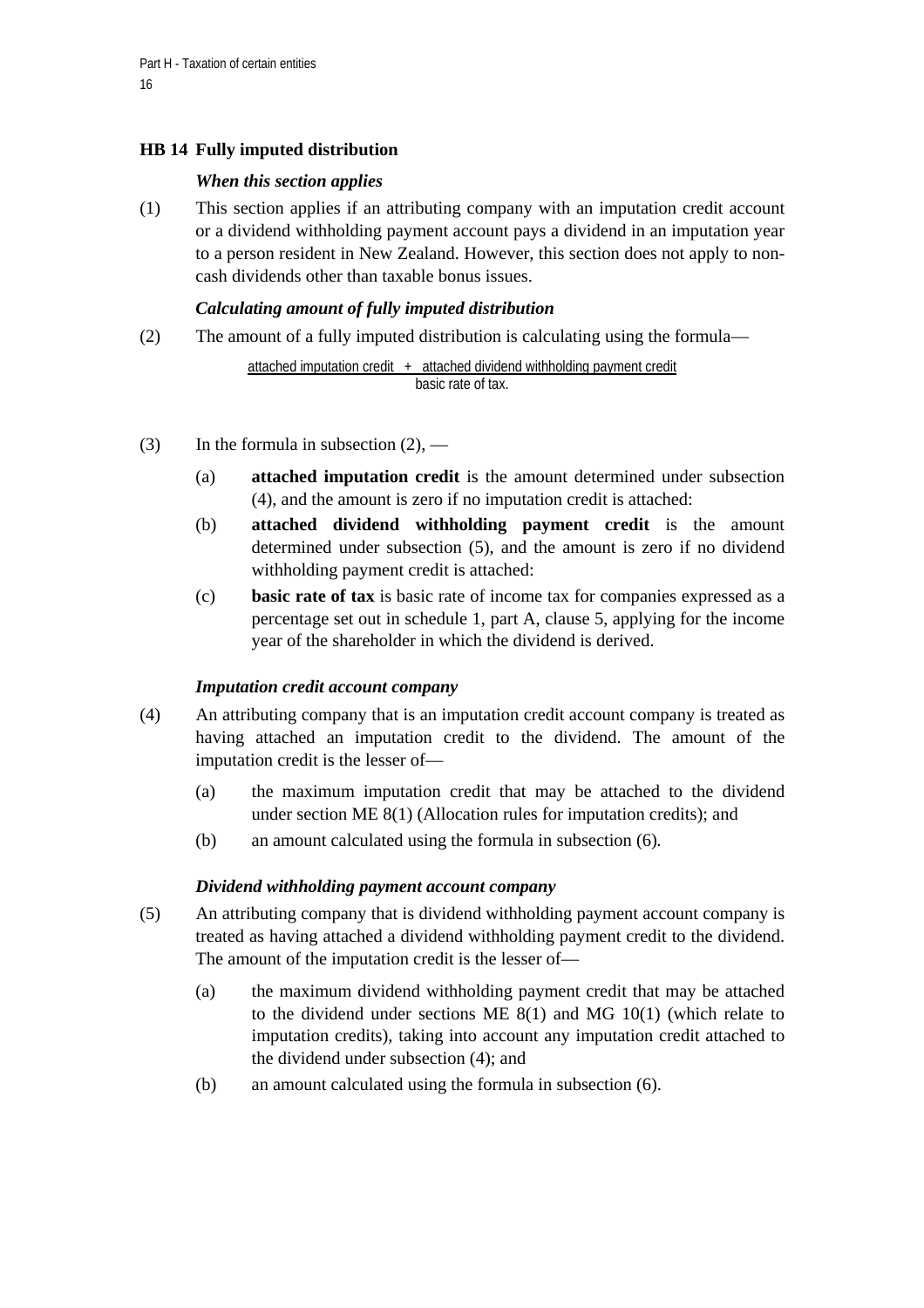## HB 14 Fully imputed distribution

### *When this section applies*

(1) This section applies if an attributing company with an imputation credit account or a dividend withholding payment account pays a dividend in an imputation year to a person resident in New Zealand. However, this section does not apply to non-cash dividends other than taxable bonus issues.

### *Calculating amount of fully imputed distribution*

(2) The amount of a fully imputed distribution is calculating using the formula—

$$\frac{\text{attached imputation credit} + \text{attached dividend withholding payment credit}}{\text{basic rate of tax.}}$$

(3) In the formula in subsection (2), —

- (a) **attached imputation credit** is the amount determined under subsection (4), and the amount is zero if no imputation credit is attached:
- (b) **attached dividend withholding payment credit** is the amount determined under subsection (5), and the amount is zero if no dividend withholding payment credit is attached:
- (c) **basic rate of tax** is basic rate of income tax for companies expressed as a percentage set out in schedule 1, part A, clause 5, applying for the income year of the shareholder in which the dividend is derived.

### *Imputation credit account company*

(4) An attributing company that is an imputation credit account company is treated as having attached an imputation credit to the dividend. The amount of the imputation credit is the lesser of—

- (a) the maximum imputation credit that may be attached to the dividend under section ME 8(1) (Allocation rules for imputation credits); and
- (b) an amount calculated using the formula in subsection (6).

### *Dividend withholding payment account company*

(5) An attributing company that is dividend withholding payment account company is treated as having attached a dividend withholding payment credit to the dividend. The amount of the imputation credit is the lesser of—

- (a) the maximum dividend withholding payment credit that may be attached to the dividend under sections ME 8(1) and MG 10(1) (which relate to imputation credits), taking into account any imputation credit attached to the dividend under subsection (4); and
- (b) an amount calculated using the formula in subsection (6).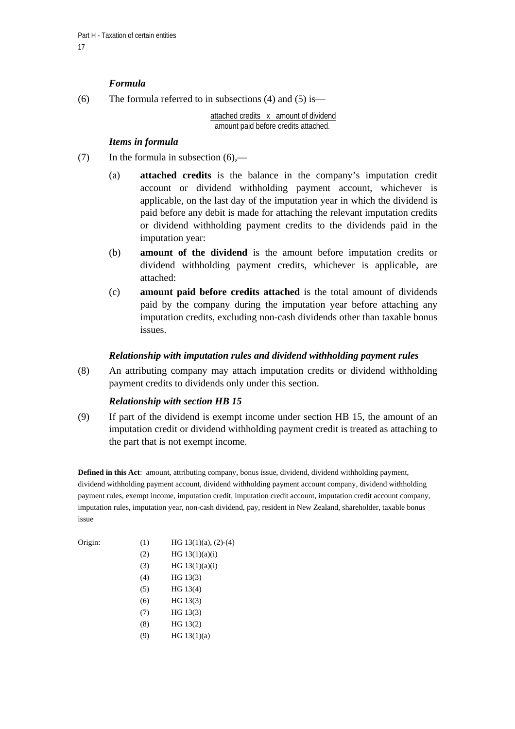*Formula*

(6) The formula referred to in subsections (4) and (5) is—

$$\frac{\text{attached credits} \times \text{amount of dividend}}{\text{amount paid before credits attached}}.$$

*Items in formula*

(7) In the formula in subsection (6),—

(a) **attached credits** is the balance in the company's imputation credit account or dividend withholding payment account, whichever is applicable, on the last day of the imputation year in which the dividend is paid before any debit is made for attaching the relevant imputation credits or dividend withholding payment credits to the dividends paid in the imputation year:

(b) **amount of the dividend** is the amount before imputation credits or dividend withholding payment credits, whichever is applicable, are attached:

(c) **amount paid before credits attached** is the total amount of dividends paid by the company during the imputation year before attaching any imputation credits, excluding non-cash dividends other than taxable bonus issues.

*Relationship with imputation rules and dividend withholding payment rules*

(8) An attributing company may attach imputation credits or dividend withholding payment credits to dividends only under this section.

*Relationship with section HB 15*

(9) If part of the dividend is exempt income under section HB 15, the amount of an imputation credit or dividend withholding payment credit is treated as attaching to the part that is not exempt income.

**Defined in this Act**: amount, attributing company, bonus issue, dividend, dividend withholding payment, dividend withholding payment account, dividend withholding payment account company, dividend withholding payment rules, exempt income, imputation credit, imputation credit account, imputation credit account company, imputation rules, imputation year, non-cash dividend, pay, resident in New Zealand, shareholder, taxable bonus issue

| Origin: | | |
|---|---|---|
| | (1) | HG 13(1)(a), (2)-(4) |
| | (2) | HG 13(1)(a)(i) |
| | (3) | HG 13(1)(a)(i) |
| | (4) | HG 13(3) |
| | (5) | HG 13(4) |
| | (6) | HG 13(3) |
| | (7) | HG 13(3) |
| | (8) | HG 13(2) |
| | (9) | HG 13(1)(a) |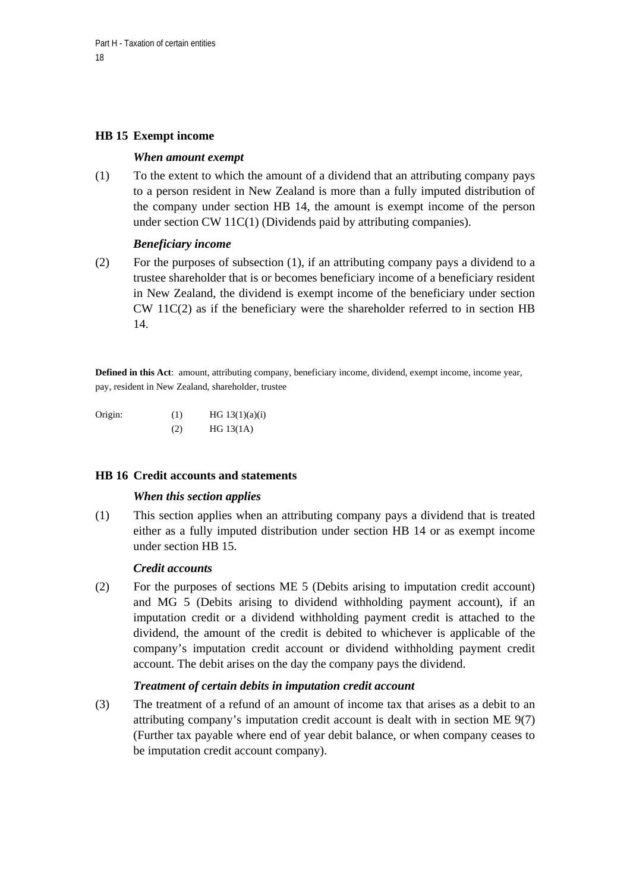## HB 15 Exempt income

### *When amount exempt*

(1) To the extent to which the amount of a dividend that an attributing company pays to a person resident in New Zealand is more than a fully imputed distribution of the company under section HB 14, the amount is exempt income of the person under section CW 11C(1) (Dividends paid by attributing companies).

### *Beneficiary income*

(2) For the purposes of subsection (1), if an attributing company pays a dividend to a trustee shareholder that is or becomes beneficiary income of a beneficiary resident in New Zealand, the dividend is exempt income of the beneficiary under section CW 11C(2) as if the beneficiary were the shareholder referred to in section HB 14.

**Defined in this Act**: amount, attributing company, beneficiary income, dividend, exempt income, income year, pay, resident in New Zealand, shareholder, trustee

| Origin: | (1) | HG 13(1)(a)(i) |
|---|---|---|
| | (2) | HG 13(1A) |

## HB 16 Credit accounts and statements

### *When this section applies*

(1) This section applies when an attributing company pays a dividend that is treated either as a fully imputed distribution under section HB 14 or as exempt income under section HB 15.

### *Credit accounts*

(2) For the purposes of sections ME 5 (Debits arising to imputation credit account) and MG 5 (Debits arising to dividend withholding payment account), if an imputation credit or a dividend withholding payment credit is attached to the dividend, the amount of the credit is debited to whichever is applicable of the company's imputation credit account or dividend withholding payment credit account. The debit arises on the day the company pays the dividend.

### *Treatment of certain debits in imputation credit account*

(3) The treatment of a refund of an amount of income tax that arises as a debit to an attributing company's imputation credit account is dealt with in section ME 9(7) (Further tax payable where end of year debit balance, or when company ceases to be imputation credit account company).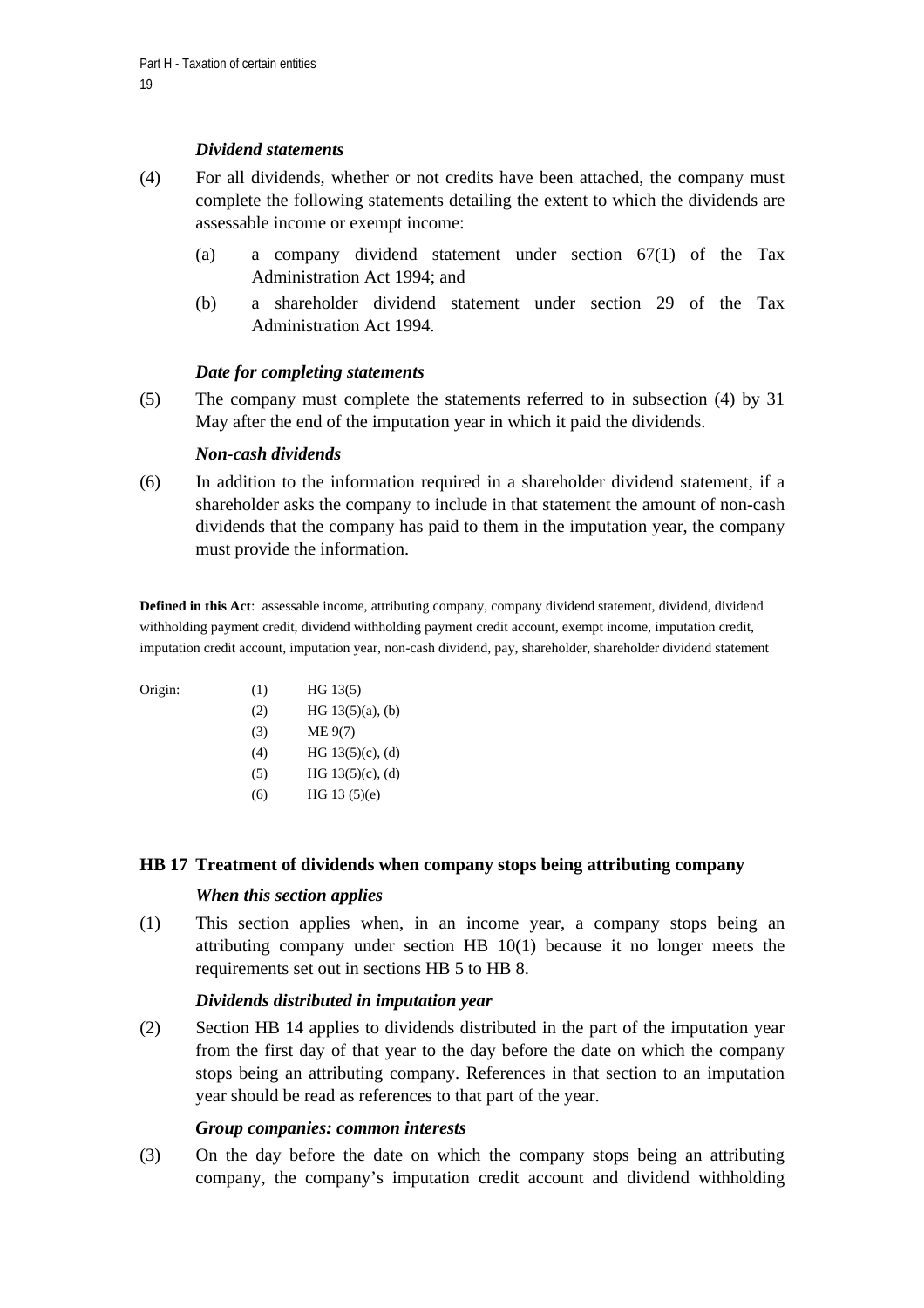*Dividend statements*

(4) For all dividends, whether or not credits have been attached, the company must complete the following statements detailing the extent to which the dividends are assessable income or exempt income:

(a) a company dividend statement under section 67(1) of the Tax Administration Act 1994; and

(b) a shareholder dividend statement under section 29 of the Tax Administration Act 1994.

*Date for completing statements*

(5) The company must complete the statements referred to in subsection (4) by 31 May after the end of the imputation year in which it paid the dividends.

*Non-cash dividends*

(6) In addition to the information required in a shareholder dividend statement, if a shareholder asks the company to include in that statement the amount of non-cash dividends that the company has paid to them in the imputation year, the company must provide the information.

**Defined in this Act**: assessable income, attributing company, company dividend statement, dividend, dividend withholding payment credit, dividend withholding payment credit account, exempt income, imputation credit, imputation credit account, imputation year, non-cash dividend, pay, shareholder, shareholder dividend statement

| Origin: | (1) | HG 13(5) |
|---|---|---|
| | (2) | HG 13(5)(a), (b) |
| | (3) | ME 9(7) |
| | (4) | HG 13(5)(c), (d) |
| | (5) | HG 13(5)(c), (d) |
| | (6) | HG 13 (5)(e) |

### HB 17 Treatment of dividends when company stops being attributing company

*When this section applies*

(1) This section applies when, in an income year, a company stops being an attributing company under section HB 10(1) because it no longer meets the requirements set out in sections HB 5 to HB 8.

*Dividends distributed in imputation year*

(2) Section HB 14 applies to dividends distributed in the part of the imputation year from the first day of that year to the day before the date on which the company stops being an attributing company. References in that section to an imputation year should be read as references to that part of the year.

*Group companies: common interests*

(3) On the day before the date on which the company stops being an attributing company, the company's imputation credit account and dividend withholding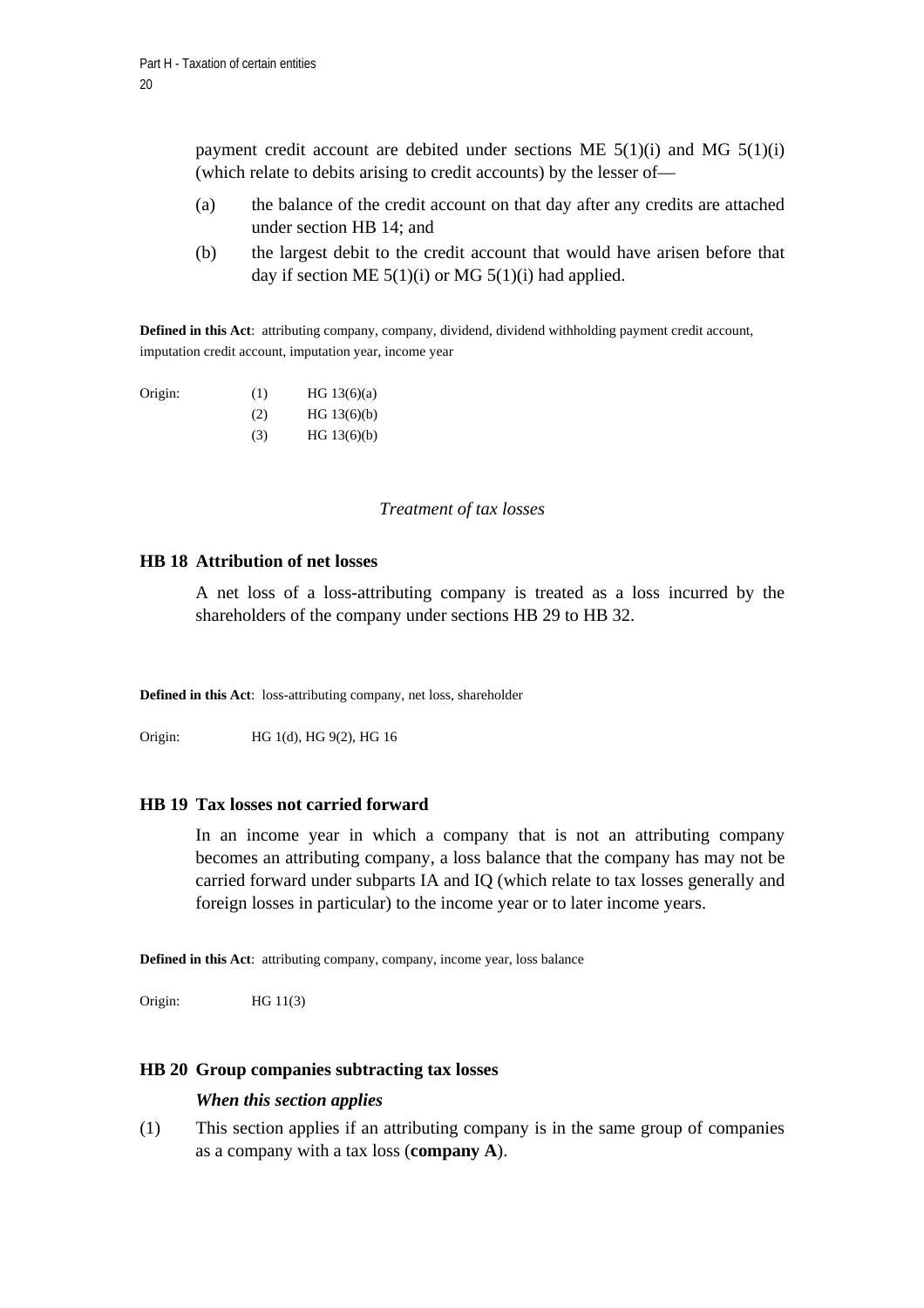payment credit account are debited under sections ME 5(1)(i) and MG 5(1)(i) (which relate to debits arising to credit accounts) by the lesser of—

(a) the balance of the credit account on that day after any credits are attached under section HB 14; and

(b) the largest debit to the credit account that would have arisen before that day if section ME 5(1)(i) or MG 5(1)(i) had applied.

**Defined in this Act**: attributing company, company, dividend, dividend withholding payment credit account, imputation credit account, imputation year, income year

Origin: (1) HG 13(6)(a)
(2) HG 13(6)(b)
(3) HG 13(6)(b)

*Treatment of tax losses*

### HB 18 Attribution of net losses

A net loss of a loss-attributing company is treated as a loss incurred by the shareholders of the company under sections HB 29 to HB 32.

**Defined in this Act**: loss-attributing company, net loss, shareholder

Origin: HG 1(d), HG 9(2), HG 16

### HB 19 Tax losses not carried forward

In an income year in which a company that is not an attributing company becomes an attributing company, a loss balance that the company has may not be carried forward under subparts IA and IQ (which relate to tax losses generally and foreign losses in particular) to the income year or to later income years.

**Defined in this Act**: attributing company, company, income year, loss balance

Origin: HG 11(3)

### HB 20 Group companies subtracting tax losses

***When this section applies***

(1) This section applies if an attributing company is in the same group of companies as a company with a tax loss (**company A**).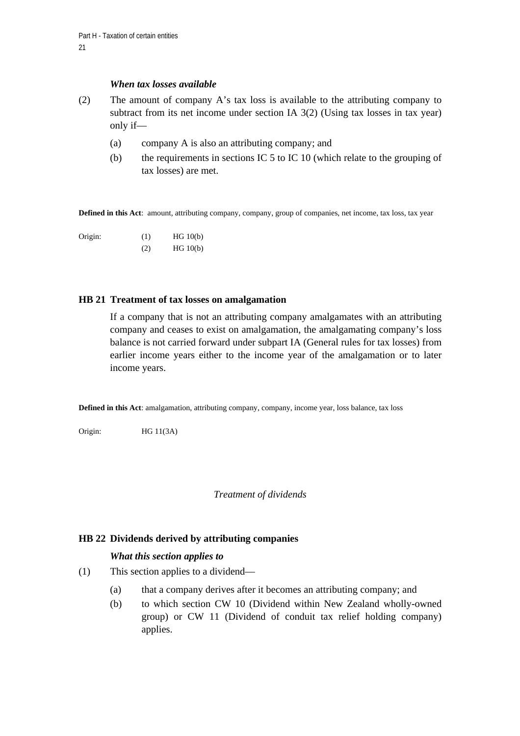*When tax losses available*

(2) The amount of company A's tax loss is available to the attributing company to subtract from its net income under section IA 3(2) (Using tax losses in tax year) only if—

(a) company A is also an attributing company; and

(b) the requirements in sections IC 5 to IC 10 (which relate to the grouping of tax losses) are met.

**Defined in this Act**: amount, attributing company, company, group of companies, net income, tax loss, tax year

| Origin: | (1) | HG 10(b) |
|---|---|---|
| | (2) | HG 10(b) |

### HB 21 Treatment of tax losses on amalgamation

If a company that is not an attributing company amalgamates with an attributing company and ceases to exist on amalgamation, the amalgamating company's loss balance is not carried forward under subpart IA (General rules for tax losses) from earlier income years either to the income year of the amalgamation or to later income years.

**Defined in this Act**: amalgamation, attributing company, company, income year, loss balance, tax loss

Origin: HG 11(3A)

*Treatment of dividends*

### HB 22 Dividends derived by attributing companies

*What this section applies to*

(1) This section applies to a dividend—

(a) that a company derives after it becomes an attributing company; and

(b) to which section CW 10 (Dividend within New Zealand wholly-owned group) or CW 11 (Dividend of conduit tax relief holding company) applies.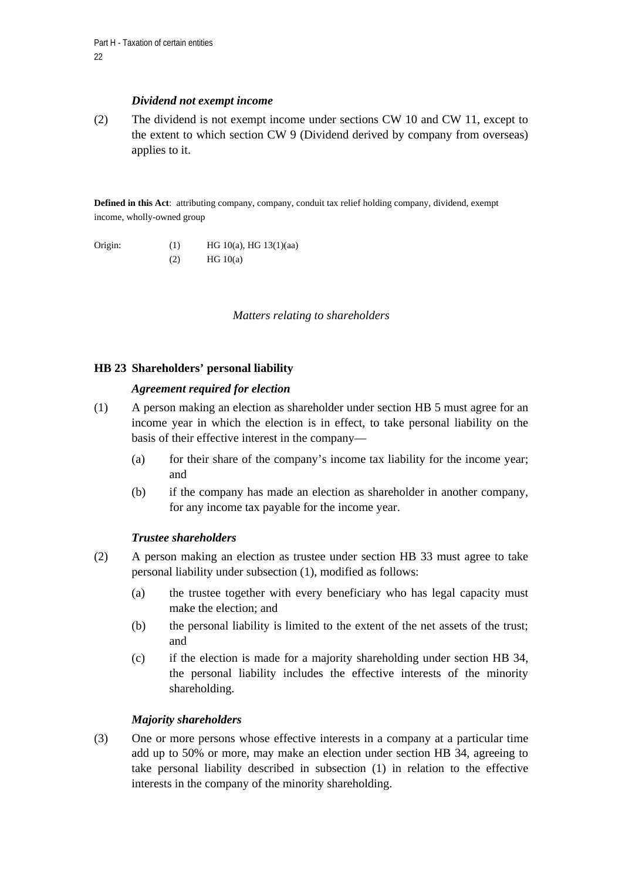***Dividend not exempt income***

(2) The dividend is not exempt income under sections CW 10 and CW 11, except to the extent to which section CW 9 (Dividend derived by company from overseas) applies to it.

**Defined in this Act**: attributing company, company, conduit tax relief holding company, dividend, exempt income, wholly-owned group

Origin: (1) HG 10(a), HG 13(1)(aa)
(2) HG 10(a)

*Matters relating to shareholders*

### HB 23 Shareholders' personal liability

***Agreement required for election***

(1) A person making an election as shareholder under section HB 5 must agree for an income year in which the election is in effect, to take personal liability on the basis of their effective interest in the company—

- (a) for their share of the company's income tax liability for the income year; and
- (b) if the company has made an election as shareholder in another company, for any income tax payable for the income year.

***Trustee shareholders***

(2) A person making an election as trustee under section HB 33 must agree to take personal liability under subsection (1), modified as follows:

- (a) the trustee together with every beneficiary who has legal capacity must make the election; and
- (b) the personal liability is limited to the extent of the net assets of the trust; and
- (c) if the election is made for a majority shareholding under section HB 34, the personal liability includes the effective interests of the minority shareholding.

***Majority shareholders***

(3) One or more persons whose effective interests in a company at a particular time add up to 50% or more, may make an election under section HB 34, agreeing to take personal liability described in subsection (1) in relation to the effective interests in the company of the minority shareholding.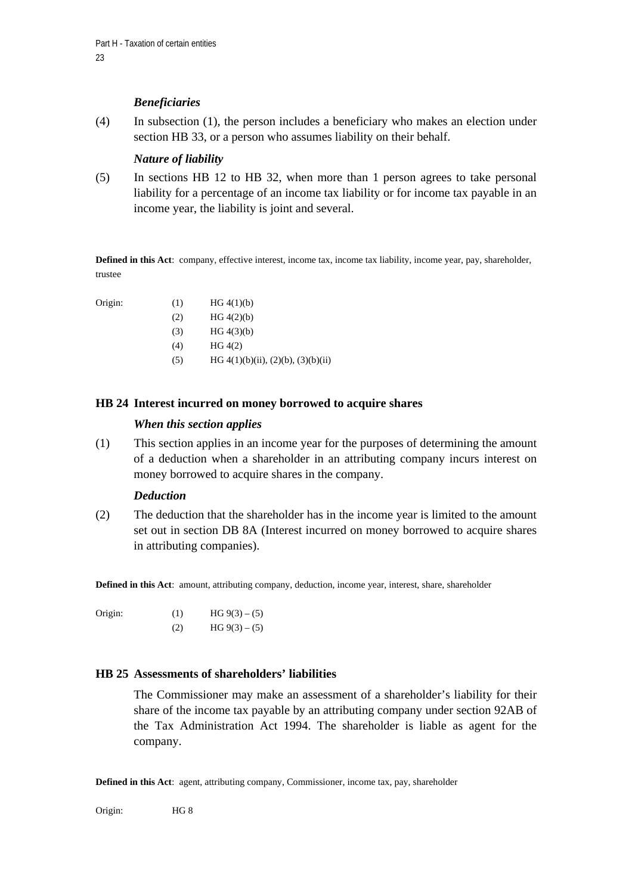*Beneficiaries*

(4) In subsection (1), the person includes a beneficiary who makes an election under section HB 33, or a person who assumes liability on their behalf.

*Nature of liability*

(5) In sections HB 12 to HB 32, when more than 1 person agrees to take personal liability for a percentage of an income tax liability or for income tax payable in an income year, the liability is joint and several.

**Defined in this Act**: company, effective interest, income tax, income tax liability, income year, pay, shareholder, trustee

| Origin: | (1) | HG 4(1)(b) |
|---|---|---|
| | (2) | HG 4(2)(b) |
| | (3) | HG 4(3)(b) |
| | (4) | HG 4(2) |
| | (5) | HG 4(1)(b)(ii), (2)(b), (3)(b)(ii) |

### HB 24 Interest incurred on money borrowed to acquire shares

*When this section applies*

(1) This section applies in an income year for the purposes of determining the amount of a deduction when a shareholder in an attributing company incurs interest on money borrowed to acquire shares in the company.

*Deduction*

(2) The deduction that the shareholder has in the income year is limited to the amount set out in section DB 8A (Interest incurred on money borrowed to acquire shares in attributing companies).

**Defined in this Act**: amount, attributing company, deduction, income year, interest, share, shareholder

| Origin: | (1) | HG 9(3) – (5) |
|---|---|---|
| | (2) | HG 9(3) – (5) |

### HB 25 Assessments of shareholders' liabilities

The Commissioner may make an assessment of a shareholder's liability for their share of the income tax payable by an attributing company under section 92AB of the Tax Administration Act 1994. The shareholder is liable as agent for the company.

**Defined in this Act**: agent, attributing company, Commissioner, income tax, pay, shareholder

Origin: HG 8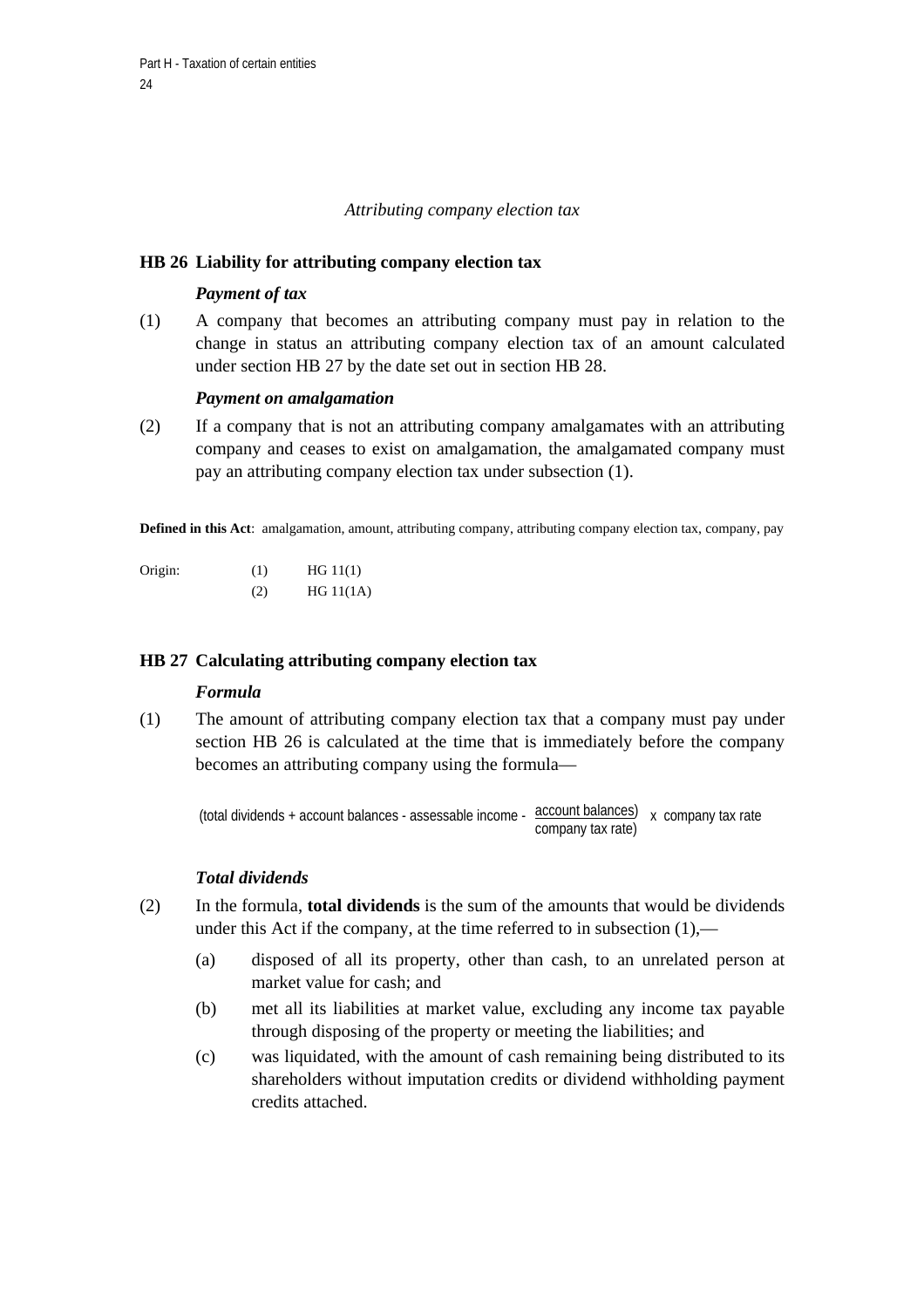*Attributing company election tax*

### HB 26 Liability for attributing company election tax

***Payment of tax***

(1) A company that becomes an attributing company must pay in relation to the change in status an attributing company election tax of an amount calculated under section HB 27 by the date set out in section HB 28.

***Payment on amalgamation***

(2) If a company that is not an attributing company amalgamates with an attributing company and ceases to exist on amalgamation, the amalgamated company must pay an attributing company election tax under subsection (1).

**Defined in this Act**: amalgamation, amount, attributing company, attributing company election tax, company, pay

| Origin: | (1) | HG 11(1) |
|---|---|---|
| | (2) | HG 11(1A) |

### HB 27 Calculating attributing company election tax

***Formula***

(1) The amount of attributing company election tax that a company must pay under section HB 26 is calculated at the time that is immediately before the company becomes an attributing company using the formula—

$$\left(\text{total dividends} + \text{account balances} - \text{assessable income} - \frac{\text{account balances}}{\text{company tax rate}}\right) \times \text{company tax rate}$$

***Total dividends***

(2) In the formula, **total dividends** is the sum of the amounts that would be dividends under this Act if the company, at the time referred to in subsection (1),—

- (a) disposed of all its property, other than cash, to an unrelated person at market value for cash; and
- (b) met all its liabilities at market value, excluding any income tax payable through disposing of the property or meeting the liabilities; and
- (c) was liquidated, with the amount of cash remaining being distributed to its shareholders without imputation credits or dividend withholding payment credits attached.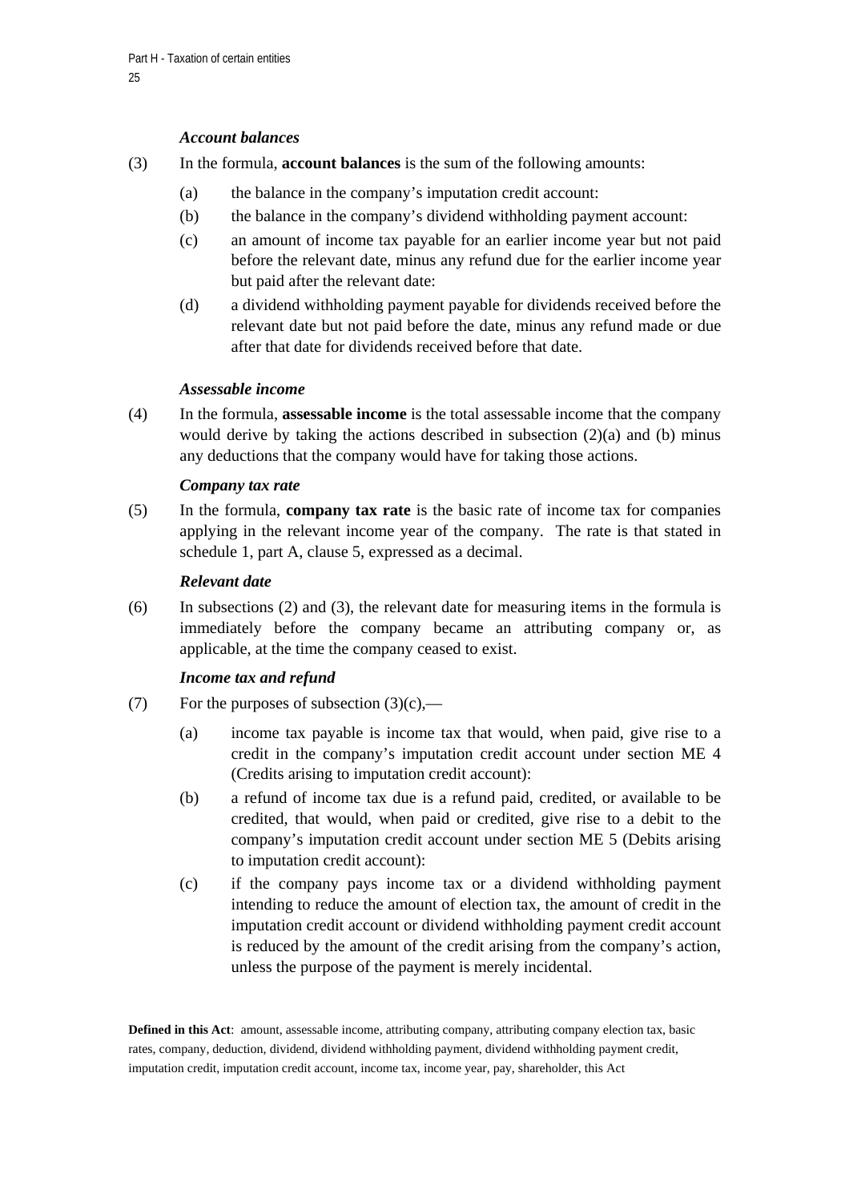*Account balances*

(3) In the formula, **account balances** is the sum of the following amounts:

- (a) the balance in the company's imputation credit account:
- (b) the balance in the company's dividend withholding payment account:
- (c) an amount of income tax payable for an earlier income year but not paid before the relevant date, minus any refund due for the earlier income year but paid after the relevant date:
- (d) a dividend withholding payment payable for dividends received before the relevant date but not paid before the date, minus any refund made or due after that date for dividends received before that date.

*Assessable income*

(4) In the formula, **assessable income** is the total assessable income that the company would derive by taking the actions described in subsection (2)(a) and (b) minus any deductions that the company would have for taking those actions.

*Company tax rate*

(5) In the formula, **company tax rate** is the basic rate of income tax for companies applying in the relevant income year of the company. The rate is that stated in schedule 1, part A, clause 5, expressed as a decimal.

*Relevant date*

(6) In subsections (2) and (3), the relevant date for measuring items in the formula is immediately before the company became an attributing company or, as applicable, at the time the company ceased to exist.

*Income tax and refund*

(7) For the purposes of subsection (3)(c),—

- (a) income tax payable is income tax that would, when paid, give rise to a credit in the company's imputation credit account under section ME 4 (Credits arising to imputation credit account):
- (b) a refund of income tax due is a refund paid, credited, or available to be credited, that would, when paid or credited, give rise to a debit to the company's imputation credit account under section ME 5 (Debits arising to imputation credit account):
- (c) if the company pays income tax or a dividend withholding payment intending to reduce the amount of election tax, the amount of credit in the imputation credit account or dividend withholding payment credit account is reduced by the amount of the credit arising from the company's action, unless the purpose of the payment is merely incidental.

**Defined in this Act**: amount, assessable income, attributing company, attributing company election tax, basic rates, company, deduction, dividend, dividend withholding payment, dividend withholding payment credit, imputation credit, imputation credit account, income tax, income year, pay, shareholder, this Act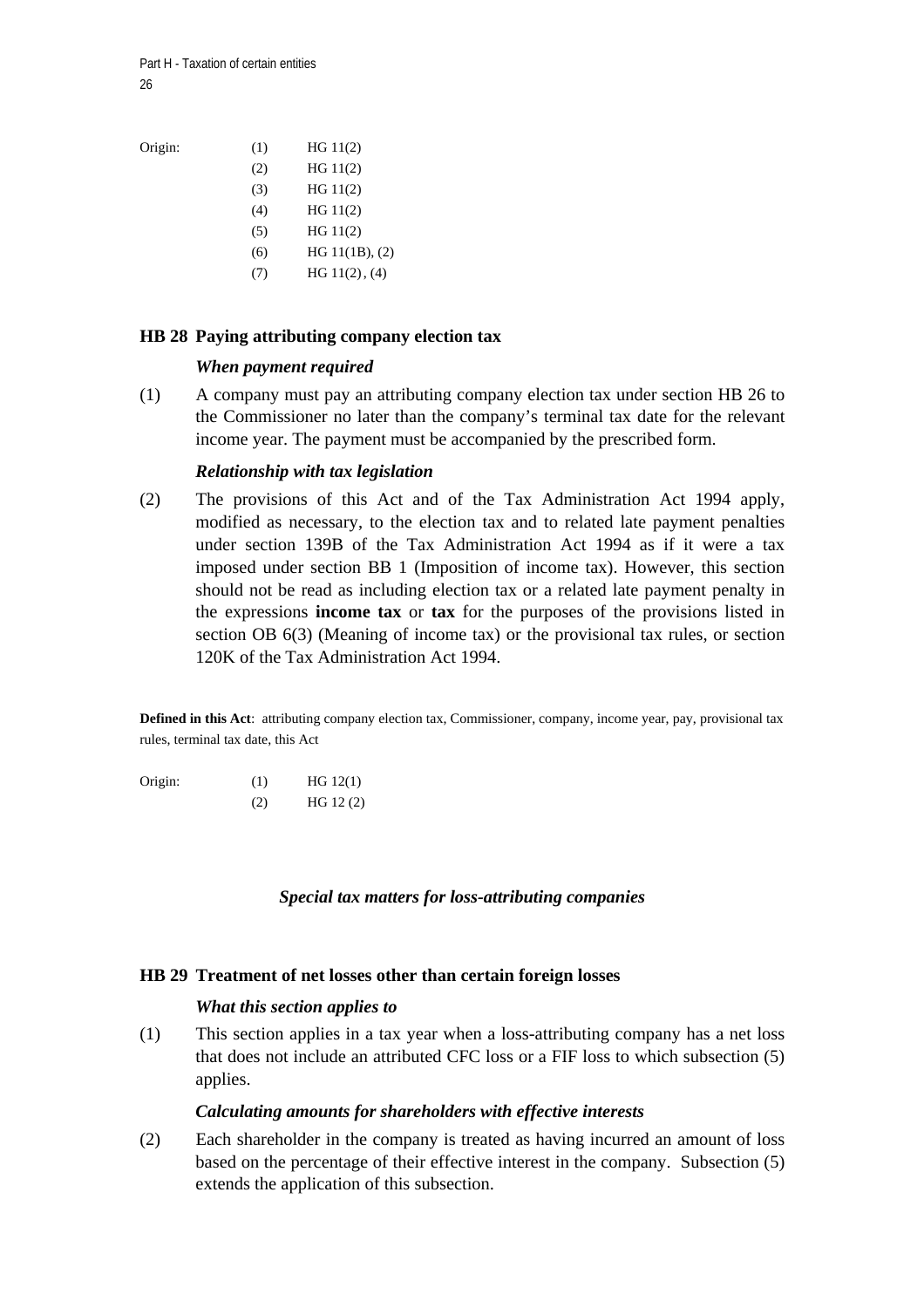Origin:

| | |
|---|---|
| (1) | HG 11(2) |
| (2) | HG 11(2) |
| (3) | HG 11(2) |
| (4) | HG 11(2) |
| (5) | HG 11(2) |
| (6) | HG 11(1B), (2) |
| (7) | HG 11(2) , (4) |

## HB 28 Paying attributing company election tax

***When payment required***

(1) A company must pay an attributing company election tax under section HB 26 to the Commissioner no later than the company's terminal tax date for the relevant income year. The payment must be accompanied by the prescribed form.

***Relationship with tax legislation***

(2) The provisions of this Act and of the Tax Administration Act 1994 apply, modified as necessary, to the election tax and to related late payment penalties under section 139B of the Tax Administration Act 1994 as if it were a tax imposed under section BB 1 (Imposition of income tax). However, this section should not be read as including election tax or a related late payment penalty in the expressions **income tax** or **tax** for the purposes of the provisions listed in section OB 6(3) (Meaning of income tax) or the provisional tax rules, or section 120K of the Tax Administration Act 1994.

**Defined in this Act**: attributing company election tax, Commissioner, company, income year, pay, provisional tax rules, terminal tax date, this Act

Origin:

| | |
|---|---|
| (1) | HG 12(1) |
| (2) | HG 12 (2) |

***Special tax matters for loss-attributing companies***

## HB 29 Treatment of net losses other than certain foreign losses

***What this section applies to***

(1) This section applies in a tax year when a loss-attributing company has a net loss that does not include an attributed CFC loss or a FIF loss to which subsection (5) applies.

***Calculating amounts for shareholders with effective interests***

(2) Each shareholder in the company is treated as having incurred an amount of loss based on the percentage of their effective interest in the company. Subsection (5) extends the application of this subsection.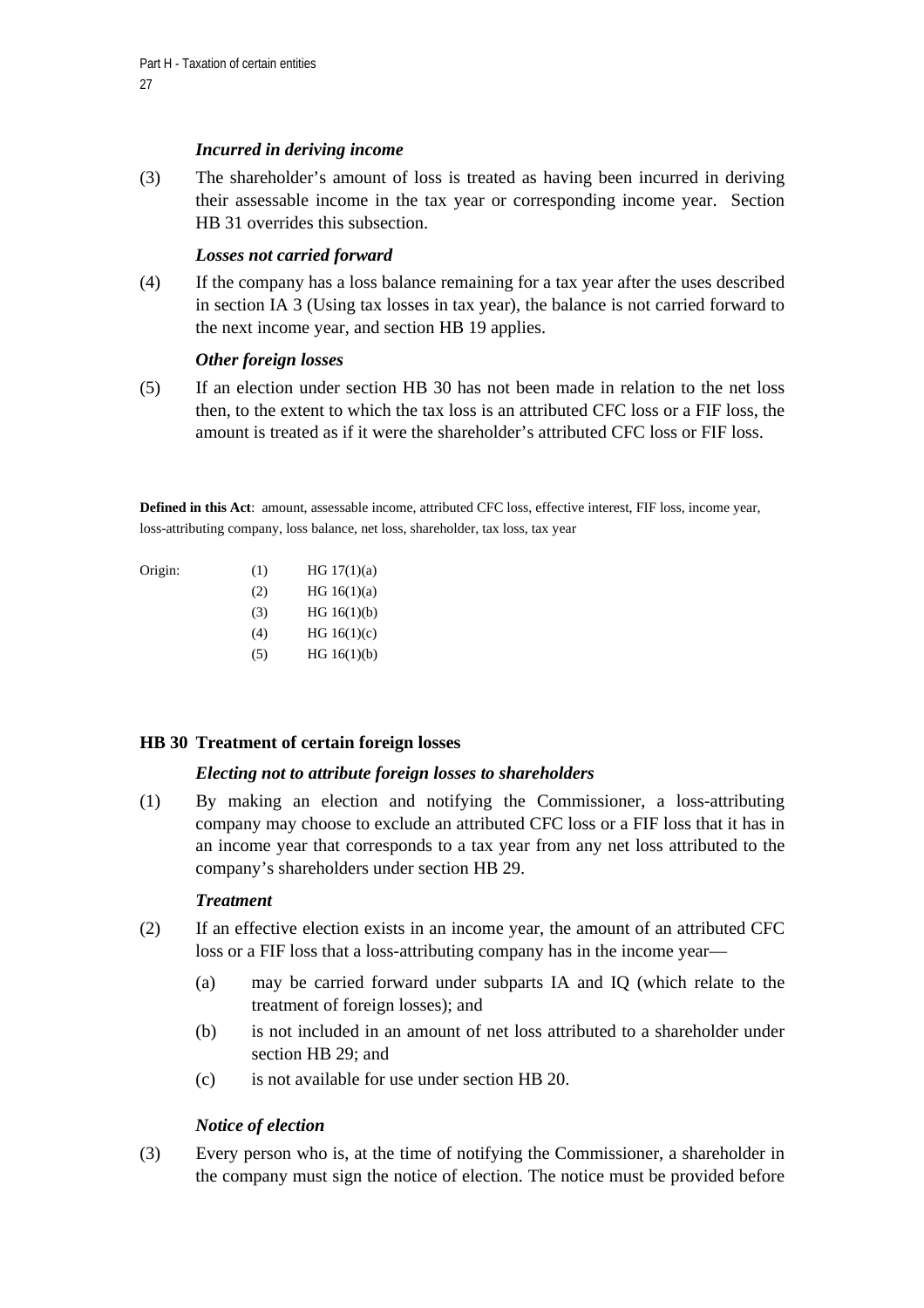*Incurred in deriving income*

(3) The shareholder's amount of loss is treated as having been incurred in deriving their assessable income in the tax year or corresponding income year. Section HB 31 overrides this subsection.

*Losses not carried forward*

(4) If the company has a loss balance remaining for a tax year after the uses described in section IA 3 (Using tax losses in tax year), the balance is not carried forward to the next income year, and section HB 19 applies.

*Other foreign losses*

(5) If an election under section HB 30 has not been made in relation to the net loss then, to the extent to which the tax loss is an attributed CFC loss or a FIF loss, the amount is treated as if it were the shareholder's attributed CFC loss or FIF loss.

**Defined in this Act**: amount, assessable income, attributed CFC loss, effective interest, FIF loss, income year, loss-attributing company, loss balance, net loss, shareholder, tax loss, tax year

| Origin: | | |
|---|---|---|
| | (1) | HG 17(1)(a) |
| | (2) | HG 16(1)(a) |
| | (3) | HG 16(1)(b) |
| | (4) | HG 16(1)(c) |
| | (5) | HG 16(1)(b) |

### HB 30 Treatment of certain foreign losses

*Electing not to attribute foreign losses to shareholders*

(1) By making an election and notifying the Commissioner, a loss-attributing company may choose to exclude an attributed CFC loss or a FIF loss that it has in an income year that corresponds to a tax year from any net loss attributed to the company's shareholders under section HB 29.

*Treatment*

(2) If an effective election exists in an income year, the amount of an attributed CFC loss or a FIF loss that a loss-attributing company has in the income year—

- (a) may be carried forward under subparts IA and IQ (which relate to the treatment of foreign losses); and
- (b) is not included in an amount of net loss attributed to a shareholder under section HB 29; and
- (c) is not available for use under section HB 20.

*Notice of election*

(3) Every person who is, at the time of notifying the Commissioner, a shareholder in the company must sign the notice of election. The notice must be provided before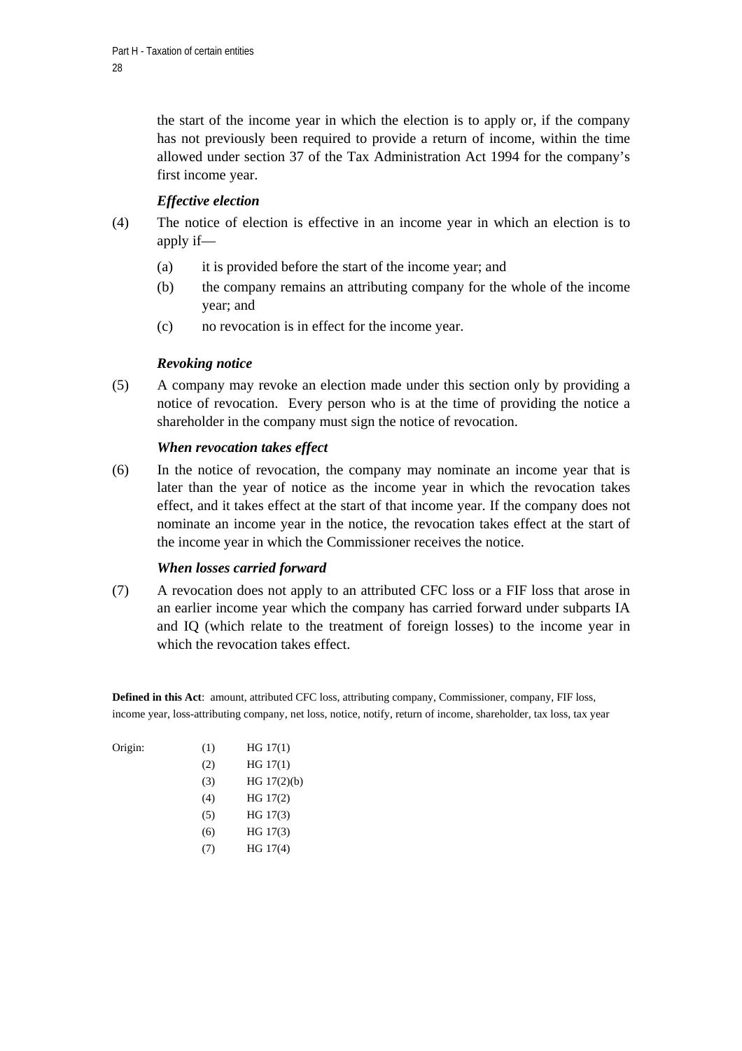the start of the income year in which the election is to apply or, if the company has not previously been required to provide a return of income, within the time allowed under section 37 of the Tax Administration Act 1994 for the company's first income year.

***Effective election***

(4) The notice of election is effective in an income year in which an election is to apply if—

(a) it is provided before the start of the income year; and

(b) the company remains an attributing company for the whole of the income year; and

(c) no revocation is in effect for the income year.

***Revoking notice***

(5) A company may revoke an election made under this section only by providing a notice of revocation. Every person who is at the time of providing the notice a shareholder in the company must sign the notice of revocation.

***When revocation takes effect***

(6) In the notice of revocation, the company may nominate an income year that is later than the year of notice as the income year in which the revocation takes effect, and it takes effect at the start of that income year. If the company does not nominate an income year in the notice, the revocation takes effect at the start of the income year in which the Commissioner receives the notice.

***When losses carried forward***

(7) A revocation does not apply to an attributed CFC loss or a FIF loss that arose in an earlier income year which the company has carried forward under subparts IA and IQ (which relate to the treatment of foreign losses) to the income year in which the revocation takes effect.

**Defined in this Act**: amount, attributed CFC loss, attributing company, Commissioner, company, FIF loss, income year, loss-attributing company, net loss, notice, notify, return of income, shareholder, tax loss, tax year

| Origin: | | |
|---|---|---|
| | (1) | HG 17(1) |
| | (2) | HG 17(1) |
| | (3) | HG 17(2)(b) |
| | (4) | HG 17(2) |
| | (5) | HG 17(3) |
| | (6) | HG 17(3) |
| | (7) | HG 17(4) |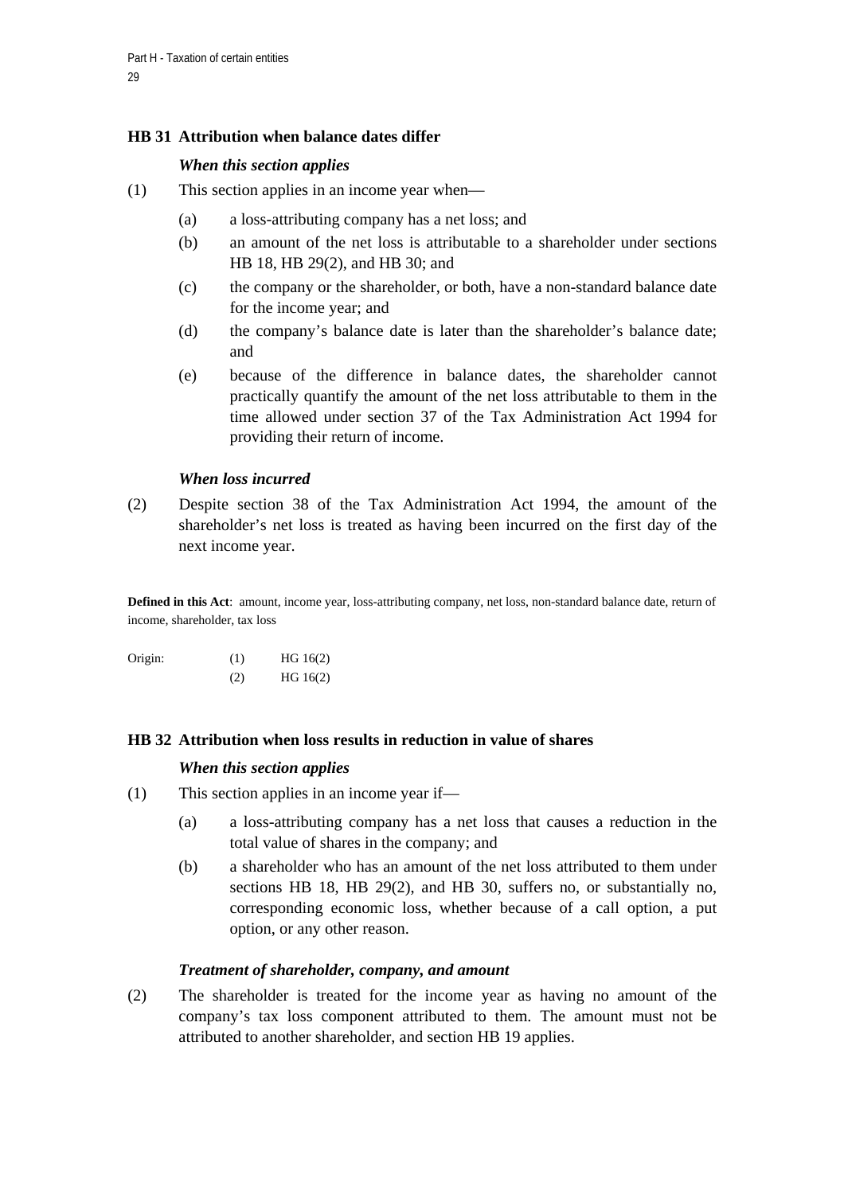### HB 31 Attribution when balance dates differ

*When this section applies*

(1) This section applies in an income year when—

- (a) a loss-attributing company has a net loss; and
- (b) an amount of the net loss is attributable to a shareholder under sections HB 18, HB 29(2), and HB 30; and
- (c) the company or the shareholder, or both, have a non-standard balance date for the income year; and
- (d) the company's balance date is later than the shareholder's balance date; and
- (e) because of the difference in balance dates, the shareholder cannot practically quantify the amount of the net loss attributable to them in the time allowed under section 37 of the Tax Administration Act 1994 for providing their return of income.

*When loss incurred*

(2) Despite section 38 of the Tax Administration Act 1994, the amount of the shareholder's net loss is treated as having been incurred on the first day of the next income year.

**Defined in this Act**: amount, income year, loss-attributing company, net loss, non-standard balance date, return of income, shareholder, tax loss

| Origin: | (1) | HG 16(2) |
|---|---|---|
| | (2) | HG 16(2) |

### HB 32 Attribution when loss results in reduction in value of shares

*When this section applies*

(1) This section applies in an income year if—

- (a) a loss-attributing company has a net loss that causes a reduction in the total value of shares in the company; and
- (b) a shareholder who has an amount of the net loss attributed to them under sections HB 18, HB 29(2), and HB 30, suffers no, or substantially no, corresponding economic loss, whether because of a call option, a put option, or any other reason.

*Treatment of shareholder, company, and amount*

(2) The shareholder is treated for the income year as having no amount of the company's tax loss component attributed to them. The amount must not be attributed to another shareholder, and section HB 19 applies.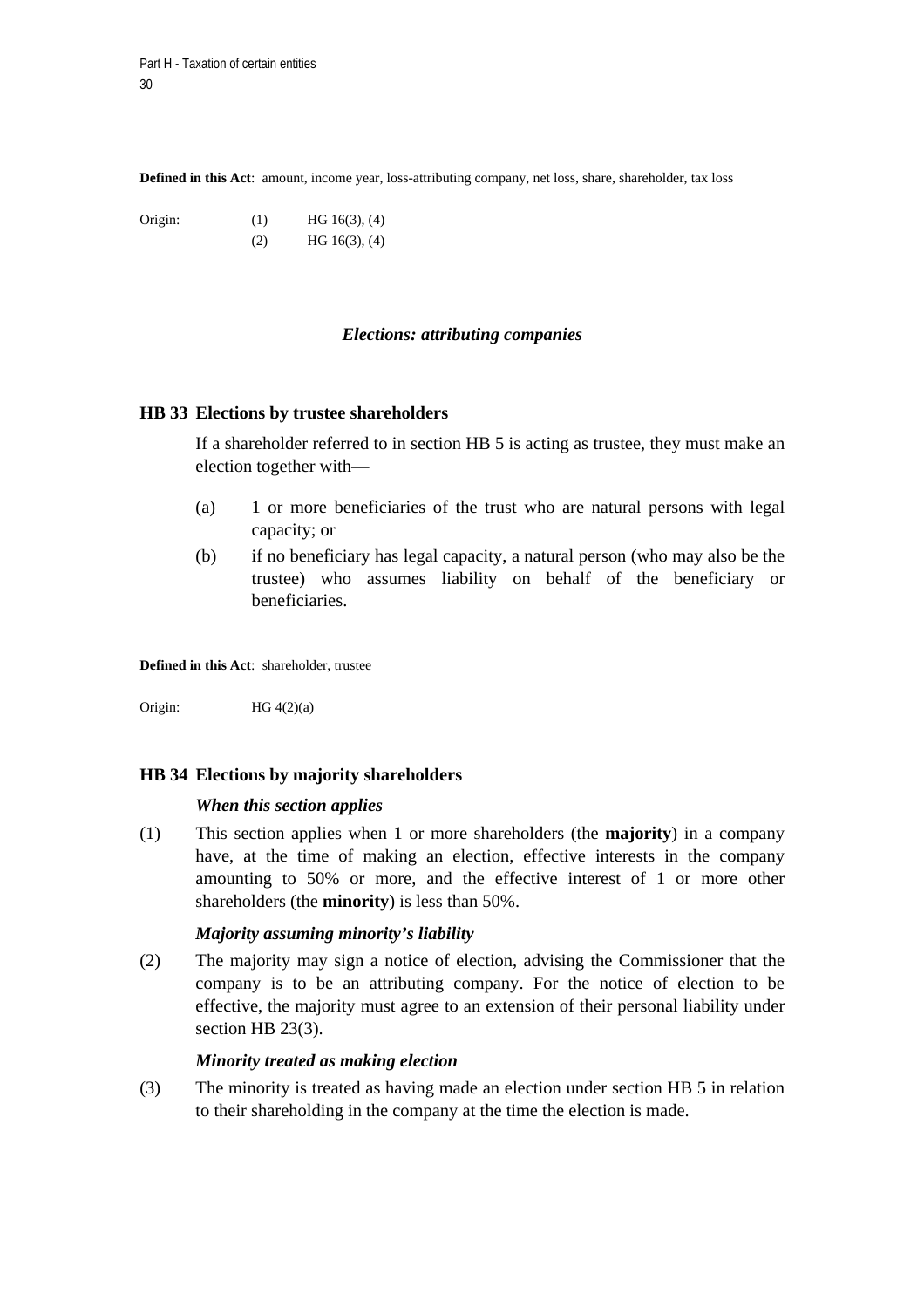**Defined in this Act**: amount, income year, loss-attributing company, net loss, share, shareholder, tax loss

Origin: (1) HG 16(3), (4)
(2) HG 16(3), (4)

### *Elections: attributing companies*

## HB 33 Elections by trustee shareholders

If a shareholder referred to in section HB 5 is acting as trustee, they must make an election together with—

(a) 1 or more beneficiaries of the trust who are natural persons with legal capacity; or

(b) if no beneficiary has legal capacity, a natural person (who may also be the trustee) who assumes liability on behalf of the beneficiary or beneficiaries.

**Defined in this Act**: shareholder, trustee

Origin: HG 4(2)(a)

## HB 34 Elections by majority shareholders

***When this section applies***

(1) This section applies when 1 or more shareholders (the **majority**) in a company have, at the time of making an election, effective interests in the company amounting to 50% or more, and the effective interest of 1 or more other shareholders (the **minority**) is less than 50%.

***Majority assuming minority's liability***

(2) The majority may sign a notice of election, advising the Commissioner that the company is to be an attributing company. For the notice of election to be effective, the majority must agree to an extension of their personal liability under section HB 23(3).

***Minority treated as making election***

(3) The minority is treated as having made an election under section HB 5 in relation to their shareholding in the company at the time the election is made.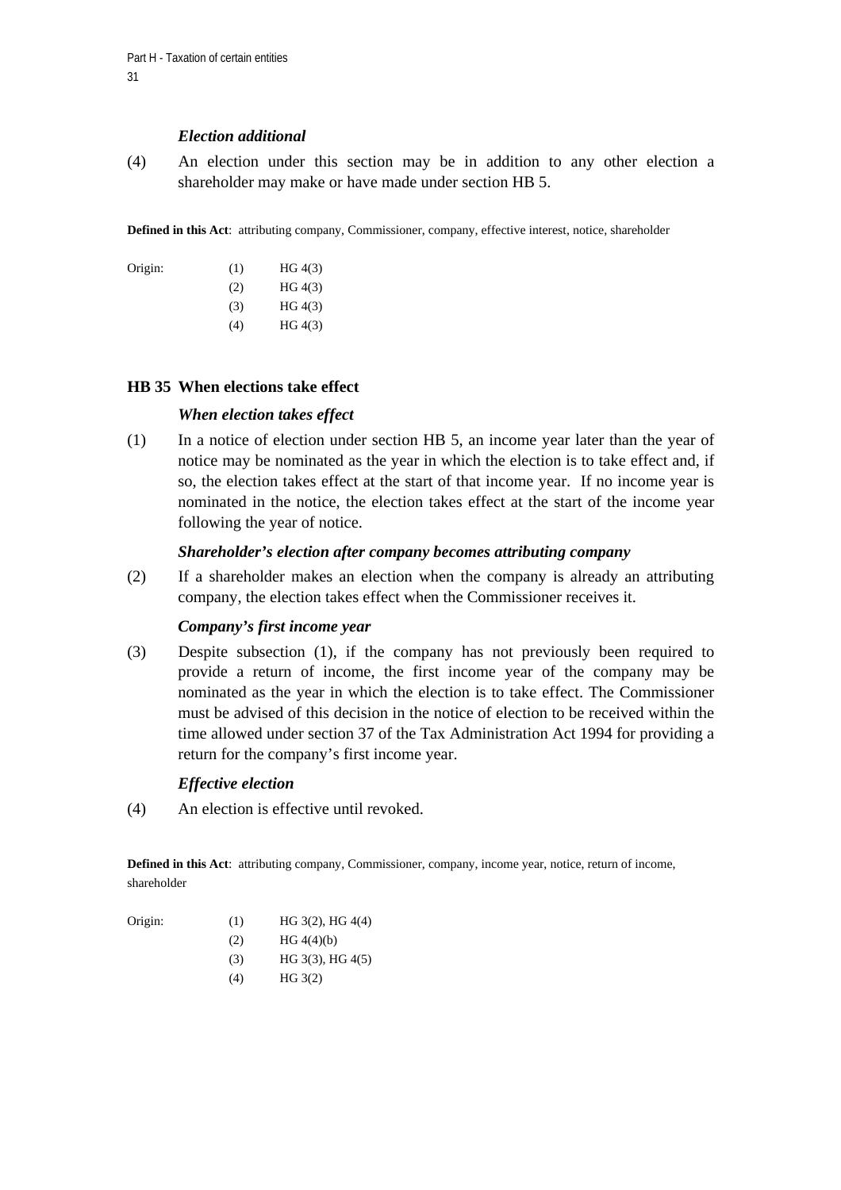***Election additional***

(4) An election under this section may be in addition to any other election a shareholder may make or have made under section HB 5.

**Defined in this Act**: attributing company, Commissioner, company, effective interest, notice, shareholder

| Origin: | | |
|---|---|---|
| | (1) | HG 4(3) |
| | (2) | HG 4(3) |
| | (3) | HG 4(3) |
| | (4) | HG 4(3) |

### HB 35 When elections take effect

***When election takes effect***

(1) In a notice of election under section HB 5, an income year later than the year of notice may be nominated as the year in which the election is to take effect and, if so, the election takes effect at the start of that income year. If no income year is nominated in the notice, the election takes effect at the start of the income year following the year of notice.

***Shareholder's election after company becomes attributing company***

(2) If a shareholder makes an election when the company is already an attributing company, the election takes effect when the Commissioner receives it.

***Company's first income year***

(3) Despite subsection (1), if the company has not previously been required to provide a return of income, the first income year of the company may be nominated as the year in which the election is to take effect. The Commissioner must be advised of this decision in the notice of election to be received within the time allowed under section 37 of the Tax Administration Act 1994 for providing a return for the company's first income year.

***Effective election***

(4) An election is effective until revoked.

**Defined in this Act**: attributing company, Commissioner, company, income year, notice, return of income, shareholder

| Origin: | | |
|---|---|---|
| | (1) | HG 3(2), HG 4(4) |
| | (2) | HG 4(4)(b) |
| | (3) | HG 3(3), HG 4(5) |
| | (4) | HG 3(2) |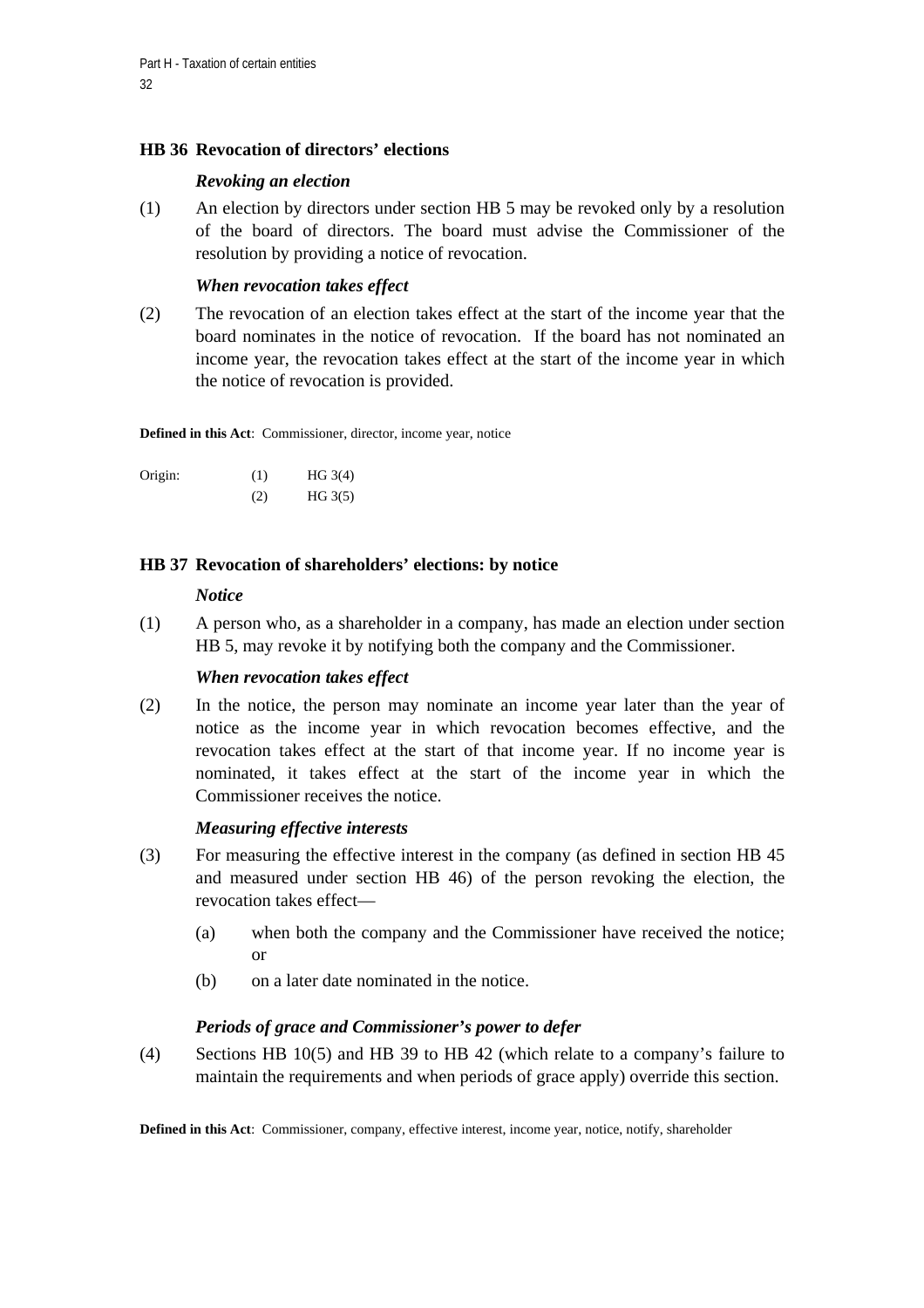## HB 36 Revocation of directors' elections

*Revoking an election*

(1) An election by directors under section HB 5 may be revoked only by a resolution of the board of directors. The board must advise the Commissioner of the resolution by providing a notice of revocation.

*When revocation takes effect*

(2) The revocation of an election takes effect at the start of the income year that the board nominates in the notice of revocation. If the board has not nominated an income year, the revocation takes effect at the start of the income year in which the notice of revocation is provided.

**Defined in this Act**: Commissioner, director, income year, notice

| Origin: | (1) | HG 3(4) |
|---|---|---|
| | (2) | HG 3(5) |

## HB 37 Revocation of shareholders' elections: by notice

*Notice*

(1) A person who, as a shareholder in a company, has made an election under section HB 5, may revoke it by notifying both the company and the Commissioner.

*When revocation takes effect*

(2) In the notice, the person may nominate an income year later than the year of notice as the income year in which revocation becomes effective, and the revocation takes effect at the start of that income year. If no income year is nominated, it takes effect at the start of the income year in which the Commissioner receives the notice.

*Measuring effective interests*

(3) For measuring the effective interest in the company (as defined in section HB 45 and measured under section HB 46) of the person revoking the election, the revocation takes effect—

(a) when both the company and the Commissioner have received the notice; or

(b) on a later date nominated in the notice.

*Periods of grace and Commissioner's power to defer*

(4) Sections HB 10(5) and HB 39 to HB 42 (which relate to a company's failure to maintain the requirements and when periods of grace apply) override this section.

**Defined in this Act**: Commissioner, company, effective interest, income year, notice, notify, shareholder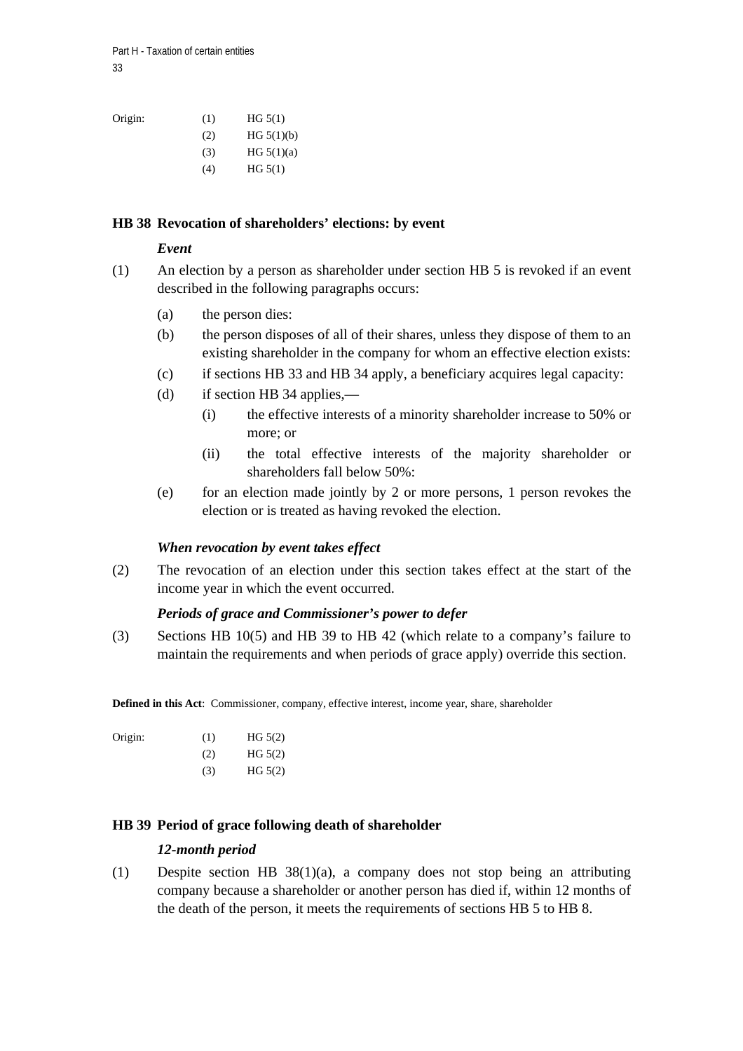Origin: (1) HG 5(1)
(2) HG 5(1)(b)
(3) HG 5(1)(a)
(4) HG 5(1)

### HB 38 Revocation of shareholders' elections: by event

***Event***

(1) An election by a person as shareholder under section HB 5 is revoked if an event described in the following paragraphs occurs:

- (a) the person dies:
- (b) the person disposes of all of their shares, unless they dispose of them to an existing shareholder in the company for whom an effective election exists:
- (c) if sections HB 33 and HB 34 apply, a beneficiary acquires legal capacity:
- (d) if section HB 34 applies,—
  - (i) the effective interests of a minority shareholder increase to 50% or more; or
  - (ii) the total effective interests of the majority shareholder or shareholders fall below 50%:
- (e) for an election made jointly by 2 or more persons, 1 person revokes the election or is treated as having revoked the election.

***When revocation by event takes effect***

(2) The revocation of an election under this section takes effect at the start of the income year in which the event occurred.

***Periods of grace and Commissioner's power to defer***

(3) Sections HB 10(5) and HB 39 to HB 42 (which relate to a company's failure to maintain the requirements and when periods of grace apply) override this section.

**Defined in this Act**: Commissioner, company, effective interest, income year, share, shareholder

Origin: (1) HG 5(2)
(2) HG 5(2)
(3) HG 5(2)

### HB 39 Period of grace following death of shareholder

***12-month period***

(1) Despite section HB 38(1)(a), a company does not stop being an attributing company because a shareholder or another person has died if, within 12 months of the death of the person, it meets the requirements of sections HB 5 to HB 8.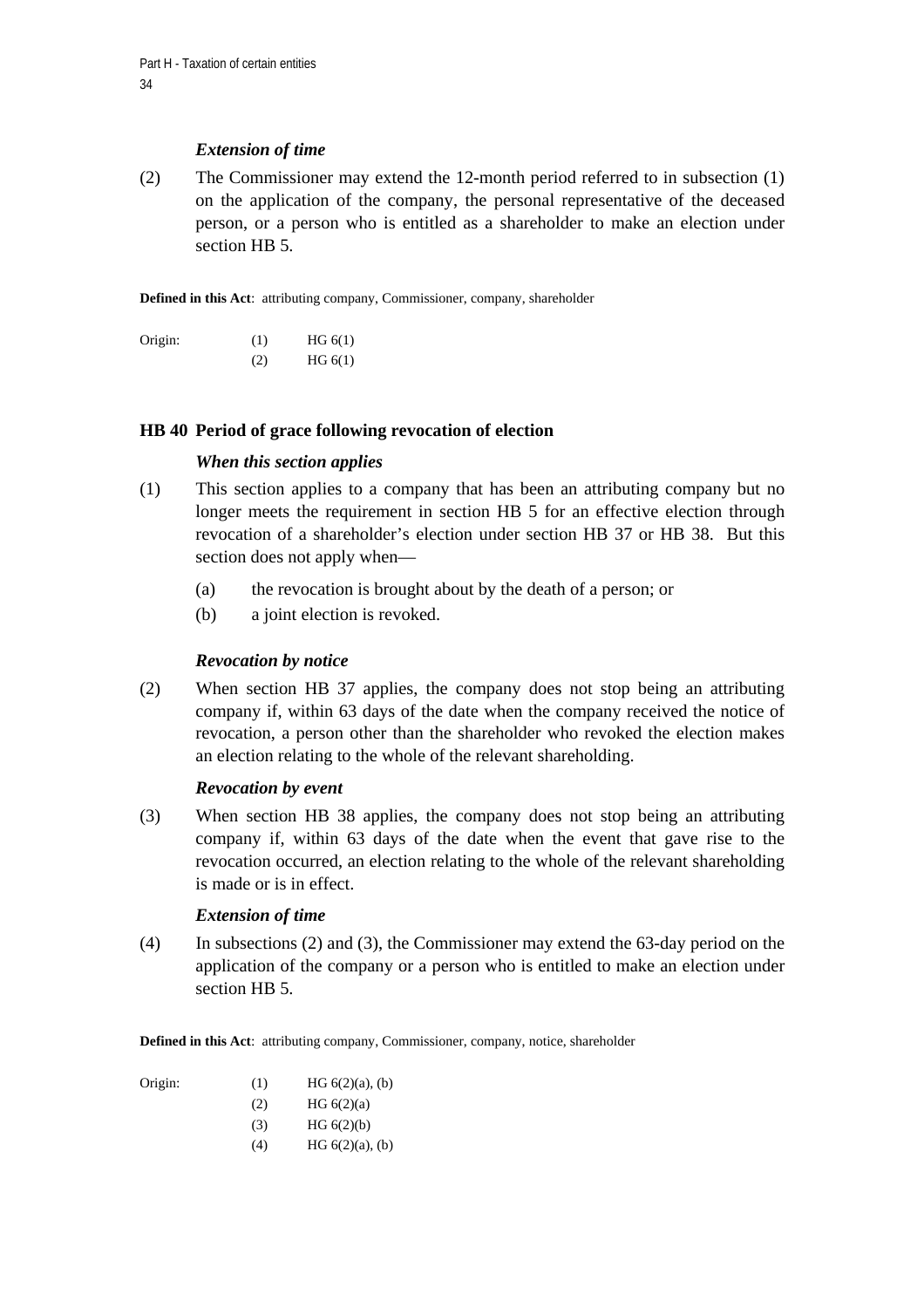### *Extension of time*

(2) The Commissioner may extend the 12-month period referred to in subsection (1) on the application of the company, the personal representative of the deceased person, or a person who is entitled as a shareholder to make an election under section HB 5.

**Defined in this Act**: attributing company, Commissioner, company, shareholder

| Origin: | (1) | HG 6(1) |
|---|---|---|
| | (2) | HG 6(1) |

## HB 40 Period of grace following revocation of election

### *When this section applies*

(1) This section applies to a company that has been an attributing company but no longer meets the requirement in section HB 5 for an effective election through revocation of a shareholder's election under section HB 37 or HB 38. But this section does not apply when—

- (a) the revocation is brought about by the death of a person; or
- (b) a joint election is revoked.

### *Revocation by notice*

(2) When section HB 37 applies, the company does not stop being an attributing company if, within 63 days of the date when the company received the notice of revocation, a person other than the shareholder who revoked the election makes an election relating to the whole of the relevant shareholding.

### *Revocation by event*

(3) When section HB 38 applies, the company does not stop being an attributing company if, within 63 days of the date when the event that gave rise to the revocation occurred, an election relating to the whole of the relevant shareholding is made or is in effect.

### *Extension of time*

(4) In subsections (2) and (3), the Commissioner may extend the 63-day period on the application of the company or a person who is entitled to make an election under section HB 5.

**Defined in this Act**: attributing company, Commissioner, company, notice, shareholder

| Origin: | (1) | HG 6(2)(a), (b) |
|---|---|---|
| | (2) | HG 6(2)(a) |
| | (3) | HG 6(2)(b) |
| | (4) | HG 6(2)(a), (b) |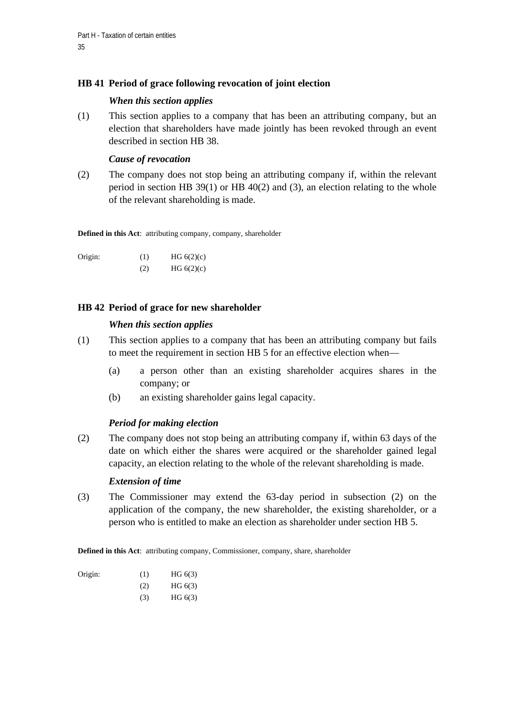## HB 41 Period of grace following revocation of joint election

*When this section applies*

(1) This section applies to a company that has been an attributing company, but an election that shareholders have made jointly has been revoked through an event described in section HB 38.

*Cause of revocation*

(2) The company does not stop being an attributing company if, within the relevant period in section HB 39(1) or HB 40(2) and (3), an election relating to the whole of the relevant shareholding is made.

**Defined in this Act**: attributing company, company, shareholder

| Origin: | (1) | HG 6(2)(c) |
|---|---|---|
| | (2) | HG 6(2)(c) |

## HB 42 Period of grace for new shareholder

*When this section applies*

(1) This section applies to a company that has been an attributing company but fails to meet the requirement in section HB 5 for an effective election when—

- (a) a person other than an existing shareholder acquires shares in the company; or
- (b) an existing shareholder gains legal capacity.

*Period for making election*

(2) The company does not stop being an attributing company if, within 63 days of the date on which either the shares were acquired or the shareholder gained legal capacity, an election relating to the whole of the relevant shareholding is made.

*Extension of time*

(3) The Commissioner may extend the 63-day period in subsection (2) on the application of the company, the new shareholder, the existing shareholder, or a person who is entitled to make an election as shareholder under section HB 5.

**Defined in this Act**: attributing company, Commissioner, company, share, shareholder

| Origin: | (1) | HG 6(3) |
|---|---|---|
| | (2) | HG 6(3) |
| | (3) | HG 6(3) |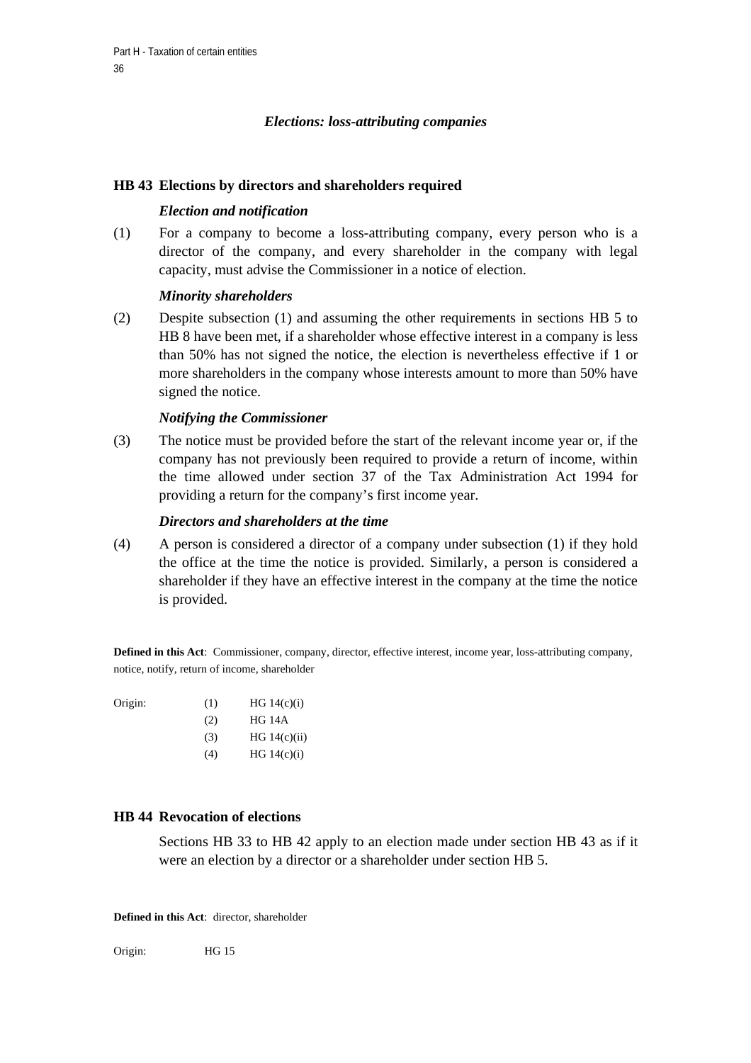### *Elections: loss-attributing companies*

#### HB 43 Elections by directors and shareholders required

***Election and notification***

(1) For a company to become a loss-attributing company, every person who is a director of the company, and every shareholder in the company with legal capacity, must advise the Commissioner in a notice of election.

***Minority shareholders***

(2) Despite subsection (1) and assuming the other requirements in sections HB 5 to HB 8 have been met, if a shareholder whose effective interest in a company is less than 50% has not signed the notice, the election is nevertheless effective if 1 or more shareholders in the company whose interests amount to more than 50% have signed the notice.

***Notifying the Commissioner***

(3) The notice must be provided before the start of the relevant income year or, if the company has not previously been required to provide a return of income, within the time allowed under section 37 of the Tax Administration Act 1994 for providing a return for the company's first income year.

***Directors and shareholders at the time***

(4) A person is considered a director of a company under subsection (1) if they hold the office at the time the notice is provided. Similarly, a person is considered a shareholder if they have an effective interest in the company at the time the notice is provided.

**Defined in this Act**: Commissioner, company, director, effective interest, income year, loss-attributing company, notice, notify, return of income, shareholder

| Origin: | (1) | HG 14(c)(i) |
|---|---|---|
| | (2) | HG 14A |
| | (3) | HG 14(c)(ii) |
| | (4) | HG 14(c)(i) |

#### HB 44 Revocation of elections

Sections HB 33 to HB 42 apply to an election made under section HB 43 as if it were an election by a director or a shareholder under section HB 5.

**Defined in this Act**: director, shareholder

Origin: HG 15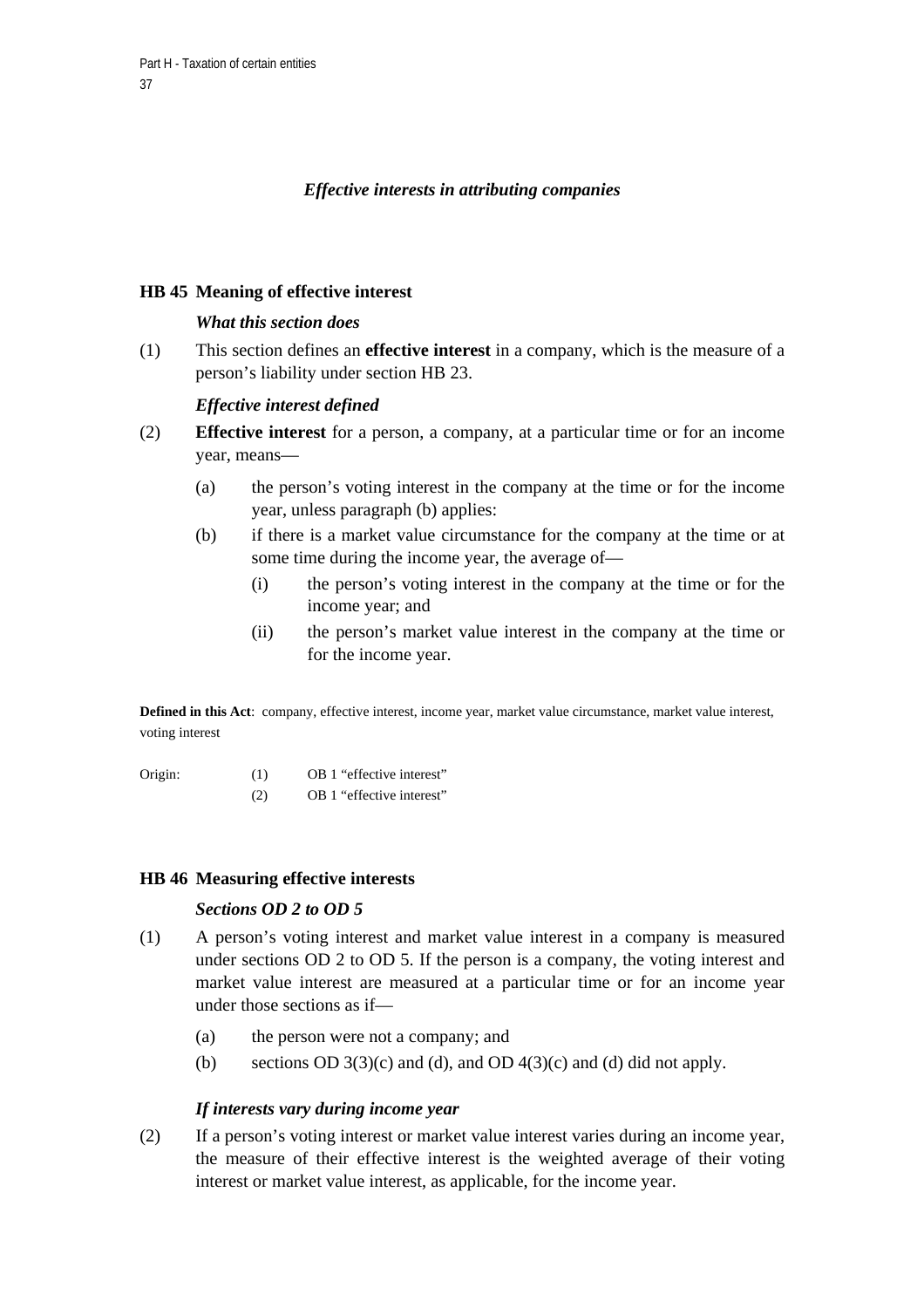### *Effective interests in attributing companies*

#### HB 45 Meaning of effective interest

***What this section does***

(1) This section defines an **effective interest** in a company, which is the measure of a person's liability under section HB 23.

***Effective interest defined***

(2) **Effective interest** for a person, a company, at a particular time or for an income year, means—

- (a) the person's voting interest in the company at the time or for the income year, unless paragraph (b) applies:
- (b) if there is a market value circumstance for the company at the time or at some time during the income year, the average of—
  - (i) the person's voting interest in the company at the time or for the income year; and
  - (ii) the person's market value interest in the company at the time or for the income year.

**Defined in this Act**: company, effective interest, income year, market value circumstance, market value interest, voting interest

| Origin: | (1) | OB 1 "effective interest" |
|---|---|---|
| | (2) | OB 1 "effective interest" |

#### HB 46 Measuring effective interests

***Sections OD 2 to OD 5***

(1) A person's voting interest and market value interest in a company is measured under sections OD 2 to OD 5. If the person is a company, the voting interest and market value interest are measured at a particular time or for an income year under those sections as if—

- (a) the person were not a company; and
- (b) sections OD 3(3)(c) and (d), and OD 4(3)(c) and (d) did not apply.

***If interests vary during income year***

(2) If a person's voting interest or market value interest varies during an income year, the measure of their effective interest is the weighted average of their voting interest or market value interest, as applicable, for the income year.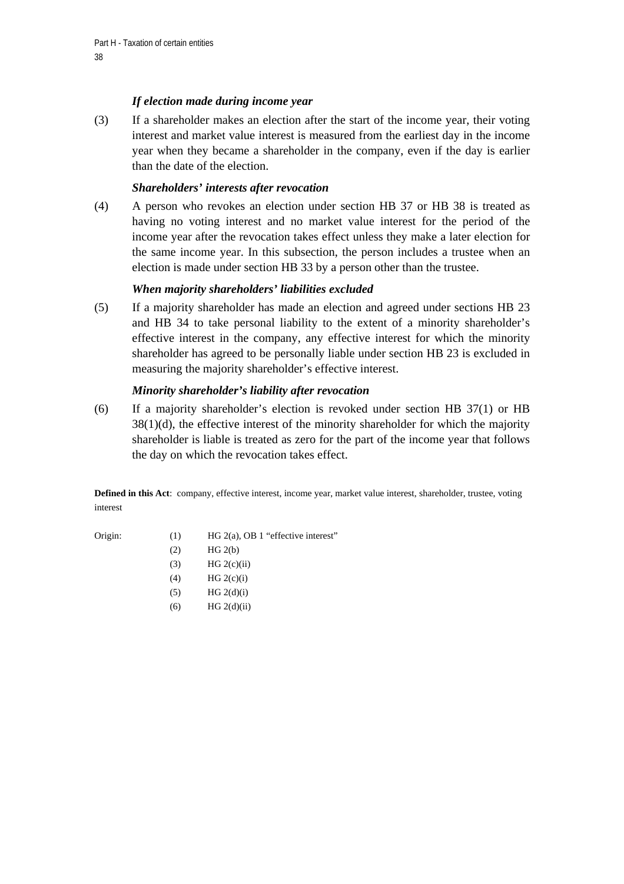*If election made during income year*

(3) If a shareholder makes an election after the start of the income year, their voting interest and market value interest is measured from the earliest day in the income year when they became a shareholder in the company, even if the day is earlier than the date of the election.

*Shareholders' interests after revocation*

(4) A person who revokes an election under section HB 37 or HB 38 is treated as having no voting interest and no market value interest for the period of the income year after the revocation takes effect unless they make a later election for the same income year. In this subsection, the person includes a trustee when an election is made under section HB 33 by a person other than the trustee.

*When majority shareholders' liabilities excluded*

(5) If a majority shareholder has made an election and agreed under sections HB 23 and HB 34 to take personal liability to the extent of a minority shareholder's effective interest in the company, any effective interest for which the minority shareholder has agreed to be personally liable under section HB 23 is excluded in measuring the majority shareholder's effective interest.

*Minority shareholder's liability after revocation*

(6) If a majority shareholder's election is revoked under section HB 37(1) or HB 38(1)(d), the effective interest of the minority shareholder for which the majority shareholder is liable is treated as zero for the part of the income year that follows the day on which the revocation takes effect.

**Defined in this Act**: company, effective interest, income year, market value interest, shareholder, trustee, voting interest

| Origin: | | |
|---|---|---|
| | (1) | HG 2(a), OB 1 "effective interest" |
| | (2) | HG 2(b) |
| | (3) | HG 2(c)(ii) |
| | (4) | HG 2(c)(i) |
| | (5) | HG 2(d)(i) |
| | (6) | HG 2(d)(ii) |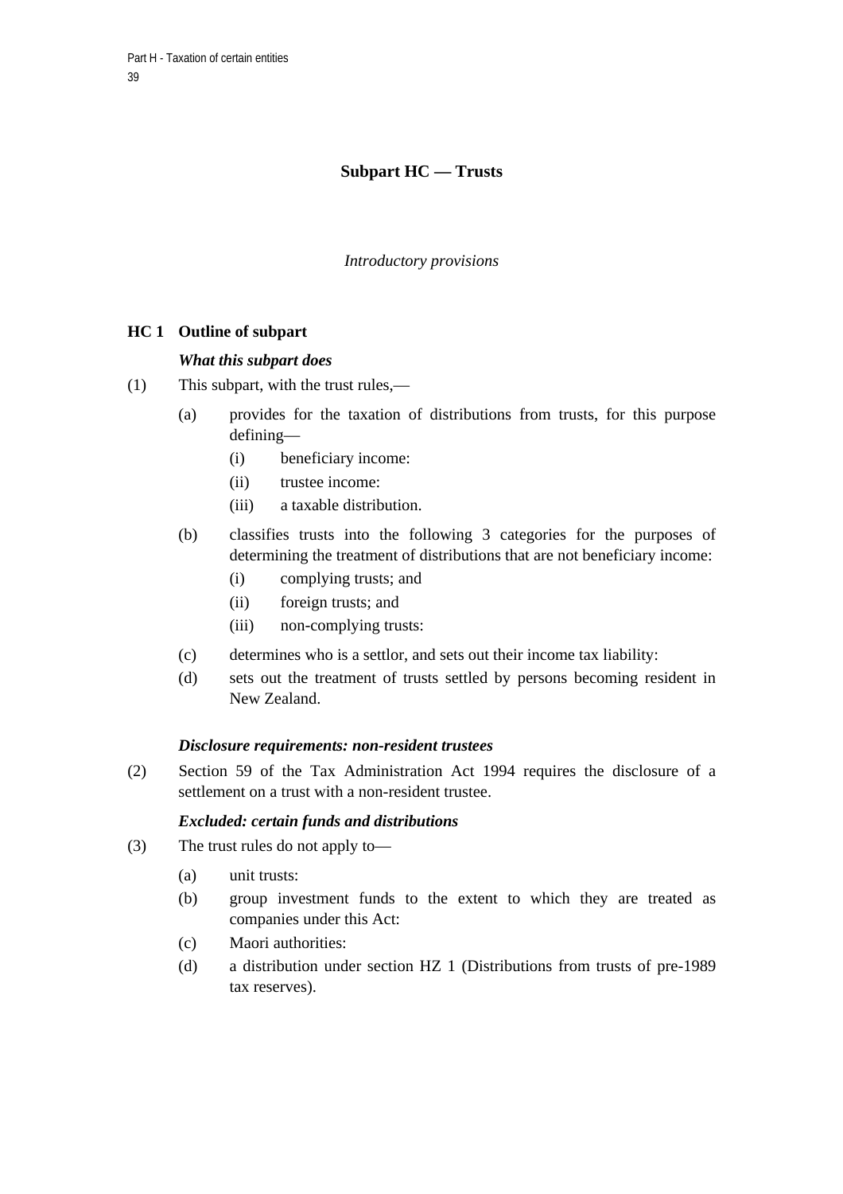## Subpart HC — Trusts

*Introductory provisions*

### HC 1 Outline of subpart

***What this subpart does***

(1) This subpart, with the trust rules,—

- (a) provides for the taxation of distributions from trusts, for this purpose defining—
  - (i) beneficiary income:
  - (ii) trustee income:
  - (iii) a taxable distribution.
- (b) classifies trusts into the following 3 categories for the purposes of determining the treatment of distributions that are not beneficiary income:
  - (i) complying trusts; and
  - (ii) foreign trusts; and
  - (iii) non-complying trusts:
- (c) determines who is a settlor, and sets out their income tax liability:
- (d) sets out the treatment of trusts settled by persons becoming resident in New Zealand.

***Disclosure requirements: non-resident trustees***

(2) Section 59 of the Tax Administration Act 1994 requires the disclosure of a settlement on a trust with a non-resident trustee.

***Excluded: certain funds and distributions***

(3) The trust rules do not apply to—

- (a) unit trusts:
- (b) group investment funds to the extent to which they are treated as companies under this Act:
- (c) Maori authorities:
- (d) a distribution under section HZ 1 (Distributions from trusts of pre-1989 tax reserves).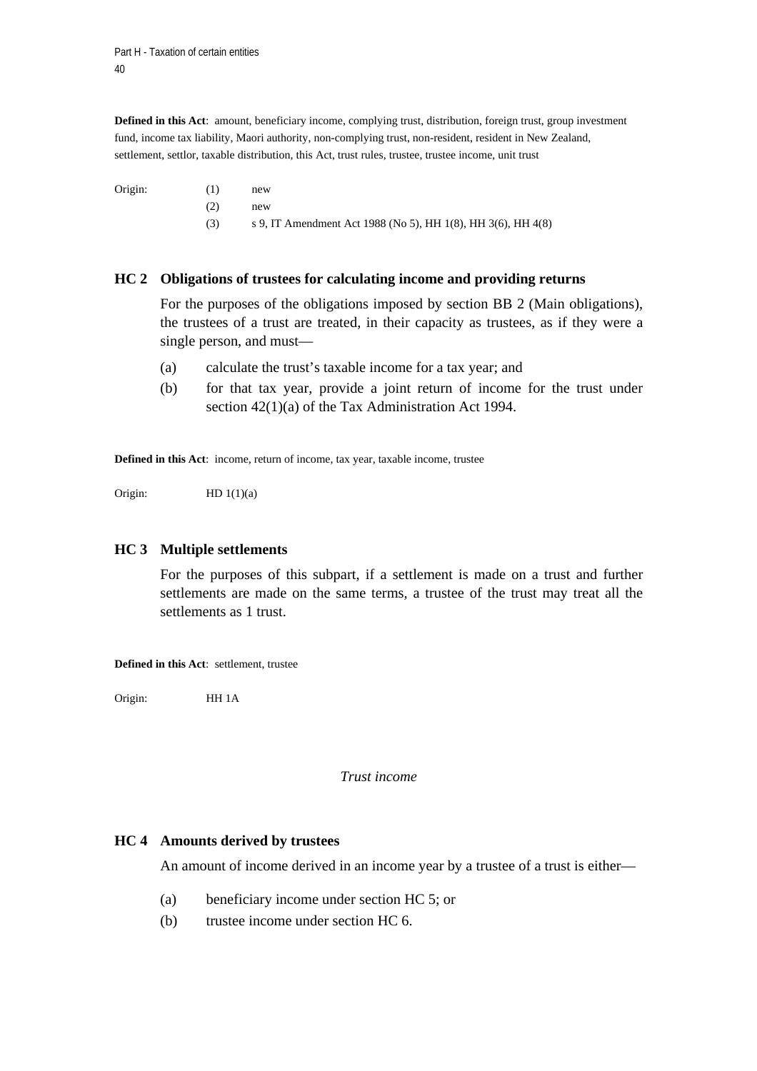**Defined in this Act**: amount, beneficiary income, complying trust, distribution, foreign trust, group investment fund, income tax liability, Maori authority, non-complying trust, non-resident, resident in New Zealand, settlement, settlor, taxable distribution, this Act, trust rules, trustee, trustee income, unit trust

Origin: (1) new
(2) new
(3) s 9, IT Amendment Act 1988 (No 5), HH 1(8), HH 3(6), HH 4(8)

### HC 2 Obligations of trustees for calculating income and providing returns

For the purposes of the obligations imposed by section BB 2 (Main obligations), the trustees of a trust are treated, in their capacity as trustees, as if they were a single person, and must—

(a) calculate the trust's taxable income for a tax year; and

(b) for that tax year, provide a joint return of income for the trust under section 42(1)(a) of the Tax Administration Act 1994.

**Defined in this Act**: income, return of income, tax year, taxable income, trustee

Origin: HD 1(1)(a)

### HC 3 Multiple settlements

For the purposes of this subpart, if a settlement is made on a trust and further settlements are made on the same terms, a trustee of the trust may treat all the settlements as 1 trust.

**Defined in this Act**: settlement, trustee

Origin: HH 1A

*Trust income*

### HC 4 Amounts derived by trustees

An amount of income derived in an income year by a trustee of a trust is either—

(a) beneficiary income under section HC 5; or

(b) trustee income under section HC 6.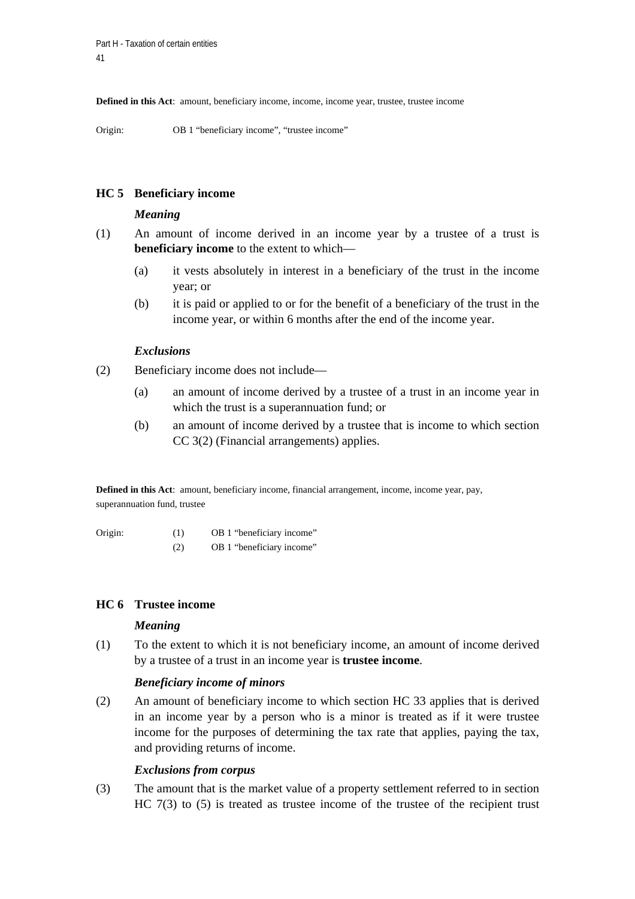**Defined in this Act**: amount, beneficiary income, income, income year, trustee, trustee income

Origin: OB 1 "beneficiary income", "trustee income"

## HC 5 Beneficiary income

### *Meaning*

(1) An amount of income derived in an income year by a trustee of a trust is **beneficiary income** to the extent to which—

- (a) it vests absolutely in interest in a beneficiary of the trust in the income year; or
- (b) it is paid or applied to or for the benefit of a beneficiary of the trust in the income year, or within 6 months after the end of the income year.

### *Exclusions*

(2) Beneficiary income does not include—

- (a) an amount of income derived by a trustee of a trust in an income year in which the trust is a superannuation fund; or
- (b) an amount of income derived by a trustee that is income to which section CC 3(2) (Financial arrangements) applies.

**Defined in this Act**: amount, beneficiary income, financial arrangement, income, income year, pay, superannuation fund, trustee

Origin: (1) OB 1 "beneficiary income"
(2) OB 1 "beneficiary income"

## HC 6 Trustee income

### *Meaning*

(1) To the extent to which it is not beneficiary income, an amount of income derived by a trustee of a trust in an income year is **trustee income**.

### *Beneficiary income of minors*

(2) An amount of beneficiary income to which section HC 33 applies that is derived in an income year by a person who is a minor is treated as if it were trustee income for the purposes of determining the tax rate that applies, paying the tax, and providing returns of income.

### *Exclusions from corpus*

(3) The amount that is the market value of a property settlement referred to in section HC 7(3) to (5) is treated as trustee income of the trustee of the recipient trust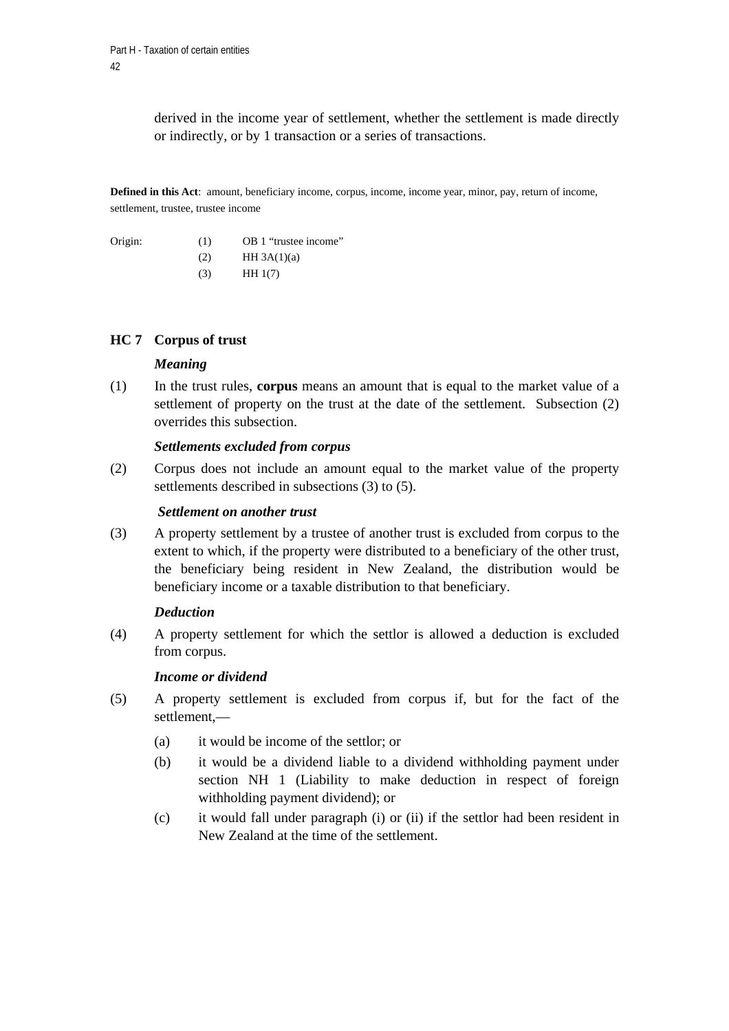derived in the income year of settlement, whether the settlement is made directly or indirectly, or by 1 transaction or a series of transactions.

**Defined in this Act**: amount, beneficiary income, corpus, income, income year, minor, pay, return of income, settlement, trustee, trustee income

| Origin: | (1) | OB 1 "trustee income" |
|---|---|---|
| | (2) | HH 3A(1)(a) |
| | (3) | HH 1(7) |

## HC 7 Corpus of trust

***Meaning***

(1) In the trust rules, **corpus** means an amount that is equal to the market value of a settlement of property on the trust at the date of the settlement. Subsection (2) overrides this subsection.

***Settlements excluded from corpus***

(2) Corpus does not include an amount equal to the market value of the property settlements described in subsections (3) to (5).

***Settlement on another trust***

(3) A property settlement by a trustee of another trust is excluded from corpus to the extent to which, if the property were distributed to a beneficiary of the other trust, the beneficiary being resident in New Zealand, the distribution would be beneficiary income or a taxable distribution to that beneficiary.

***Deduction***

(4) A property settlement for which the settlor is allowed a deduction is excluded from corpus.

***Income or dividend***

(5) A property settlement is excluded from corpus if, but for the fact of the settlement,—

(a) it would be income of the settlor; or

(b) it would be a dividend liable to a dividend withholding payment under section NH 1 (Liability to make deduction in respect of foreign withholding payment dividend); or

(c) it would fall under paragraph (i) or (ii) if the settlor had been resident in New Zealand at the time of the settlement.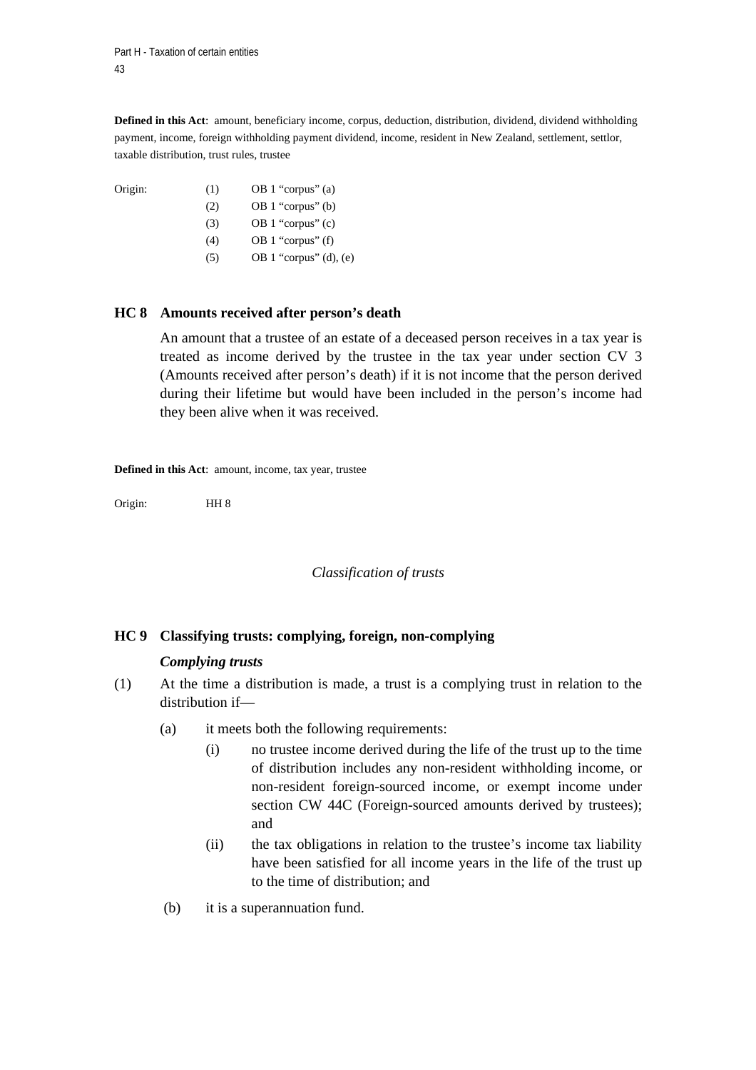**Defined in this Act**: amount, beneficiary income, corpus, deduction, distribution, dividend, dividend withholding payment, income, foreign withholding payment dividend, income, resident in New Zealand, settlement, settlor, taxable distribution, trust rules, trustee

| Origin: | (1) | OB 1 "corpus" (a) |
|---|---|---|
| | (2) | OB 1 "corpus" (b) |
| | (3) | OB 1 "corpus" (c) |
| | (4) | OB 1 "corpus" (f) |
| | (5) | OB 1 "corpus" (d), (e) |

## HC 8 Amounts received after person's death

An amount that a trustee of an estate of a deceased person receives in a tax year is treated as income derived by the trustee in the tax year under section CV 3 (Amounts received after person's death) if it is not income that the person derived during their lifetime but would have been included in the person's income had they been alive when it was received.

**Defined in this Act**: amount, income, tax year, trustee

Origin: HH 8

*Classification of trusts*

## HC 9 Classifying trusts: complying, foreign, non-complying

***Complying trusts***

(1) At the time a distribution is made, a trust is a complying trust in relation to the distribution if—

- (a) it meets both the following requirements:
  - (i) no trustee income derived during the life of the trust up to the time of distribution includes any non-resident withholding income, or non-resident foreign-sourced income, or exempt income under section CW 44C (Foreign-sourced amounts derived by trustees); and
  - (ii) the tax obligations in relation to the trustee's income tax liability have been satisfied for all income years in the life of the trust up to the time of distribution; and
- (b) it is a superannuation fund.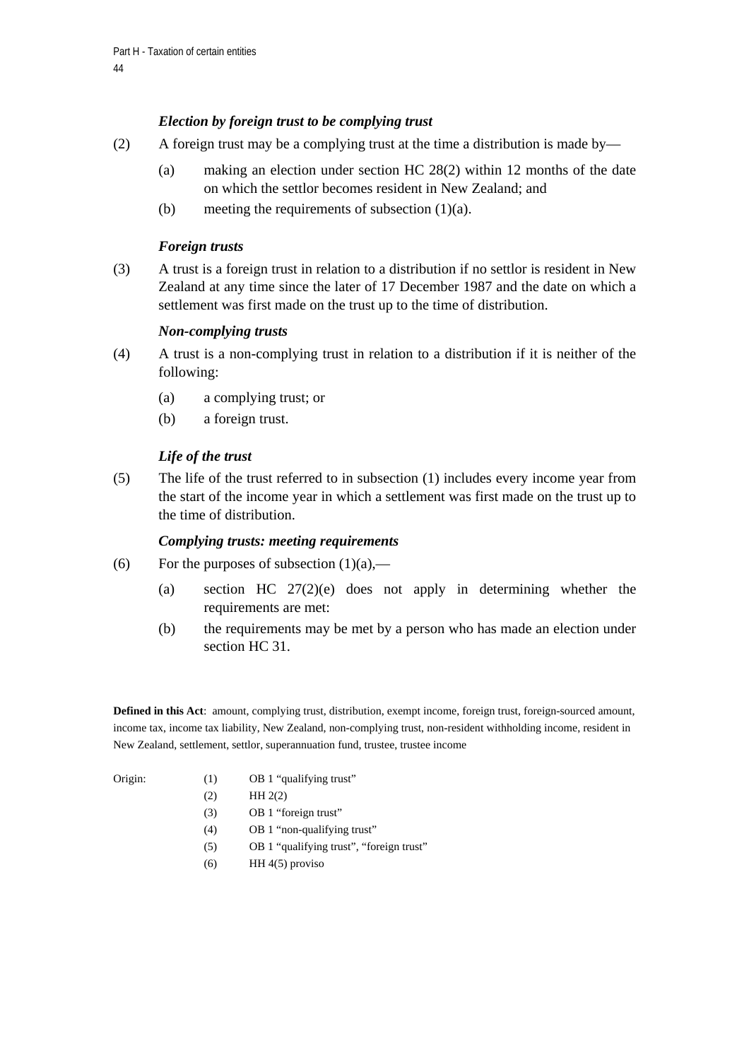*Election by foreign trust to be complying trust*

(2) A foreign trust may be a complying trust at the time a distribution is made by—

(a) making an election under section HC 28(2) within 12 months of the date on which the settlor becomes resident in New Zealand; and

(b) meeting the requirements of subsection (1)(a).

*Foreign trusts*

(3) A trust is a foreign trust in relation to a distribution if no settlor is resident in New Zealand at any time since the later of 17 December 1987 and the date on which a settlement was first made on the trust up to the time of distribution.

*Non-complying trusts*

(4) A trust is a non-complying trust in relation to a distribution if it is neither of the following:

(a) a complying trust; or

(b) a foreign trust.

*Life of the trust*

(5) The life of the trust referred to in subsection (1) includes every income year from the start of the income year in which a settlement was first made on the trust up to the time of distribution.

*Complying trusts: meeting requirements*

(6) For the purposes of subsection (1)(a),—

(a) section HC 27(2)(e) does not apply in determining whether the requirements are met:

(b) the requirements may be met by a person who has made an election under section HC 31.

**Defined in this Act**: amount, complying trust, distribution, exempt income, foreign trust, foreign-sourced amount, income tax, income tax liability, New Zealand, non-complying trust, non-resident withholding income, resident in New Zealand, settlement, settlor, superannuation fund, trustee, trustee income

| Origin: | | |
|---|---|---|
| | (1) | OB 1 "qualifying trust" |
| | (2) | HH 2(2) |
| | (3) | OB 1 "foreign trust" |
| | (4) | OB 1 "non-qualifying trust" |
| | (5) | OB 1 "qualifying trust", "foreign trust" |
| | (6) | HH 4(5) proviso |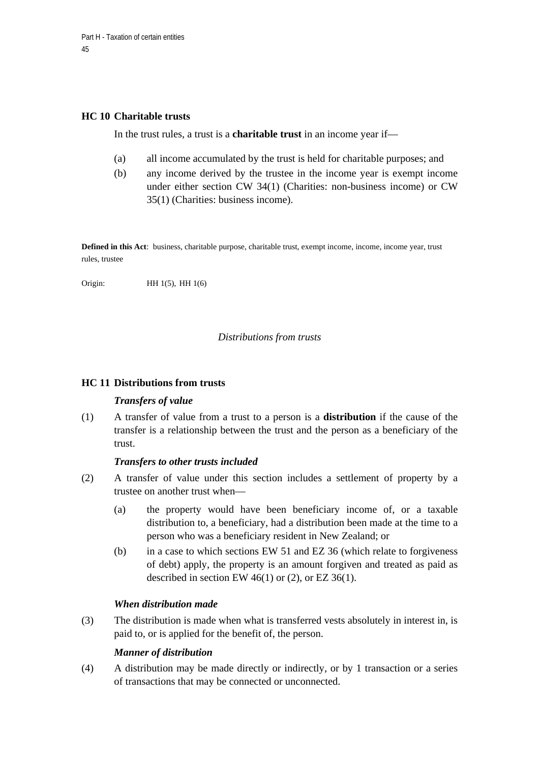### HC 10 Charitable trusts

In the trust rules, a trust is a **charitable trust** in an income year if—

(a) all income accumulated by the trust is held for charitable purposes; and

(b) any income derived by the trustee in the income year is exempt income under either section CW 34(1) (Charities: non-business income) or CW 35(1) (Charities: business income).

**Defined in this Act**: business, charitable purpose, charitable trust, exempt income, income, income year, trust rules, trustee

Origin: HH 1(5), HH 1(6)

*Distributions from trusts*

### HC 11 Distributions from trusts

***Transfers of value***

(1) A transfer of value from a trust to a person is a **distribution** if the cause of the transfer is a relationship between the trust and the person as a beneficiary of the trust.

***Transfers to other trusts included***

(2) A transfer of value under this section includes a settlement of property by a trustee on another trust when—

(a) the property would have been beneficiary income of, or a taxable distribution to, a beneficiary, had a distribution been made at the time to a person who was a beneficiary resident in New Zealand; or

(b) in a case to which sections EW 51 and EZ 36 (which relate to forgiveness of debt) apply, the property is an amount forgiven and treated as paid as described in section EW 46(1) or (2), or EZ 36(1).

***When distribution made***

(3) The distribution is made when what is transferred vests absolutely in interest in, is paid to, or is applied for the benefit of, the person.

***Manner of distribution***

(4) A distribution may be made directly or indirectly, or by 1 transaction or a series of transactions that may be connected or unconnected.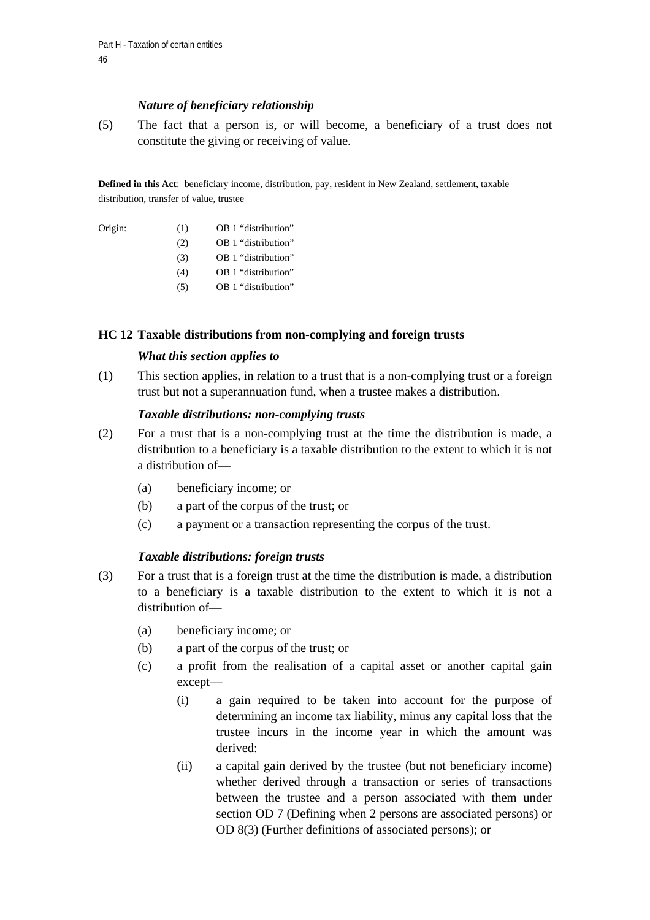*Nature of beneficiary relationship*

(5) The fact that a person is, or will become, a beneficiary of a trust does not constitute the giving or receiving of value.

**Defined in this Act**: beneficiary income, distribution, pay, resident in New Zealand, settlement, taxable distribution, transfer of value, trustee

| Origin: | | |
|---|---|---|
| | (1) | OB 1 "distribution" |
| | (2) | OB 1 "distribution" |
| | (3) | OB 1 "distribution" |
| | (4) | OB 1 "distribution" |
| | (5) | OB 1 "distribution" |

### HC 12 Taxable distributions from non-complying and foreign trusts

*What this section applies to*

(1) This section applies, in relation to a trust that is a non-complying trust or a foreign trust but not a superannuation fund, when a trustee makes a distribution.

*Taxable distributions: non-complying trusts*

(2) For a trust that is a non-complying trust at the time the distribution is made, a distribution to a beneficiary is a taxable distribution to the extent to which it is not a distribution of—

- (a) beneficiary income; or
- (b) a part of the corpus of the trust; or
- (c) a payment or a transaction representing the corpus of the trust.

*Taxable distributions: foreign trusts*

(3) For a trust that is a foreign trust at the time the distribution is made, a distribution to a beneficiary is a taxable distribution to the extent to which it is not a distribution of—

- (a) beneficiary income; or
- (b) a part of the corpus of the trust; or
- (c) a profit from the realisation of a capital asset or another capital gain except—
  - (i) a gain required to be taken into account for the purpose of determining an income tax liability, minus any capital loss that the trustee incurs in the income year in which the amount was derived:
  - (ii) a capital gain derived by the trustee (but not beneficiary income) whether derived through a transaction or series of transactions between the trustee and a person associated with them under section OD 7 (Defining when 2 persons are associated persons) or OD 8(3) (Further definitions of associated persons); or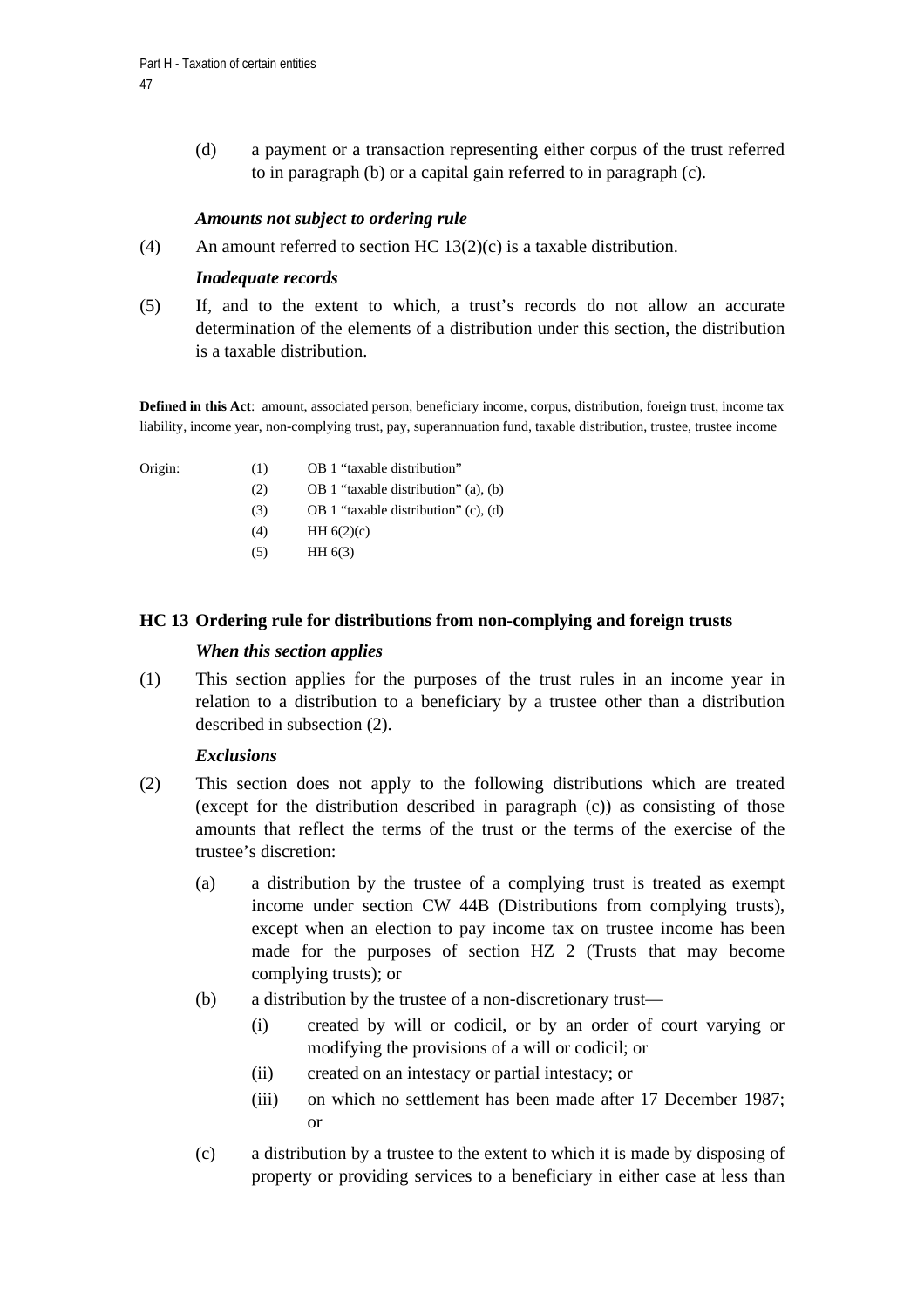(d) a payment or a transaction representing either corpus of the trust referred to in paragraph (b) or a capital gain referred to in paragraph (c).

*Amounts not subject to ordering rule*

(4) An amount referred to section HC 13(2)(c) is a taxable distribution.

*Inadequate records*

(5) If, and to the extent to which, a trust's records do not allow an accurate determination of the elements of a distribution under this section, the distribution is a taxable distribution.

**Defined in this Act**: amount, associated person, beneficiary income, corpus, distribution, foreign trust, income tax liability, income year, non-complying trust, pay, superannuation fund, taxable distribution, trustee, trustee income

Origin:
(1) OB 1 "taxable distribution"
(2) OB 1 "taxable distribution" (a), (b)
(3) OB 1 "taxable distribution" (c), (d)
(4) HH 6(2)(c)
(5) HH 6(3)

## HC 13 Ordering rule for distributions from non-complying and foreign trusts

*When this section applies*

(1) This section applies for the purposes of the trust rules in an income year in relation to a distribution to a beneficiary by a trustee other than a distribution described in subsection (2).

*Exclusions*

(2) This section does not apply to the following distributions which are treated (except for the distribution described in paragraph (c)) as consisting of those amounts that reflect the terms of the trust or the terms of the exercise of the trustee's discretion:

(a) a distribution by the trustee of a complying trust is treated as exempt income under section CW 44B (Distributions from complying trusts), except when an election to pay income tax on trustee income has been made for the purposes of section HZ 2 (Trusts that may become complying trusts); or

(b) a distribution by the trustee of a non-discretionary trust—

(i) created by will or codicil, or by an order of court varying or modifying the provisions of a will or codicil; or

(ii) created on an intestacy or partial intestacy; or

(iii) on which no settlement has been made after 17 December 1987; or

(c) a distribution by a trustee to the extent to which it is made by disposing of property or providing services to a beneficiary in either case at less than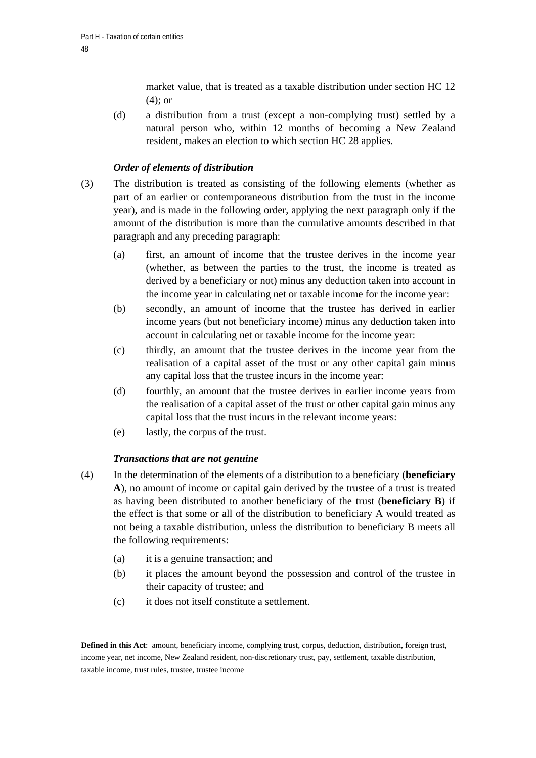market value, that is treated as a taxable distribution under section HC 12 (4); or

(d) a distribution from a trust (except a non-complying trust) settled by a natural person who, within 12 months of becoming a New Zealand resident, makes an election to which section HC 28 applies.

*Order of elements of distribution*

(3) The distribution is treated as consisting of the following elements (whether as part of an earlier or contemporaneous distribution from the trust in the income year), and is made in the following order, applying the next paragraph only if the amount of the distribution is more than the cumulative amounts described in that paragraph and any preceding paragraph:

(a) first, an amount of income that the trustee derives in the income year (whether, as between the parties to the trust, the income is treated as derived by a beneficiary or not) minus any deduction taken into account in the income year in calculating net or taxable income for the income year:

(b) secondly, an amount of income that the trustee has derived in earlier income years (but not beneficiary income) minus any deduction taken into account in calculating net or taxable income for the income year:

(c) thirdly, an amount that the trustee derives in the income year from the realisation of a capital asset of the trust or any other capital gain minus any capital loss that the trustee incurs in the income year:

(d) fourthly, an amount that the trustee derives in earlier income years from the realisation of a capital asset of the trust or other capital gain minus any capital loss that the trust incurs in the relevant income years:

(e) lastly, the corpus of the trust.

*Transactions that are not genuine*

(4) In the determination of the elements of a distribution to a beneficiary (**beneficiary A**), no amount of income or capital gain derived by the trustee of a trust is treated as having been distributed to another beneficiary of the trust (**beneficiary B**) if the effect is that some or all of the distribution to beneficiary A would treated as not being a taxable distribution, unless the distribution to beneficiary B meets all the following requirements:

(a) it is a genuine transaction; and

(b) it places the amount beyond the possession and control of the trustee in their capacity of trustee; and

(c) it does not itself constitute a settlement.

**Defined in this Act**: amount, beneficiary income, complying trust, corpus, deduction, distribution, foreign trust, income year, net income, New Zealand resident, non-discretionary trust, pay, settlement, taxable distribution, taxable income, trust rules, trustee, trustee income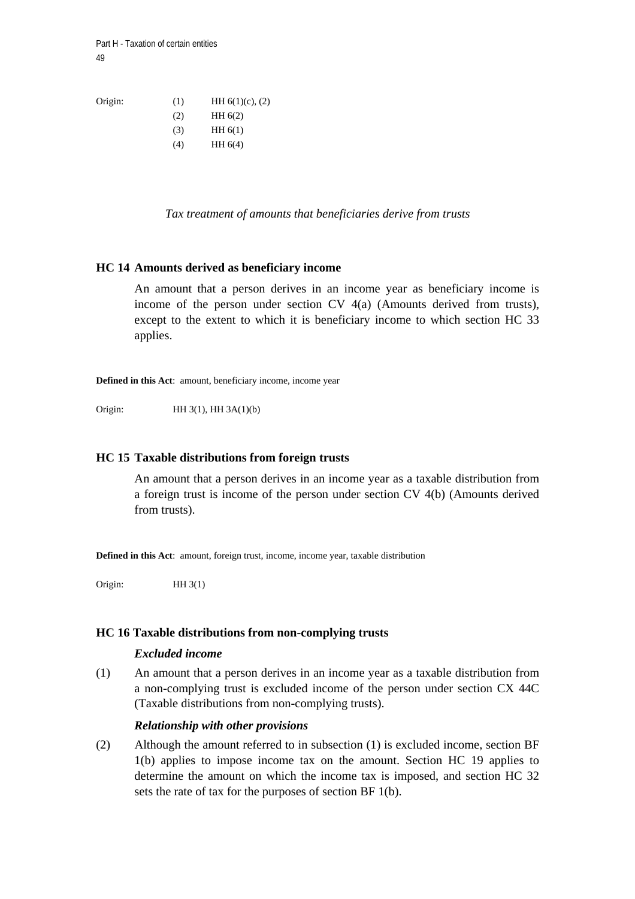Origin:

| | |
|---|---|
| (1) | HH 6(1)(c), (2) |
| (2) | HH 6(2) |
| (3) | HH 6(1) |
| (4) | HH 6(4) |

*Tax treatment of amounts that beneficiaries derive from trusts*

## HC 14 Amounts derived as beneficiary income

An amount that a person derives in an income year as beneficiary income is income of the person under section CV 4(a) (Amounts derived from trusts), except to the extent to which it is beneficiary income to which section HC 33 applies.

**Defined in this Act**: amount, beneficiary income, income year

Origin: HH 3(1), HH 3A(1)(b)

## HC 15 Taxable distributions from foreign trusts

An amount that a person derives in an income year as a taxable distribution from a foreign trust is income of the person under section CV 4(b) (Amounts derived from trusts).

**Defined in this Act**: amount, foreign trust, income, income year, taxable distribution

Origin: HH 3(1)

## HC 16 Taxable distributions from non-complying trusts

***Excluded income***

(1) An amount that a person derives in an income year as a taxable distribution from a non-complying trust is excluded income of the person under section CX 44C (Taxable distributions from non-complying trusts).

***Relationship with other provisions***

(2) Although the amount referred to in subsection (1) is excluded income, section BF 1(b) applies to impose income tax on the amount. Section HC 19 applies to determine the amount on which the income tax is imposed, and section HC 32 sets the rate of tax for the purposes of section BF 1(b).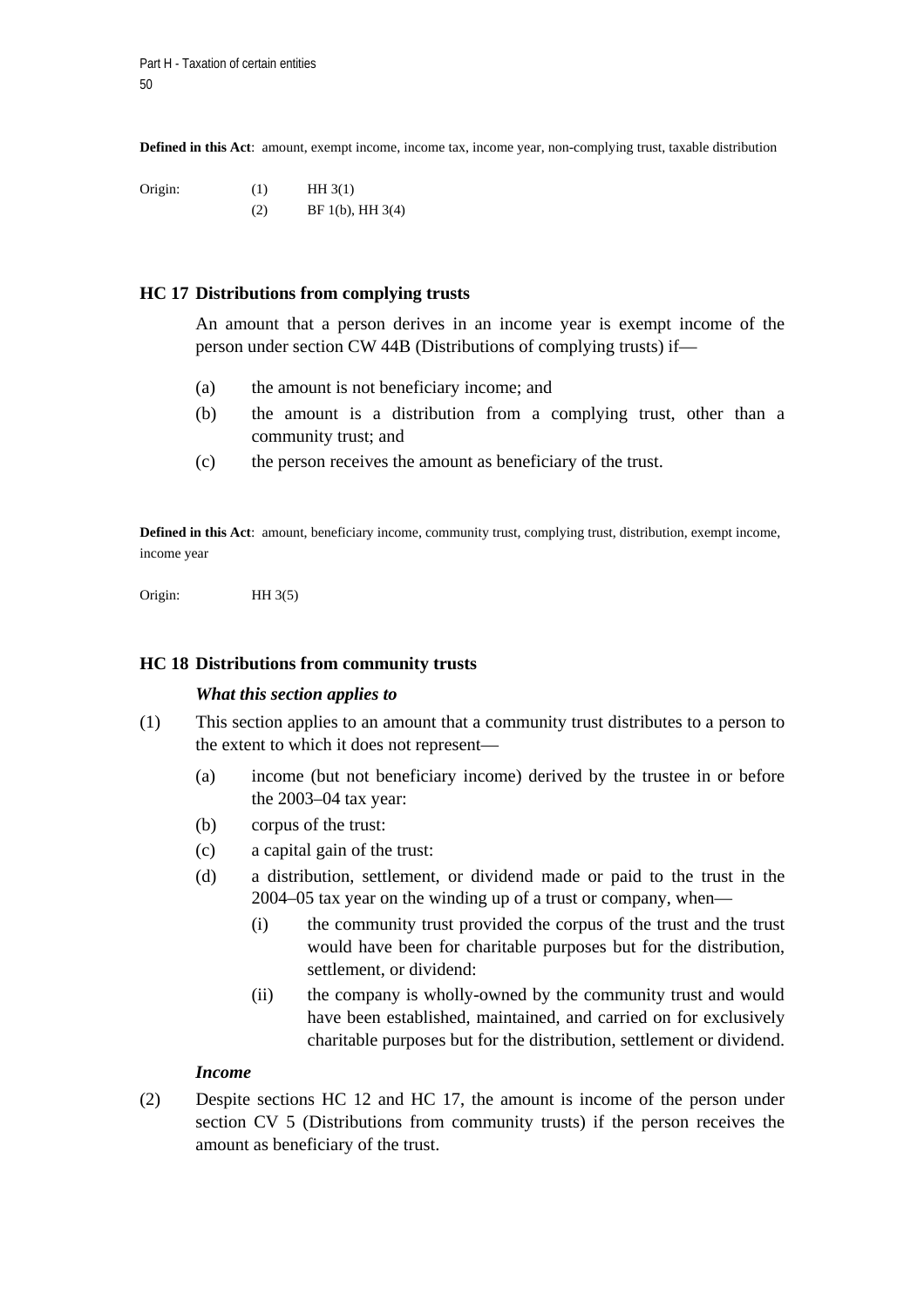**Defined in this Act**: amount, exempt income, income tax, income year, non-complying trust, taxable distribution

Origin: (1) HH 3(1)
(2) BF 1(b), HH 3(4)

## HC 17 Distributions from complying trusts

An amount that a person derives in an income year is exempt income of the person under section CW 44B (Distributions of complying trusts) if—

(a) the amount is not beneficiary income; and

(b) the amount is a distribution from a complying trust, other than a community trust; and

(c) the person receives the amount as beneficiary of the trust.

**Defined in this Act**: amount, beneficiary income, community trust, complying trust, distribution, exempt income, income year

Origin: HH 3(5)

## HC 18 Distributions from community trusts

***What this section applies to***

(1) This section applies to an amount that a community trust distributes to a person to the extent to which it does not represent—

(a) income (but not beneficiary income) derived by the trustee in or before the 2003–04 tax year:

(b) corpus of the trust:

(c) a capital gain of the trust:

(d) a distribution, settlement, or dividend made or paid to the trust in the 2004–05 tax year on the winding up of a trust or company, when—

(i) the community trust provided the corpus of the trust and the trust would have been for charitable purposes but for the distribution, settlement, or dividend:

(ii) the company is wholly-owned by the community trust and would have been established, maintained, and carried on for exclusively charitable purposes but for the distribution, settlement or dividend.

***Income***

(2) Despite sections HC 12 and HC 17, the amount is income of the person under section CV 5 (Distributions from community trusts) if the person receives the amount as beneficiary of the trust.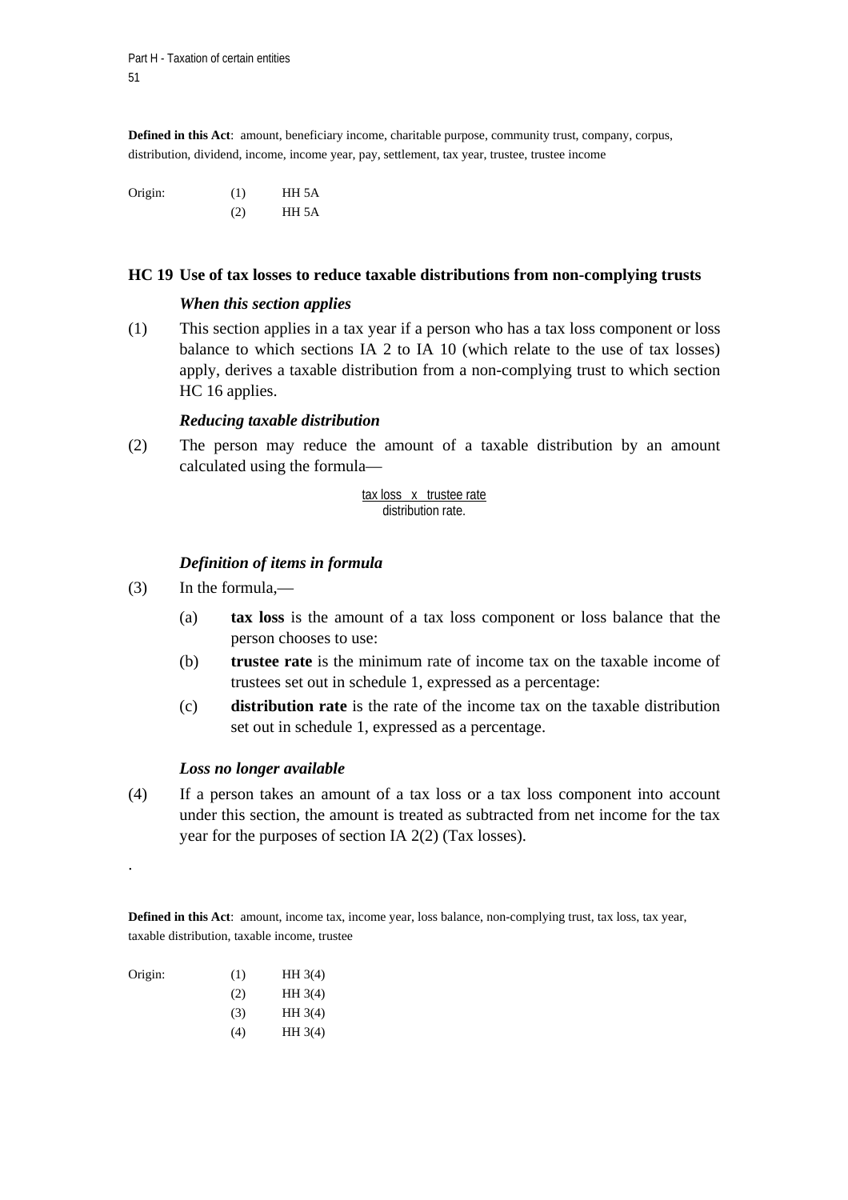**Defined in this Act**: amount, beneficiary income, charitable purpose, community trust, company, corpus, distribution, dividend, income, income year, pay, settlement, tax year, trustee, trustee income

| Origin: | (1) | HH 5A |
|---|---|---|
| | (2) | HH 5A |

## HC 19 Use of tax losses to reduce taxable distributions from non-complying trusts

### *When this section applies*

(1) This section applies in a tax year if a person who has a tax loss component or loss balance to which sections IA 2 to IA 10 (which relate to the use of tax losses) apply, derives a taxable distribution from a non-complying trust to which section HC 16 applies.

### *Reducing taxable distribution*

(2) The person may reduce the amount of a taxable distribution by an amount calculated using the formula—

$$\frac{\text{tax loss} \times \text{trustee rate}}{\text{distribution rate}}.$$

### *Definition of items in formula*

(3) In the formula,—

(a) **tax loss** is the amount of a tax loss component or loss balance that the person chooses to use:

(b) **trustee rate** is the minimum rate of income tax on the taxable income of trustees set out in schedule 1, expressed as a percentage:

(c) **distribution rate** is the rate of the income tax on the taxable distribution set out in schedule 1, expressed as a percentage.

### *Loss no longer available*

(4) If a person takes an amount of a tax loss or a tax loss component into account under this section, the amount is treated as subtracted from net income for the tax year for the purposes of section IA 2(2) (Tax losses).

.

**Defined in this Act**: amount, income tax, income year, loss balance, non-complying trust, tax loss, tax year, taxable distribution, taxable income, trustee

| Origin: | (1) | HH 3(4) |
|---|---|---|
| | (2) | HH 3(4) |
| | (3) | HH 3(4) |
| | (4) | HH 3(4) |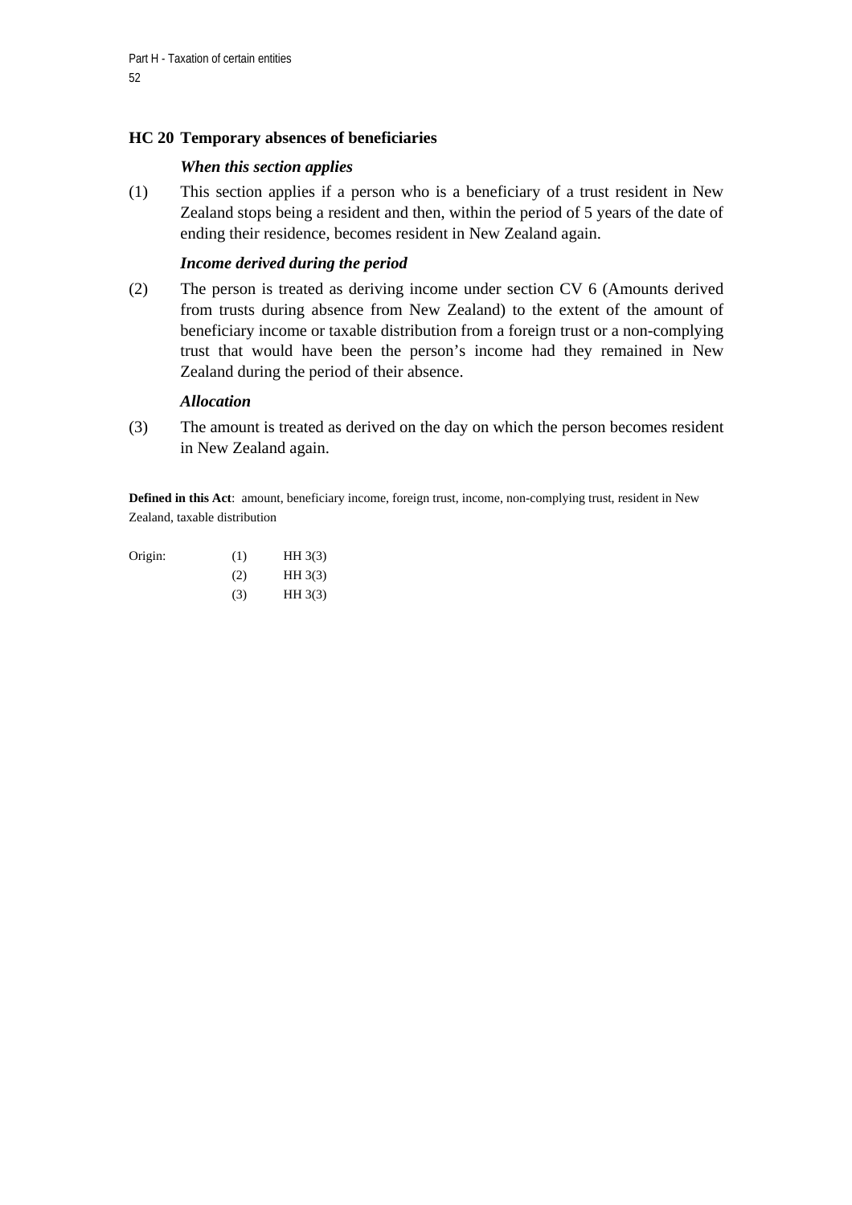## HC 20 Temporary absences of beneficiaries

***When this section applies***

(1) This section applies if a person who is a beneficiary of a trust resident in New Zealand stops being a resident and then, within the period of 5 years of the date of ending their residence, becomes resident in New Zealand again.

***Income derived during the period***

(2) The person is treated as deriving income under section CV 6 (Amounts derived from trusts during absence from New Zealand) to the extent of the amount of beneficiary income or taxable distribution from a foreign trust or a non-complying trust that would have been the person's income had they remained in New Zealand during the period of their absence.

***Allocation***

(3) The amount is treated as derived on the day on which the person becomes resident in New Zealand again.

**Defined in this Act**: amount, beneficiary income, foreign trust, income, non-complying trust, resident in New Zealand, taxable distribution

| Origin: | (1) | HH 3(3) |
|---|---|---|
| | (2) | HH 3(3) |
| | (3) | HH 3(3) |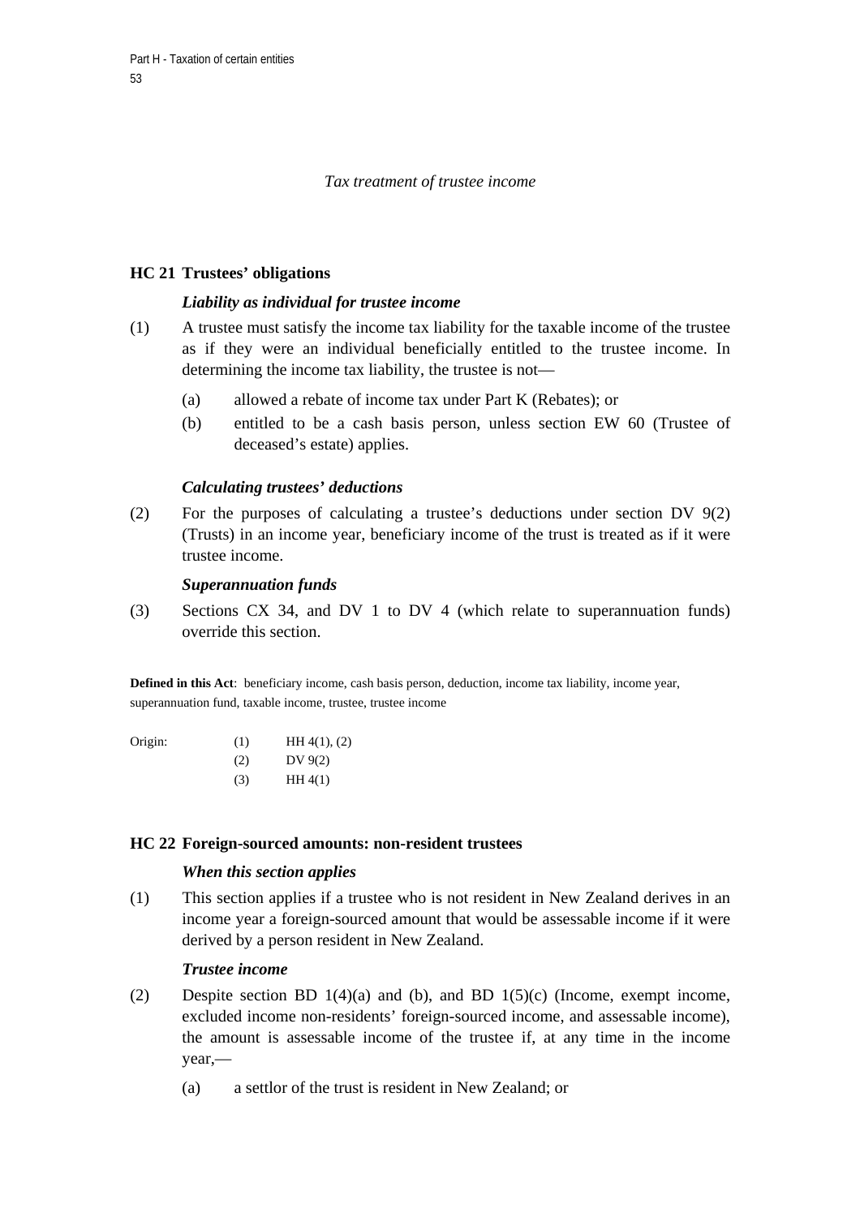*Tax treatment of trustee income*

## HC 21 Trustees' obligations

***Liability as individual for trustee income***

(1) A trustee must satisfy the income tax liability for the taxable income of the trustee as if they were an individual beneficially entitled to the trustee income. In determining the income tax liability, the trustee is not—

- (a) allowed a rebate of income tax under Part K (Rebates); or
- (b) entitled to be a cash basis person, unless section EW 60 (Trustee of deceased's estate) applies.

***Calculating trustees' deductions***

(2) For the purposes of calculating a trustee's deductions under section DV 9(2) (Trusts) in an income year, beneficiary income of the trust is treated as if it were trustee income.

***Superannuation funds***

(3) Sections CX 34, and DV 1 to DV 4 (which relate to superannuation funds) override this section.

**Defined in this Act**: beneficiary income, cash basis person, deduction, income tax liability, income year, superannuation fund, taxable income, trustee, trustee income

| Origin: | | |
|---|---|---|
| | (1) | HH 4(1), (2) |
| | (2) | DV 9(2) |
| | (3) | HH 4(1) |

## HC 22 Foreign-sourced amounts: non-resident trustees

***When this section applies***

(1) This section applies if a trustee who is not resident in New Zealand derives in an income year a foreign-sourced amount that would be assessable income if it were derived by a person resident in New Zealand.

***Trustee income***

(2) Despite section BD 1(4)(a) and (b), and BD 1(5)(c) (Income, exempt income, excluded income non-residents' foreign-sourced income, and assessable income), the amount is assessable income of the trustee if, at any time in the income year,—

- (a) a settlor of the trust is resident in New Zealand; or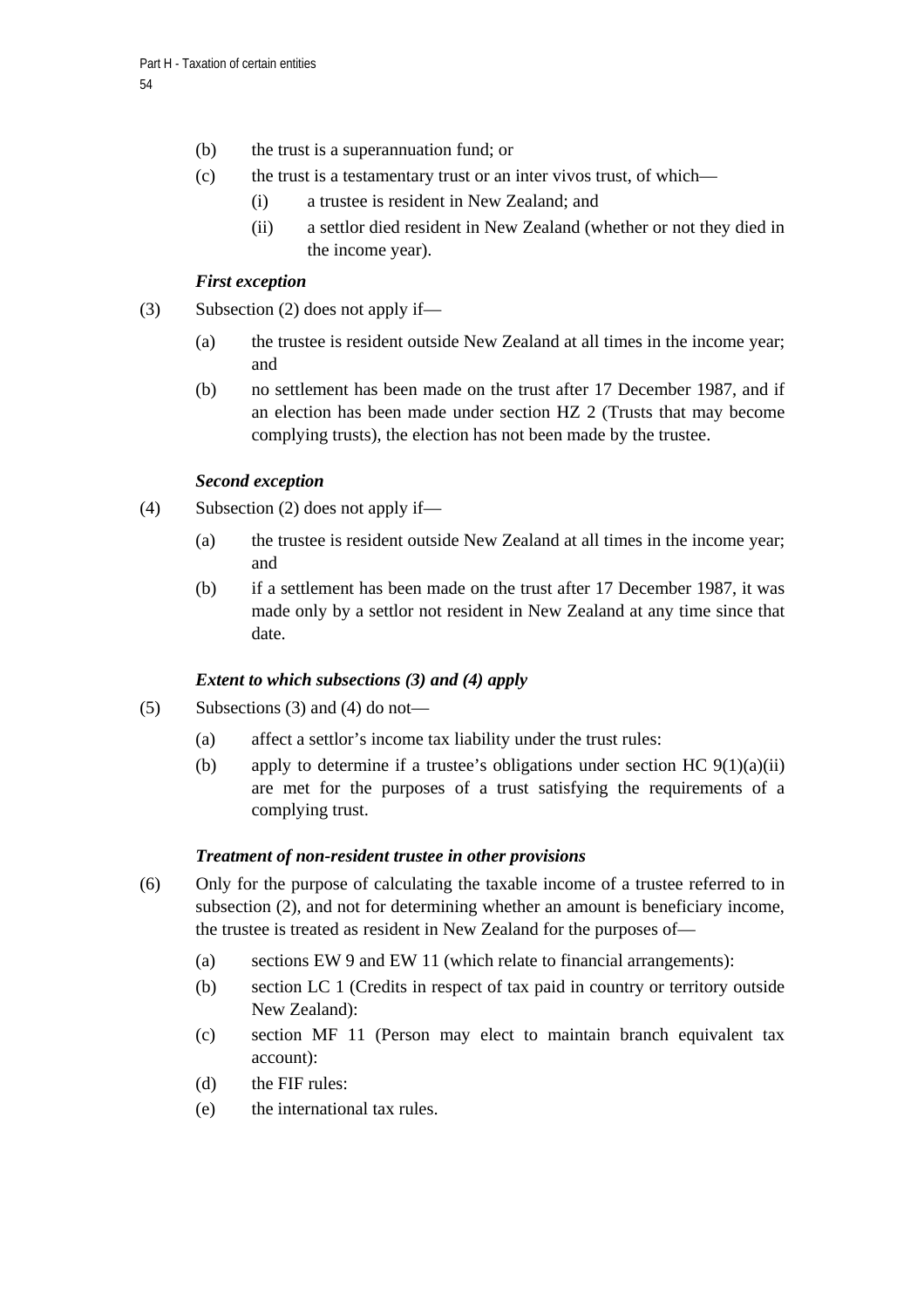(b) the trust is a superannuation fund; or

(c) the trust is a testamentary trust or an inter vivos trust, of which—

  (i) a trustee is resident in New Zealand; and

  (ii) a settlor died resident in New Zealand (whether or not they died in the income year).

*First exception*

(3) Subsection (2) does not apply if—

  (a) the trustee is resident outside New Zealand at all times in the income year; and

  (b) no settlement has been made on the trust after 17 December 1987, and if an election has been made under section HZ 2 (Trusts that may become complying trusts), the election has not been made by the trustee.

*Second exception*

(4) Subsection (2) does not apply if—

  (a) the trustee is resident outside New Zealand at all times in the income year; and

  (b) if a settlement has been made on the trust after 17 December 1987, it was made only by a settlor not resident in New Zealand at any time since that date.

*Extent to which subsections (3) and (4) apply*

(5) Subsections (3) and (4) do not—

  (a) affect a settlor's income tax liability under the trust rules:

  (b) apply to determine if a trustee's obligations under section HC 9(1)(a)(ii) are met for the purposes of a trust satisfying the requirements of a complying trust.

*Treatment of non-resident trustee in other provisions*

(6) Only for the purpose of calculating the taxable income of a trustee referred to in subsection (2), and not for determining whether an amount is beneficiary income, the trustee is treated as resident in New Zealand for the purposes of—

  (a) sections EW 9 and EW 11 (which relate to financial arrangements):

  (b) section LC 1 (Credits in respect of tax paid in country or territory outside New Zealand):

  (c) section MF 11 (Person may elect to maintain branch equivalent tax account):

  (d) the FIF rules:

  (e) the international tax rules.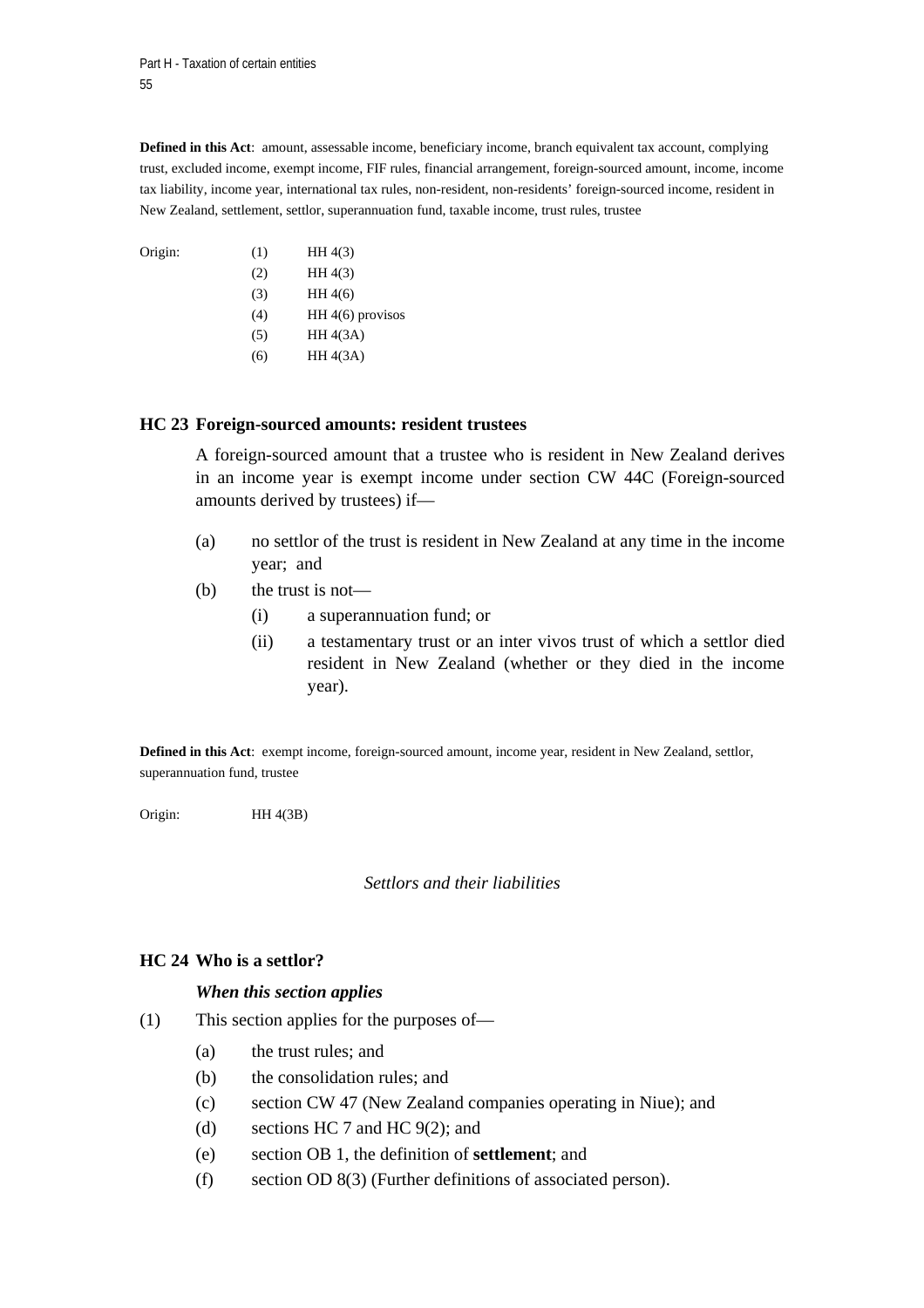**Defined in this Act**: amount, assessable income, beneficiary income, branch equivalent tax account, complying trust, excluded income, exempt income, FIF rules, financial arrangement, foreign-sourced amount, income, income tax liability, income year, international tax rules, non-resident, non-residents' foreign-sourced income, resident in New Zealand, settlement, settlor, superannuation fund, taxable income, trust rules, trustee

| Origin: | | |
|---|---|---|
| | (1) | HH 4(3) |
| | (2) | HH 4(3) |
| | (3) | HH 4(6) |
| | (4) | HH 4(6) provisos |
| | (5) | HH 4(3A) |
| | (6) | HH 4(3A) |

### HC 23 Foreign-sourced amounts: resident trustees

A foreign-sourced amount that a trustee who is resident in New Zealand derives in an income year is exempt income under section CW 44C (Foreign-sourced amounts derived by trustees) if—

(a) no settlor of the trust is resident in New Zealand at any time in the income year; and

(b) the trust is not—

  (i) a superannuation fund; or

  (ii) a testamentary trust or an inter vivos trust of which a settlor died resident in New Zealand (whether or they died in the income year).

**Defined in this Act**: exempt income, foreign-sourced amount, income year, resident in New Zealand, settlor, superannuation fund, trustee

Origin: HH 4(3B)

*Settlors and their liabilities*

### HC 24 Who is a settlor?

***When this section applies***

(1) This section applies for the purposes of—

  (a) the trust rules; and

  (b) the consolidation rules; and

  (c) section CW 47 (New Zealand companies operating in Niue); and

  (d) sections HC 7 and HC 9(2); and

  (e) section OB 1, the definition of **settlement**; and

  (f) section OD 8(3) (Further definitions of associated person).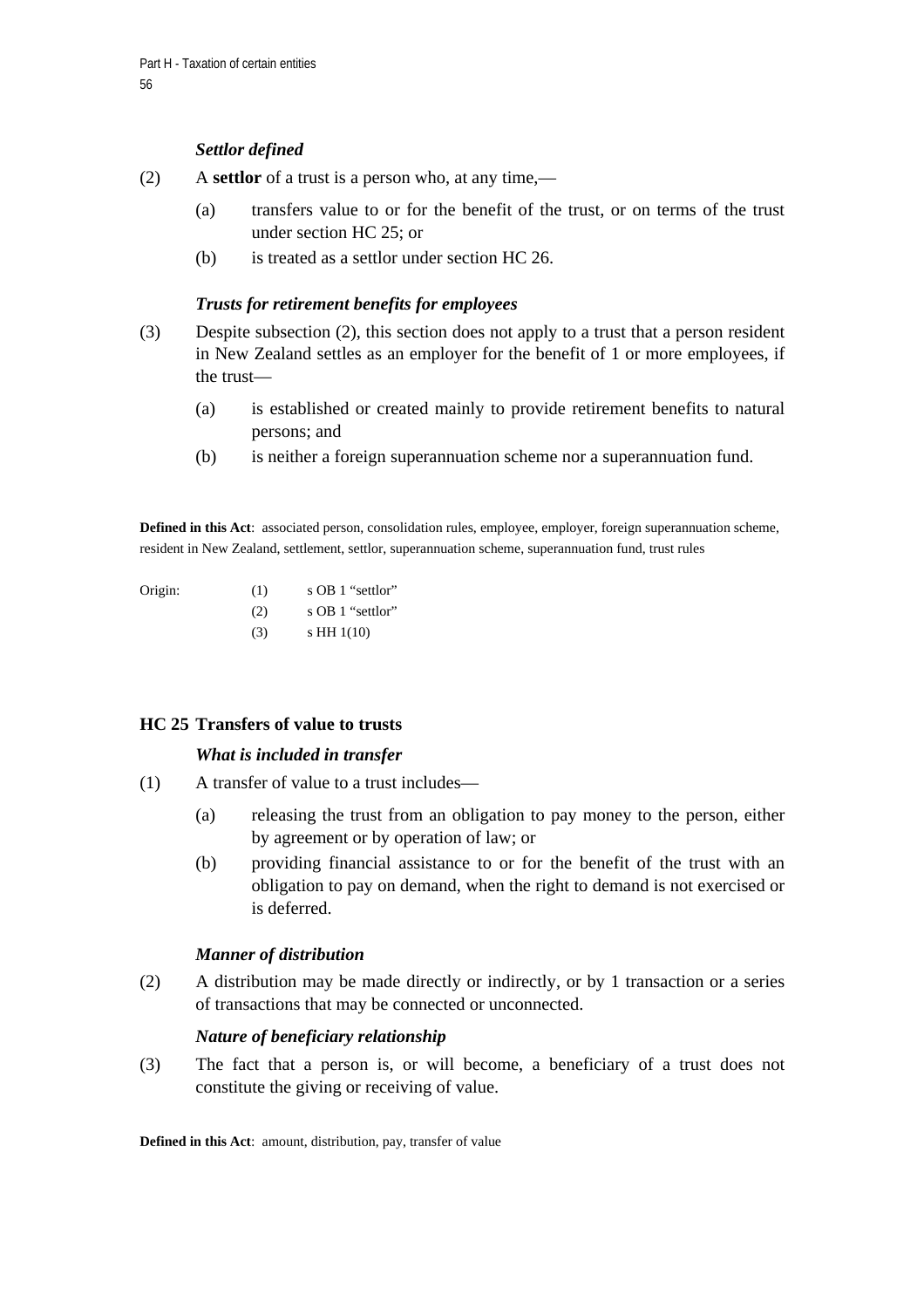*Settlor defined*

(2) A **settlor** of a trust is a person who, at any time,—

- (a) transfers value to or for the benefit of the trust, or on terms of the trust under section HC 25; or
- (b) is treated as a settlor under section HC 26.

*Trusts for retirement benefits for employees*

(3) Despite subsection (2), this section does not apply to a trust that a person resident in New Zealand settles as an employer for the benefit of 1 or more employees, if the trust—

- (a) is established or created mainly to provide retirement benefits to natural persons; and
- (b) is neither a foreign superannuation scheme nor a superannuation fund.

**Defined in this Act**: associated person, consolidation rules, employee, employer, foreign superannuation scheme, resident in New Zealand, settlement, settlor, superannuation scheme, superannuation fund, trust rules

| Origin: | (1) | s OB 1 "settlor" |
|---|---|---|
| | (2) | s OB 1 "settlor" |
| | (3) | s HH 1(10) |

### HC 25 Transfers of value to trusts

*What is included in transfer*

(1) A transfer of value to a trust includes—

- (a) releasing the trust from an obligation to pay money to the person, either by agreement or by operation of law; or
- (b) providing financial assistance to or for the benefit of the trust with an obligation to pay on demand, when the right to demand is not exercised or is deferred.

*Manner of distribution*

(2) A distribution may be made directly or indirectly, or by 1 transaction or a series of transactions that may be connected or unconnected.

*Nature of beneficiary relationship*

(3) The fact that a person is, or will become, a beneficiary of a trust does not constitute the giving or receiving of value.

**Defined in this Act**: amount, distribution, pay, transfer of value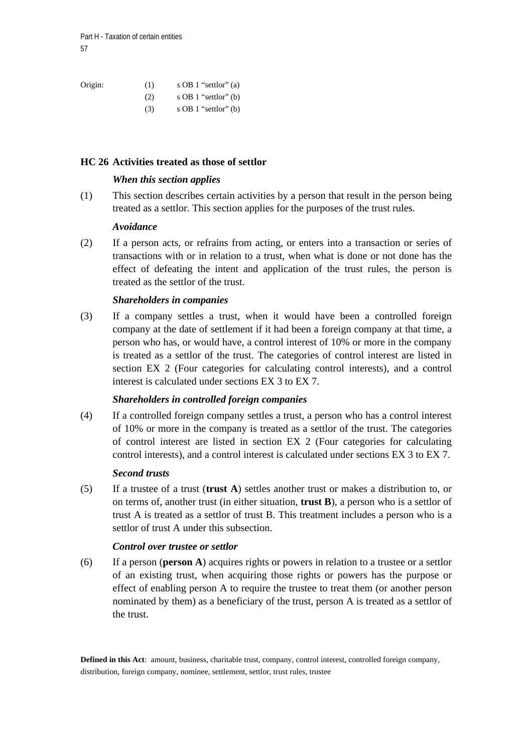| Origin: | (1) | s OB 1 “settlor” (a) |
|---|---|---|
| | (2) | s OB 1 “settlor” (b) |
| | (3) | s OB 1 “settlor” (b) |

### HC 26 Activities treated as those of settlor

***When this section applies***

(1) This section describes certain activities by a person that result in the person being treated as a settlor. This section applies for the purposes of the trust rules.

***Avoidance***

(2) If a person acts, or refrains from acting, or enters into a transaction or series of transactions with or in relation to a trust, when what is done or not done has the effect of defeating the intent and application of the trust rules, the person is treated as the settlor of the trust.

***Shareholders in companies***

(3) If a company settles a trust, when it would have been a controlled foreign company at the date of settlement if it had been a foreign company at that time, a person who has, or would have, a control interest of 10% or more in the company is treated as a settlor of the trust. The categories of control interest are listed in section EX 2 (Four categories for calculating control interests), and a control interest is calculated under sections EX 3 to EX 7.

***Shareholders in controlled foreign companies***

(4) If a controlled foreign company settles a trust, a person who has a control interest of 10% or more in the company is treated as a settlor of the trust. The categories of control interest are listed in section EX 2 (Four categories for calculating control interests), and a control interest is calculated under sections EX 3 to EX 7.

***Second trusts***

(5) If a trustee of a trust (**trust A**) settles another trust or makes a distribution to, or on terms of, another trust (in either situation, **trust B**), a person who is a settlor of trust A is treated as a settlor of trust B. This treatment includes a person who is a settlor of trust A under this subsection.

***Control over trustee or settlor***

(6) If a person (**person A**) acquires rights or powers in relation to a trustee or a settlor of an existing trust, when acquiring those rights or powers has the purpose or effect of enabling person A to require the trustee to treat them (or another person nominated by them) as a beneficiary of the trust, person A is treated as a settlor of the trust.

**Defined in this Act**: amount, business, charitable trust, company, control interest, controlled foreign company, distribution, foreign company, nominee, settlement, settlor, trust rules, trustee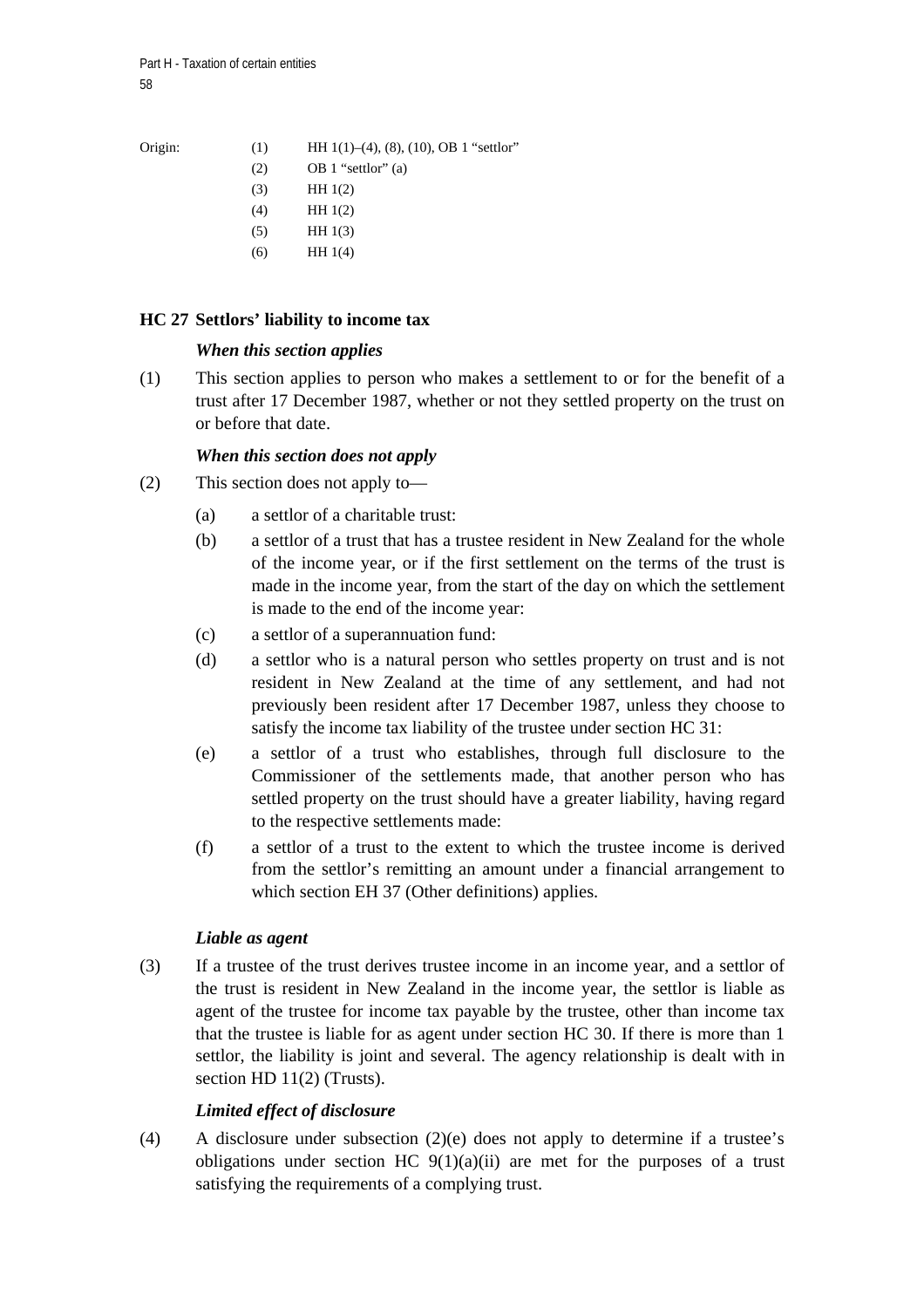Origin:

| | |
|---|---|
| (1) | HH 1(1)–(4), (8), (10), OB 1 "settlor" |
| (2) | OB 1 "settlor" (a) |
| (3) | HH 1(2) |
| (4) | HH 1(2) |
| (5) | HH 1(3) |
| (6) | HH 1(4) |

### HC 27 Settlors' liability to income tax

***When this section applies***

(1) This section applies to person who makes a settlement to or for the benefit of a trust after 17 December 1987, whether or not they settled property on the trust on or before that date.

***When this section does not apply***

(2) This section does not apply to—

(a) a settlor of a charitable trust:

(b) a settlor of a trust that has a trustee resident in New Zealand for the whole of the income year, or if the first settlement on the terms of the trust is made in the income year, from the start of the day on which the settlement is made to the end of the income year:

(c) a settlor of a superannuation fund:

(d) a settlor who is a natural person who settles property on trust and is not resident in New Zealand at the time of any settlement, and had not previously been resident after 17 December 1987, unless they choose to satisfy the income tax liability of the trustee under section HC 31:

(e) a settlor of a trust who establishes, through full disclosure to the Commissioner of the settlements made, that another person who has settled property on the trust should have a greater liability, having regard to the respective settlements made:

(f) a settlor of a trust to the extent to which the trustee income is derived from the settlor's remitting an amount under a financial arrangement to which section EH 37 (Other definitions) applies.

***Liable as agent***

(3) If a trustee of the trust derives trustee income in an income year, and a settlor of the trust is resident in New Zealand in the income year, the settlor is liable as agent of the trustee for income tax payable by the trustee, other than income tax that the trustee is liable for as agent under section HC 30. If there is more than 1 settlor, the liability is joint and several. The agency relationship is dealt with in section HD 11(2) (Trusts).

***Limited effect of disclosure***

(4) A disclosure under subsection (2)(e) does not apply to determine if a trustee's obligations under section HC 9(1)(a)(ii) are met for the purposes of a trust satisfying the requirements of a complying trust.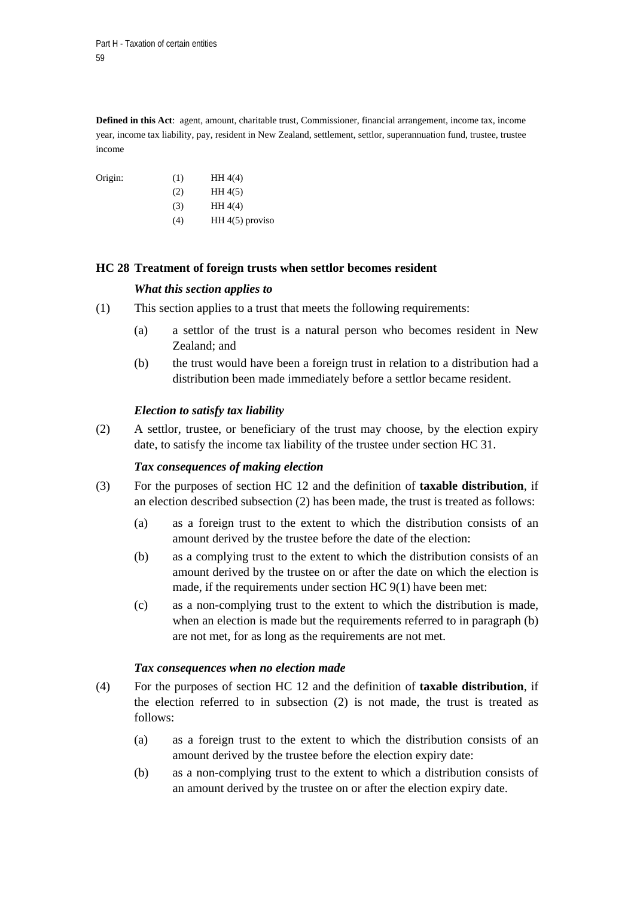**Defined in this Act**: agent, amount, charitable trust, Commissioner, financial arrangement, income tax, income year, income tax liability, pay, resident in New Zealand, settlement, settlor, superannuation fund, trustee, trustee income

| Origin: | (1) | HH 4(4) |
|---|---|---|
| | (2) | HH 4(5) |
| | (3) | HH 4(4) |
| | (4) | HH 4(5) proviso |

### HC 28 Treatment of foreign trusts when settlor becomes resident

***What this section applies to***

(1) This section applies to a trust that meets the following requirements:

(a) a settlor of the trust is a natural person who becomes resident in New Zealand; and

(b) the trust would have been a foreign trust in relation to a distribution had a distribution been made immediately before a settlor became resident.

***Election to satisfy tax liability***

(2) A settlor, trustee, or beneficiary of the trust may choose, by the election expiry date, to satisfy the income tax liability of the trustee under section HC 31.

***Tax consequences of making election***

(3) For the purposes of section HC 12 and the definition of **taxable distribution**, if an election described subsection (2) has been made, the trust is treated as follows:

(a) as a foreign trust to the extent to which the distribution consists of an amount derived by the trustee before the date of the election:

(b) as a complying trust to the extent to which the distribution consists of an amount derived by the trustee on or after the date on which the election is made, if the requirements under section HC 9(1) have been met:

(c) as a non-complying trust to the extent to which the distribution is made, when an election is made but the requirements referred to in paragraph (b) are not met, for as long as the requirements are not met.

***Tax consequences when no election made***

(4) For the purposes of section HC 12 and the definition of **taxable distribution**, if the election referred to in subsection (2) is not made, the trust is treated as follows:

(a) as a foreign trust to the extent to which the distribution consists of an amount derived by the trustee before the election expiry date:

(b) as a non-complying trust to the extent to which a distribution consists of an amount derived by the trustee on or after the election expiry date.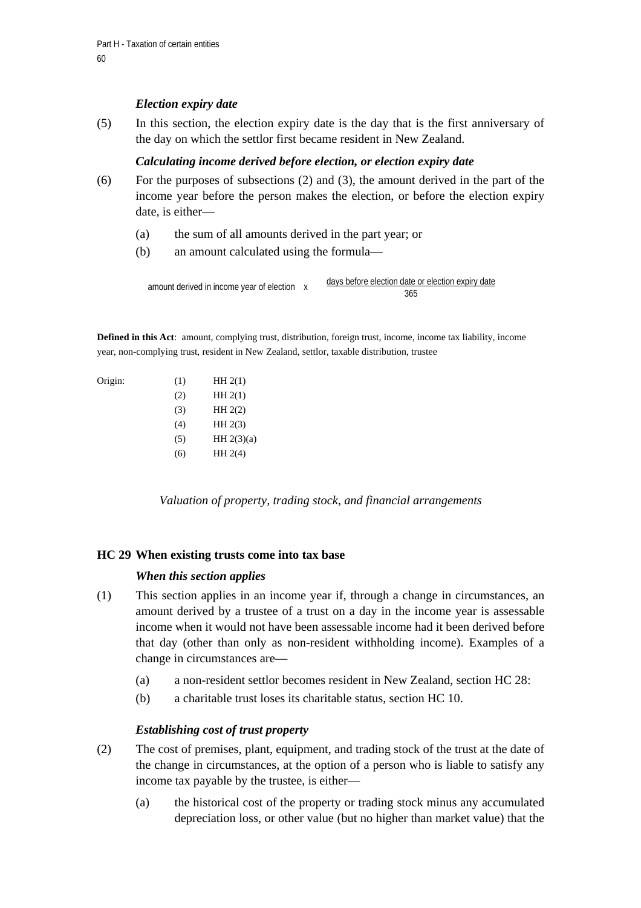*Election expiry date*

(5) In this section, the election expiry date is the day that is the first anniversary of the day on which the settlor first became resident in New Zealand.

*Calculating income derived before election, or election expiry date*

(6) For the purposes of subsections (2) and (3), the amount derived in the part of the income year before the person makes the election, or before the election expiry date, is either—

(a) the sum of all amounts derived in the part year; or

(b) an amount calculated using the formula—

$$\text{amount derived in income year of election} \times \frac{\text{days before election date or election expiry date}}{365}$$

**Defined in this Act**: amount, complying trust, distribution, foreign trust, income, income tax liability, income year, non-complying trust, resident in New Zealand, settlor, taxable distribution, trustee

| Origin: | | |
|---|---|---|
| | (1) | HH 2(1) |
| | (2) | HH 2(1) |
| | (3) | HH 2(2) |
| | (4) | HH 2(3) |
| | (5) | HH 2(3)(a) |
| | (6) | HH 2(4) |

*Valuation of property, trading stock, and financial arrangements*

### HC 29 When existing trusts come into tax base

*When this section applies*

(1) This section applies in an income year if, through a change in circumstances, an amount derived by a trustee of a trust on a day in the income year is assessable income when it would not have been assessable income had it been derived before that day (other than only as non-resident withholding income). Examples of a change in circumstances are—

(a) a non-resident settlor becomes resident in New Zealand, section HC 28:

(b) a charitable trust loses its charitable status, section HC 10.

*Establishing cost of trust property*

(2) The cost of premises, plant, equipment, and trading stock of the trust at the date of the change in circumstances, at the option of a person who is liable to satisfy any income tax payable by the trustee, is either—

(a) the historical cost of the property or trading stock minus any accumulated depreciation loss, or other value (but no higher than market value) that the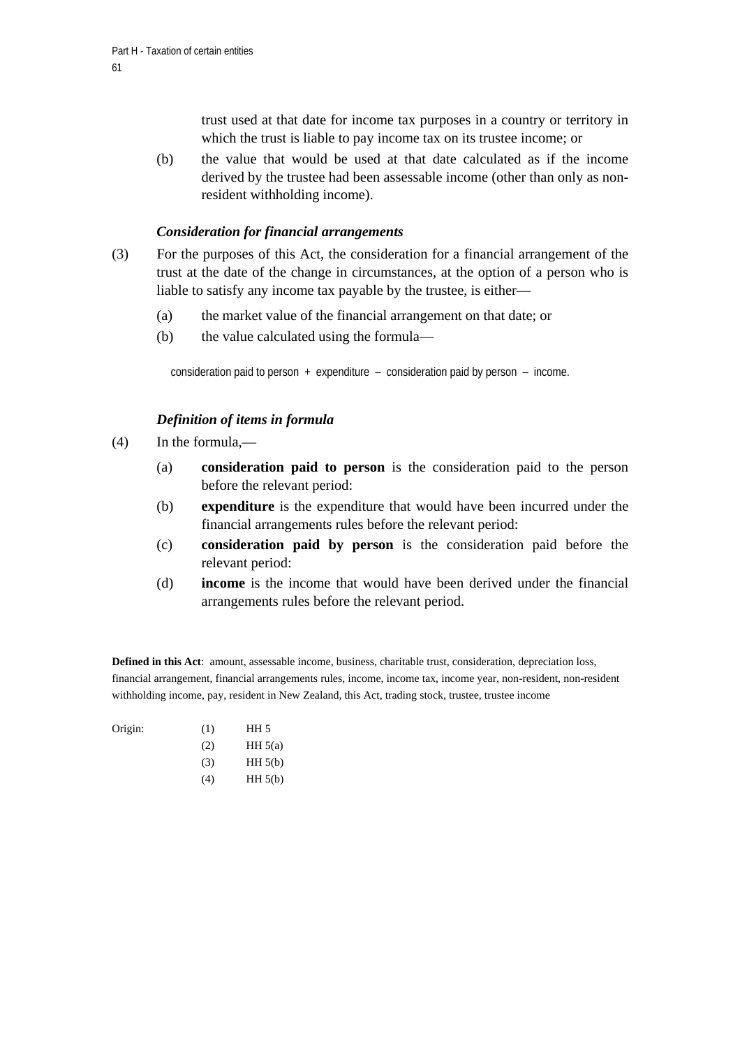trust used at that date for income tax purposes in a country or territory in which the trust is liable to pay income tax on its trustee income; or

(b) the value that would be used at that date calculated as if the income derived by the trustee had been assessable income (other than only as non-resident withholding income).

### *Consideration for financial arrangements*

(3) For the purposes of this Act, the consideration for a financial arrangement of the trust at the date of the change in circumstances, at the option of a person who is liable to satisfy any income tax payable by the trustee, is either—

(a) the market value of the financial arrangement on that date; or

(b) the value calculated using the formula—

consideration paid to person + expenditure – consideration paid by person – income.

### *Definition of items in formula*

(4) In the formula,—

(a) **consideration paid to person** is the consideration paid to the person before the relevant period:

(b) **expenditure** is the expenditure that would have been incurred under the financial arrangements rules before the relevant period:

(c) **consideration paid by person** is the consideration paid before the relevant period:

(d) **income** is the income that would have been derived under the financial arrangements rules before the relevant period.

**Defined in this Act**: amount, assessable income, business, charitable trust, consideration, depreciation loss, financial arrangement, financial arrangements rules, income, income tax, income year, non-resident, non-resident withholding income, pay, resident in New Zealand, this Act, trading stock, trustee, trustee income

| Origin: | | |
|---|---|---|
| | (1) | HH 5 |
| | (2) | HH 5(a) |
| | (3) | HH 5(b) |
| | (4) | HH 5(b) |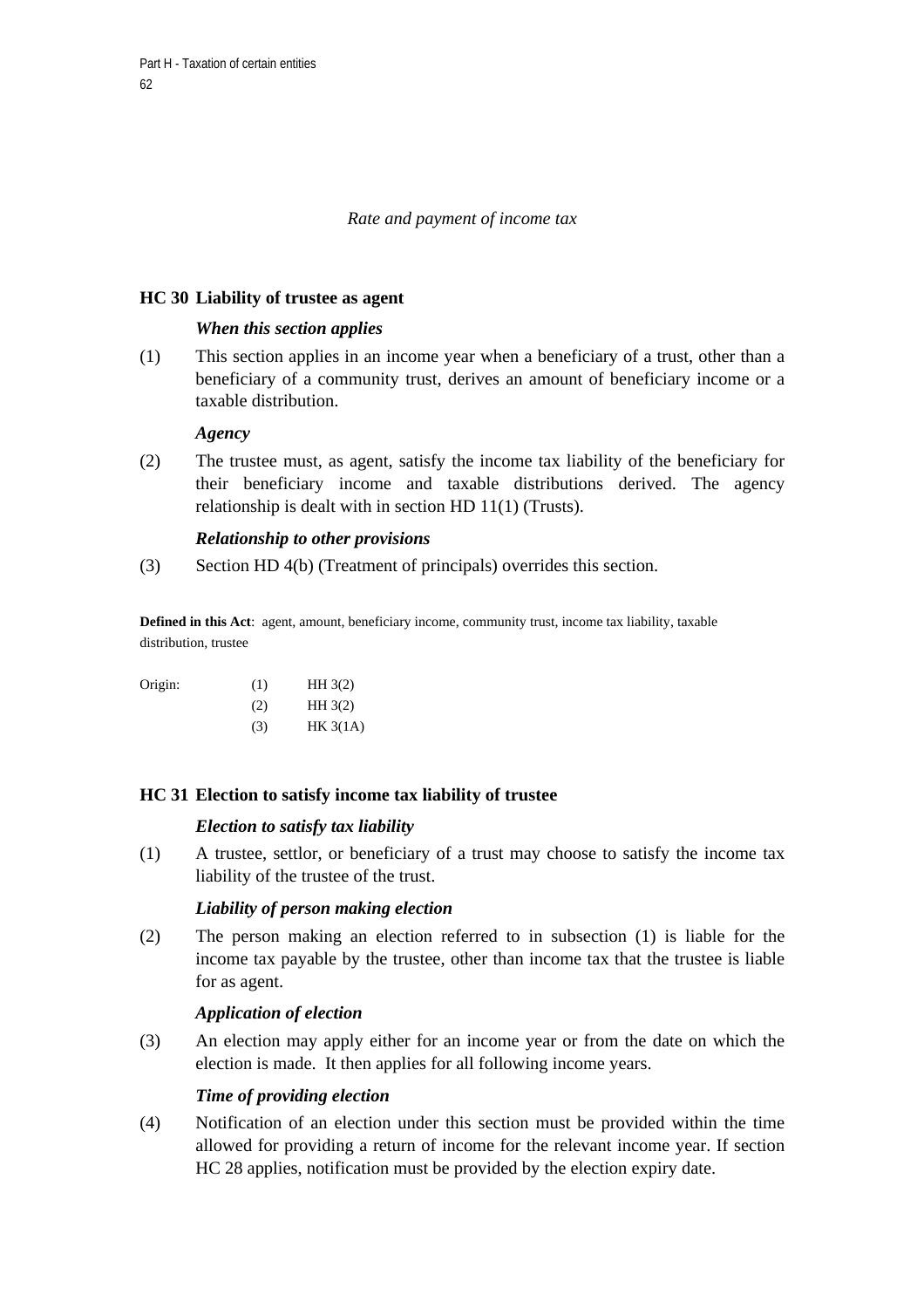*Rate and payment of income tax*

## HC 30 Liability of trustee as agent

***When this section applies***

(1) This section applies in an income year when a beneficiary of a trust, other than a beneficiary of a community trust, derives an amount of beneficiary income or a taxable distribution.

***Agency***

(2) The trustee must, as agent, satisfy the income tax liability of the beneficiary for their beneficiary income and taxable distributions derived. The agency relationship is dealt with in section HD 11(1) (Trusts).

***Relationship to other provisions***

(3) Section HD 4(b) (Treatment of principals) overrides this section.

**Defined in this Act**: agent, amount, beneficiary income, community trust, income tax liability, taxable distribution, trustee

| Origin: | (1) | HH 3(2) |
|---|---|---|
| | (2) | HH 3(2) |
| | (3) | HK 3(1A) |

## HC 31 Election to satisfy income tax liability of trustee

***Election to satisfy tax liability***

(1) A trustee, settlor, or beneficiary of a trust may choose to satisfy the income tax liability of the trustee of the trust.

***Liability of person making election***

(2) The person making an election referred to in subsection (1) is liable for the income tax payable by the trustee, other than income tax that the trustee is liable for as agent.

***Application of election***

(3) An election may apply either for an income year or from the date on which the election is made. It then applies for all following income years.

***Time of providing election***

(4) Notification of an election under this section must be provided within the time allowed for providing a return of income for the relevant income year. If section HC 28 applies, notification must be provided by the election expiry date.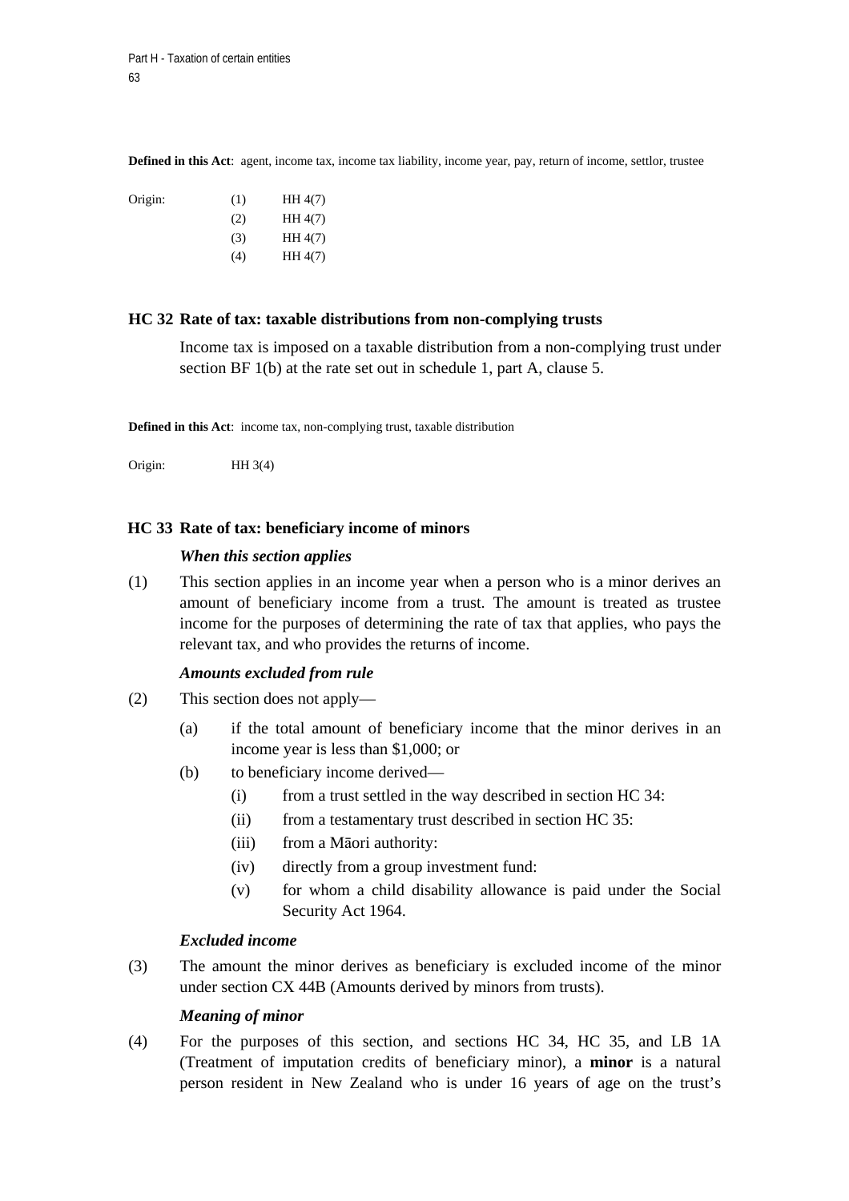**Defined in this Act**: agent, income tax, income tax liability, income year, pay, return of income, settlor, trustee

| Origin: | (1) | HH 4(7) |
|---|---|---|
| | (2) | HH 4(7) |
| | (3) | HH 4(7) |
| | (4) | HH 4(7) |

## HC 32 Rate of tax: taxable distributions from non-complying trusts

Income tax is imposed on a taxable distribution from a non-complying trust under section BF 1(b) at the rate set out in schedule 1, part A, clause 5.

**Defined in this Act**: income tax, non-complying trust, taxable distribution

Origin: HH 3(4)

## HC 33 Rate of tax: beneficiary income of minors

***When this section applies***

(1) This section applies in an income year when a person who is a minor derives an amount of beneficiary income from a trust. The amount is treated as trustee income for the purposes of determining the rate of tax that applies, who pays the relevant tax, and who provides the returns of income.

***Amounts excluded from rule***

(2) This section does not apply—

- (a) if the total amount of beneficiary income that the minor derives in an income year is less than $1,000; or
- (b) to beneficiary income derived—
  - (i) from a trust settled in the way described in section HC 34:
  - (ii) from a testamentary trust described in section HC 35:
  - (iii) from a Māori authority:
  - (iv) directly from a group investment fund:
  - (v) for whom a child disability allowance is paid under the Social Security Act 1964.

***Excluded income***

(3) The amount the minor derives as beneficiary is excluded income of the minor under section CX 44B (Amounts derived by minors from trusts).

***Meaning of minor***

(4) For the purposes of this section, and sections HC 34, HC 35, and LB 1A (Treatment of imputation credits of beneficiary minor), a **minor** is a natural person resident in New Zealand who is under 16 years of age on the trust's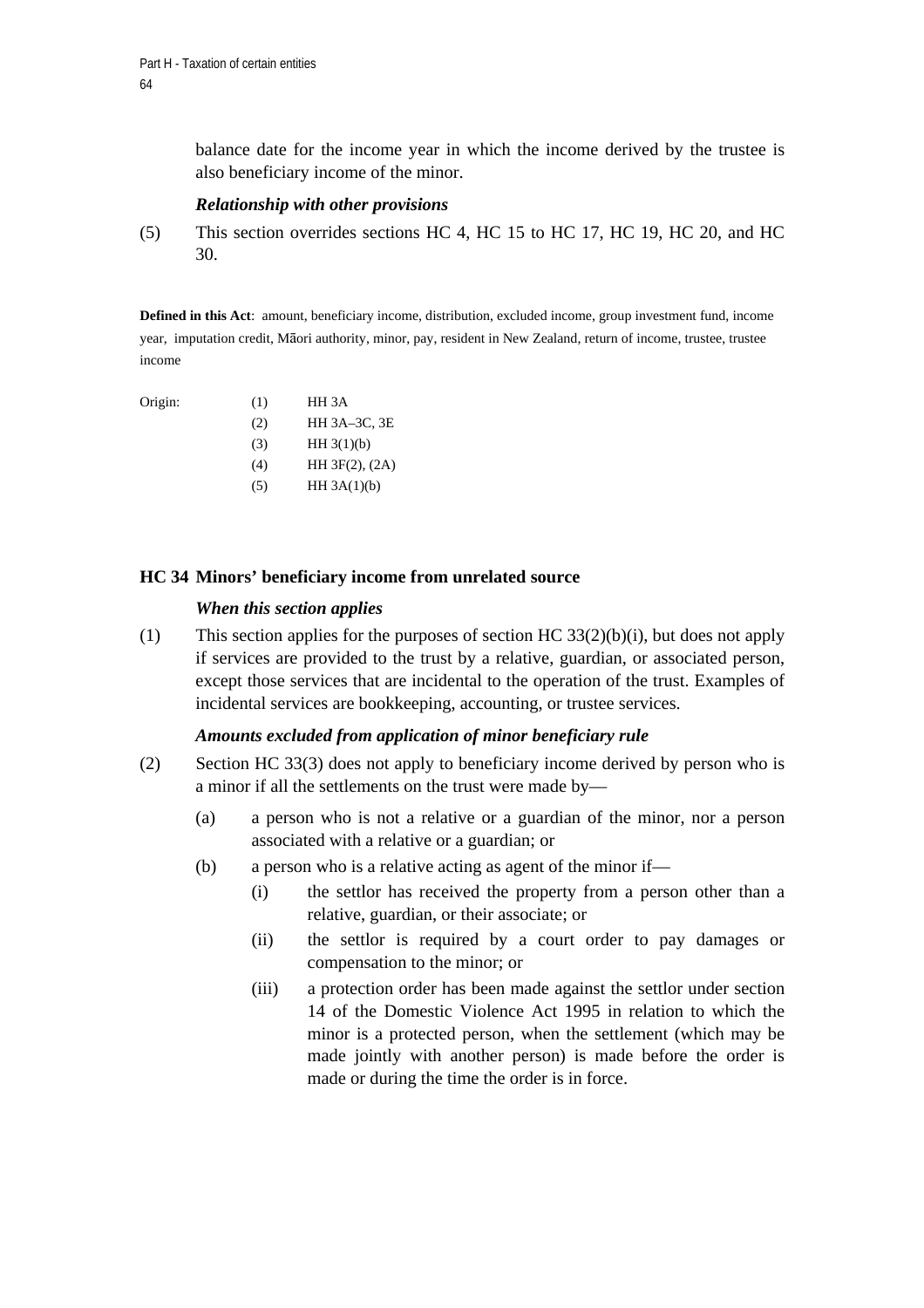balance date for the income year in which the income derived by the trustee is also beneficiary income of the minor.

*Relationship with other provisions*

(5) This section overrides sections HC 4, HC 15 to HC 17, HC 19, HC 20, and HC 30.

**Defined in this Act**: amount, beneficiary income, distribution, excluded income, group investment fund, income year, imputation credit, Māori authority, minor, pay, resident in New Zealand, return of income, trustee, trustee income

| Origin: | (1) | HH 3A |
|---|---|---|
| | (2) | HH 3A–3C, 3E |
| | (3) | HH 3(1)(b) |
| | (4) | HH 3F(2), (2A) |
| | (5) | HH 3A(1)(b) |

### HC 34 Minors' beneficiary income from unrelated source

*When this section applies*

(1) This section applies for the purposes of section HC 33(2)(b)(i), but does not apply if services are provided to the trust by a relative, guardian, or associated person, except those services that are incidental to the operation of the trust. Examples of incidental services are bookkeeping, accounting, or trustee services.

*Amounts excluded from application of minor beneficiary rule*

(2) Section HC 33(3) does not apply to beneficiary income derived by person who is a minor if all the settlements on the trust were made by—

- (a) a person who is not a relative or a guardian of the minor, nor a person associated with a relative or a guardian; or
- (b) a person who is a relative acting as agent of the minor if—
  - (i) the settlor has received the property from a person other than a relative, guardian, or their associate; or
  - (ii) the settlor is required by a court order to pay damages or compensation to the minor; or
  - (iii) a protection order has been made against the settlor under section 14 of the Domestic Violence Act 1995 in relation to which the minor is a protected person, when the settlement (which may be made jointly with another person) is made before the order is made or during the time the order is in force.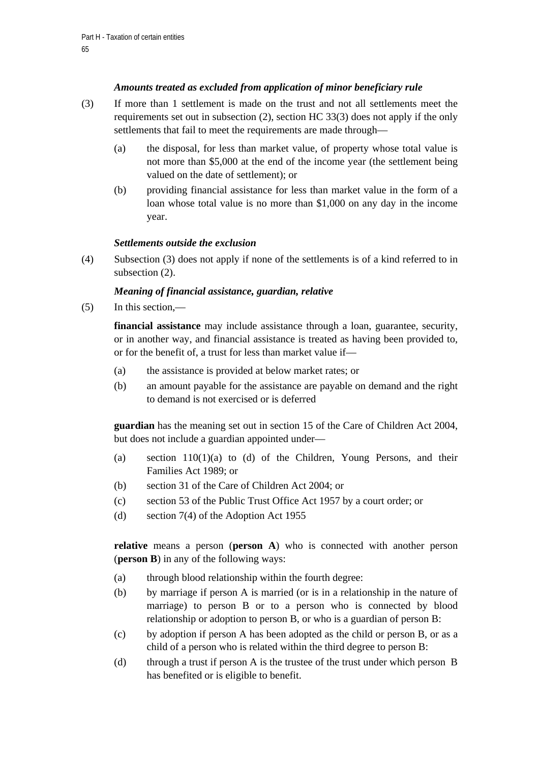*Amounts treated as excluded from application of minor beneficiary rule*

(3) If more than 1 settlement is made on the trust and not all settlements meet the requirements set out in subsection (2), section HC 33(3) does not apply if the only settlements that fail to meet the requirements are made through—

(a) the disposal, for less than market value, of property whose total value is not more than $5,000 at the end of the income year (the settlement being valued on the date of settlement); or

(b) providing financial assistance for less than market value in the form of a loan whose total value is no more than $1,000 on any day in the income year.

*Settlements outside the exclusion*

(4) Subsection (3) does not apply if none of the settlements is of a kind referred to in subsection (2).

*Meaning of financial assistance, guardian, relative*

(5) In this section,—

**financial assistance** may include assistance through a loan, guarantee, security, or in another way, and financial assistance is treated as having been provided to, or for the benefit of, a trust for less than market value if—

(a) the assistance is provided at below market rates; or

(b) an amount payable for the assistance are payable on demand and the right to demand is not exercised or is deferred

**guardian** has the meaning set out in section 15 of the Care of Children Act 2004, but does not include a guardian appointed under—

(a) section 110(1)(a) to (d) of the Children, Young Persons, and their Families Act 1989; or

(b) section 31 of the Care of Children Act 2004; or

(c) section 53 of the Public Trust Office Act 1957 by a court order; or

(d) section 7(4) of the Adoption Act 1955

**relative** means a person (**person A**) who is connected with another person (**person B**) in any of the following ways:

(a) through blood relationship within the fourth degree:

(b) by marriage if person A is married (or is in a relationship in the nature of marriage) to person B or to a person who is connected by blood relationship or adoption to person B, or who is a guardian of person B:

(c) by adoption if person A has been adopted as the child or person B, or as a child of a person who is related within the third degree to person B:

(d) through a trust if person A is the trustee of the trust under which person B has benefited or is eligible to benefit.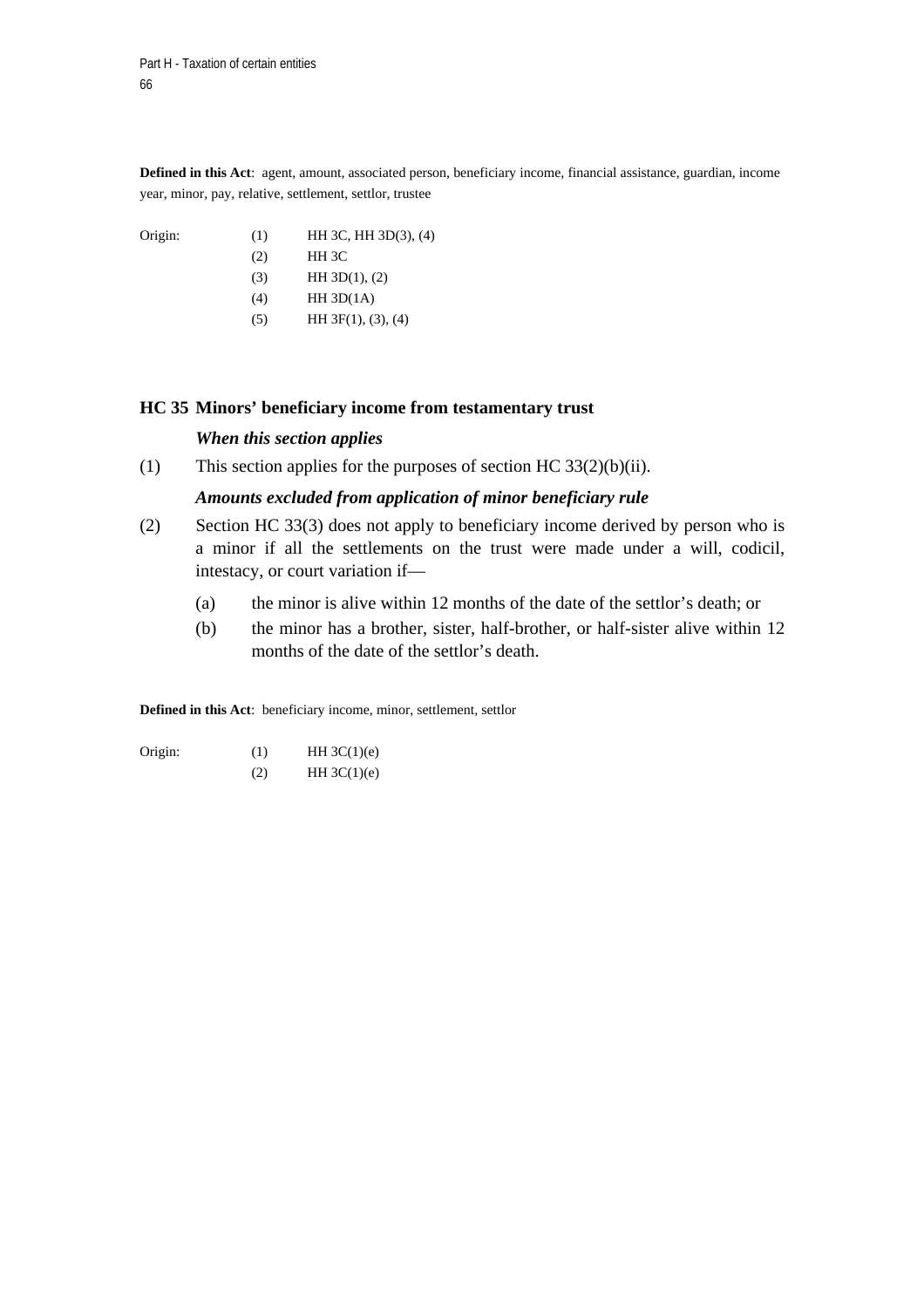**Defined in this Act**: agent, amount, associated person, beneficiary income, financial assistance, guardian, income year, minor, pay, relative, settlement, settlor, trustee

| Origin: | | |
|---|---|---|
| | (1) | HH 3C, HH 3D(3), (4) |
| | (2) | HH 3C |
| | (3) | HH 3D(1), (2) |
| | (4) | HH 3D(1A) |
| | (5) | HH 3F(1), (3), (4) |

## HC 35 Minors' beneficiary income from testamentary trust

***When this section applies***

(1) This section applies for the purposes of section HC 33(2)(b)(ii).

***Amounts excluded from application of minor beneficiary rule***

(2) Section HC 33(3) does not apply to beneficiary income derived by person who is a minor if all the settlements on the trust were made under a will, codicil, intestacy, or court variation if—

(a) the minor is alive within 12 months of the date of the settlor's death; or

(b) the minor has a brother, sister, half-brother, or half-sister alive within 12 months of the date of the settlor's death.

**Defined in this Act**: beneficiary income, minor, settlement, settlor

| Origin: | | |
|---|---|---|
| | (1) | HH 3C(1)(e) |
| | (2) | HH 3C(1)(e) |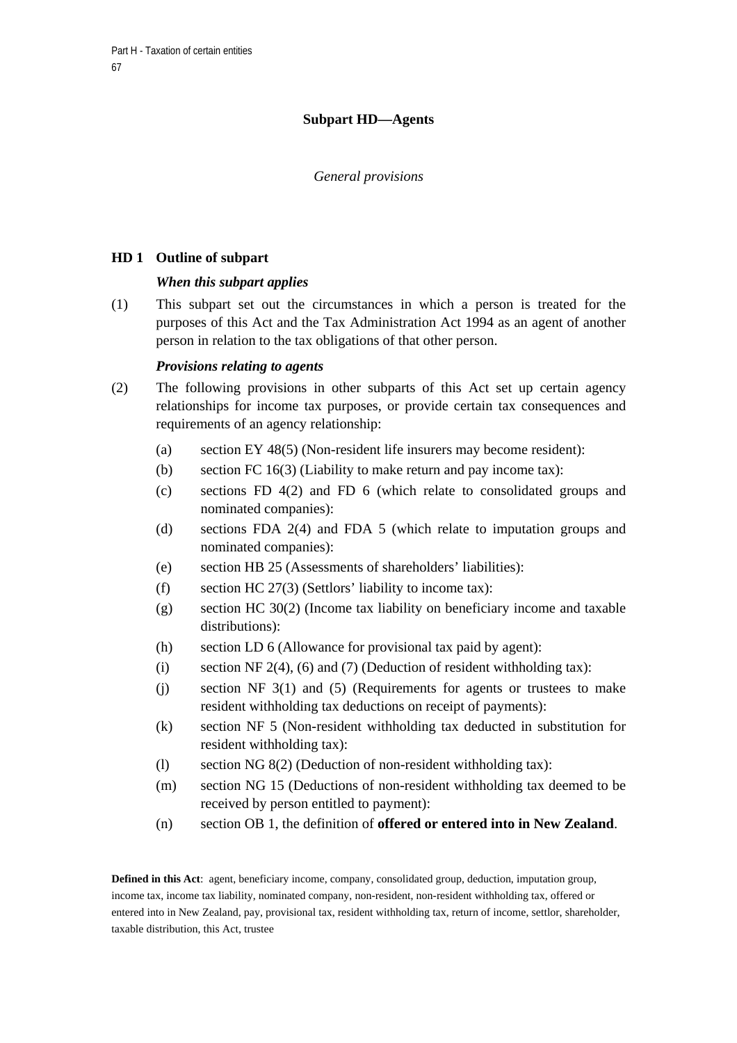## Subpart HD—Agents

*General provisions*

### HD 1 Outline of subpart

***When this subpart applies***

(1) This subpart set out the circumstances in which a person is treated for the purposes of this Act and the Tax Administration Act 1994 as an agent of another person in relation to the tax obligations of that other person.

***Provisions relating to agents***

(2) The following provisions in other subparts of this Act set up certain agency relationships for income tax purposes, or provide certain tax consequences and requirements of an agency relationship:

- (a) section EY 48(5) (Non-resident life insurers may become resident):
- (b) section FC 16(3) (Liability to make return and pay income tax):
- (c) sections FD 4(2) and FD 6 (which relate to consolidated groups and nominated companies):
- (d) sections FDA 2(4) and FDA 5 (which relate to imputation groups and nominated companies):
- (e) section HB 25 (Assessments of shareholders' liabilities):
- (f) section HC 27(3) (Settlors' liability to income tax):
- (g) section HC 30(2) (Income tax liability on beneficiary income and taxable distributions):
- (h) section LD 6 (Allowance for provisional tax paid by agent):
- (i) section NF 2(4), (6) and (7) (Deduction of resident withholding tax):
- (j) section NF 3(1) and (5) (Requirements for agents or trustees to make resident withholding tax deductions on receipt of payments):
- (k) section NF 5 (Non-resident withholding tax deducted in substitution for resident withholding tax):
- (l) section NG 8(2) (Deduction of non-resident withholding tax):
- (m) section NG 15 (Deductions of non-resident withholding tax deemed to be received by person entitled to payment):
- (n) section OB 1, the definition of **offered or entered into in New Zealand**.

**Defined in this Act**: agent, beneficiary income, company, consolidated group, deduction, imputation group, income tax, income tax liability, nominated company, non-resident, non-resident withholding tax, offered or entered into in New Zealand, pay, provisional tax, resident withholding tax, return of income, settlor, shareholder, taxable distribution, this Act, trustee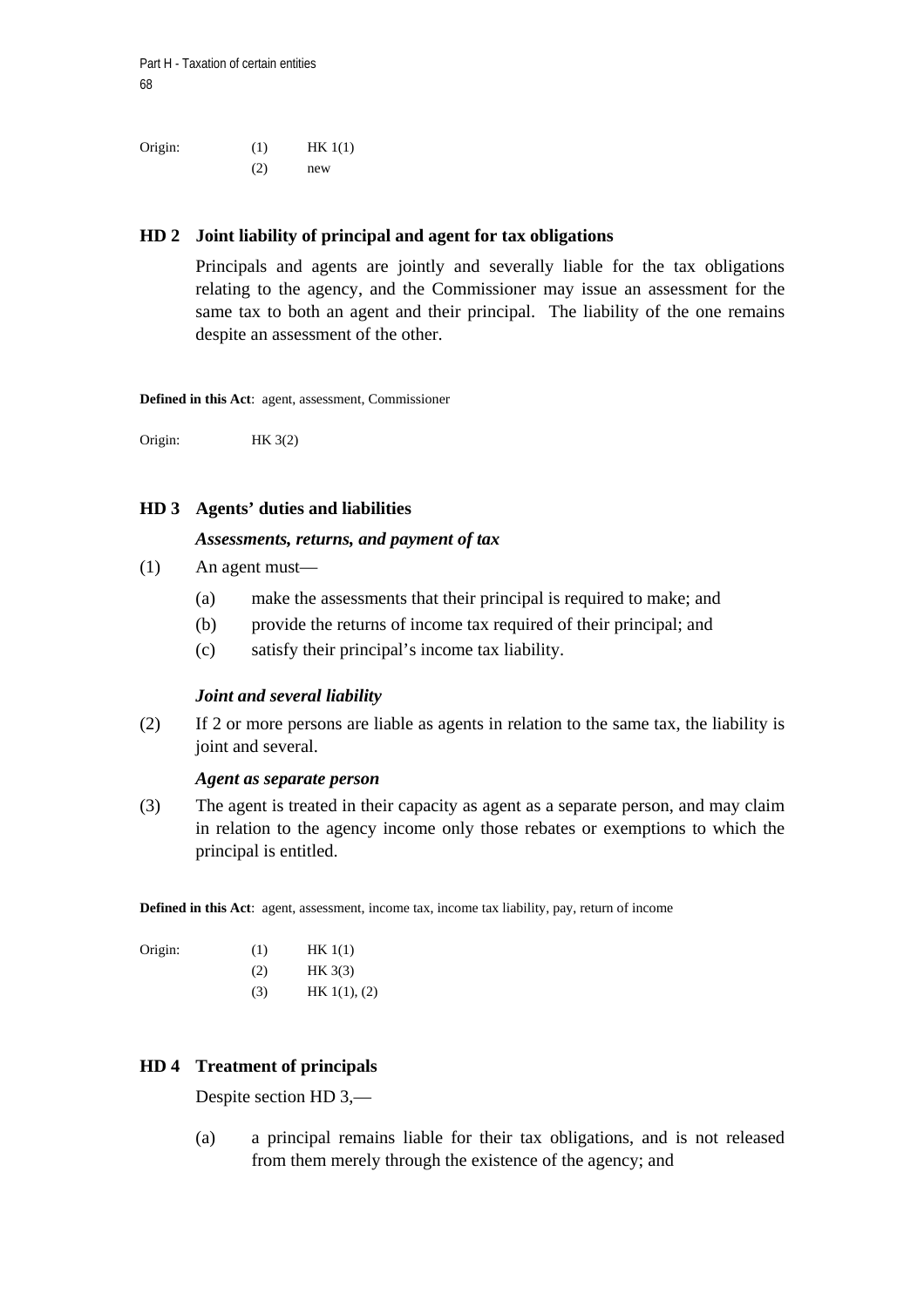Origin: (1) HK 1(1)
(2) new

### HD 2 Joint liability of principal and agent for tax obligations

Principals and agents are jointly and severally liable for the tax obligations relating to the agency, and the Commissioner may issue an assessment for the same tax to both an agent and their principal. The liability of the one remains despite an assessment of the other.

**Defined in this Act**: agent, assessment, Commissioner

Origin: HK 3(2)

### HD 3 Agents' duties and liabilities

***Assessments, returns, and payment of tax***

(1) An agent must—

(a) make the assessments that their principal is required to make; and

(b) provide the returns of income tax required of their principal; and

(c) satisfy their principal's income tax liability.

***Joint and several liability***

(2) If 2 or more persons are liable as agents in relation to the same tax, the liability is joint and several.

***Agent as separate person***

(3) The agent is treated in their capacity as agent as a separate person, and may claim in relation to the agency income only those rebates or exemptions to which the principal is entitled.

**Defined in this Act**: agent, assessment, income tax, income tax liability, pay, return of income

Origin: (1) HK 1(1)
(2) HK 3(3)
(3) HK 1(1), (2)

### HD 4 Treatment of principals

Despite section HD 3,—

(a) a principal remains liable for their tax obligations, and is not released from them merely through the existence of the agency; and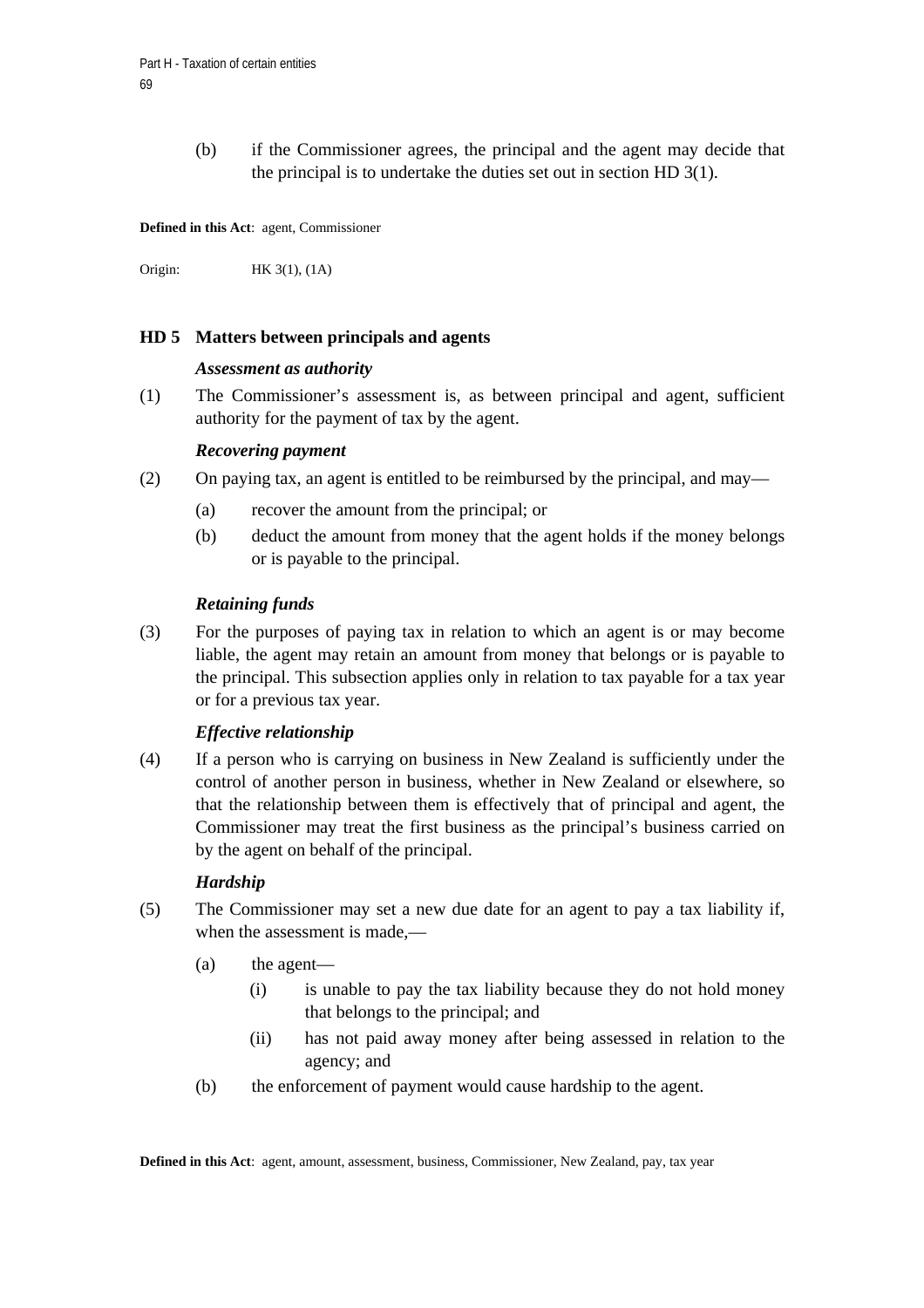(b) if the Commissioner agrees, the principal and the agent may decide that the principal is to undertake the duties set out in section HD 3(1).

**Defined in this Act**: agent, Commissioner

Origin: HK 3(1), (1A)

### HD 5 Matters between principals and agents

***Assessment as authority***

(1) The Commissioner's assessment is, as between principal and agent, sufficient authority for the payment of tax by the agent.

***Recovering payment***

(2) On paying tax, an agent is entitled to be reimbursed by the principal, and may—

- (a) recover the amount from the principal; or
- (b) deduct the amount from money that the agent holds if the money belongs or is payable to the principal.

***Retaining funds***

(3) For the purposes of paying tax in relation to which an agent is or may become liable, the agent may retain an amount from money that belongs or is payable to the principal. This subsection applies only in relation to tax payable for a tax year or for a previous tax year.

***Effective relationship***

(4) If a person who is carrying on business in New Zealand is sufficiently under the control of another person in business, whether in New Zealand or elsewhere, so that the relationship between them is effectively that of principal and agent, the Commissioner may treat the first business as the principal's business carried on by the agent on behalf of the principal.

***Hardship***

(5) The Commissioner may set a new due date for an agent to pay a tax liability if, when the assessment is made,—

- (a) the agent—
  - (i) is unable to pay the tax liability because they do not hold money that belongs to the principal; and
  - (ii) has not paid away money after being assessed in relation to the agency; and
- (b) the enforcement of payment would cause hardship to the agent.

**Defined in this Act**: agent, amount, assessment, business, Commissioner, New Zealand, pay, tax year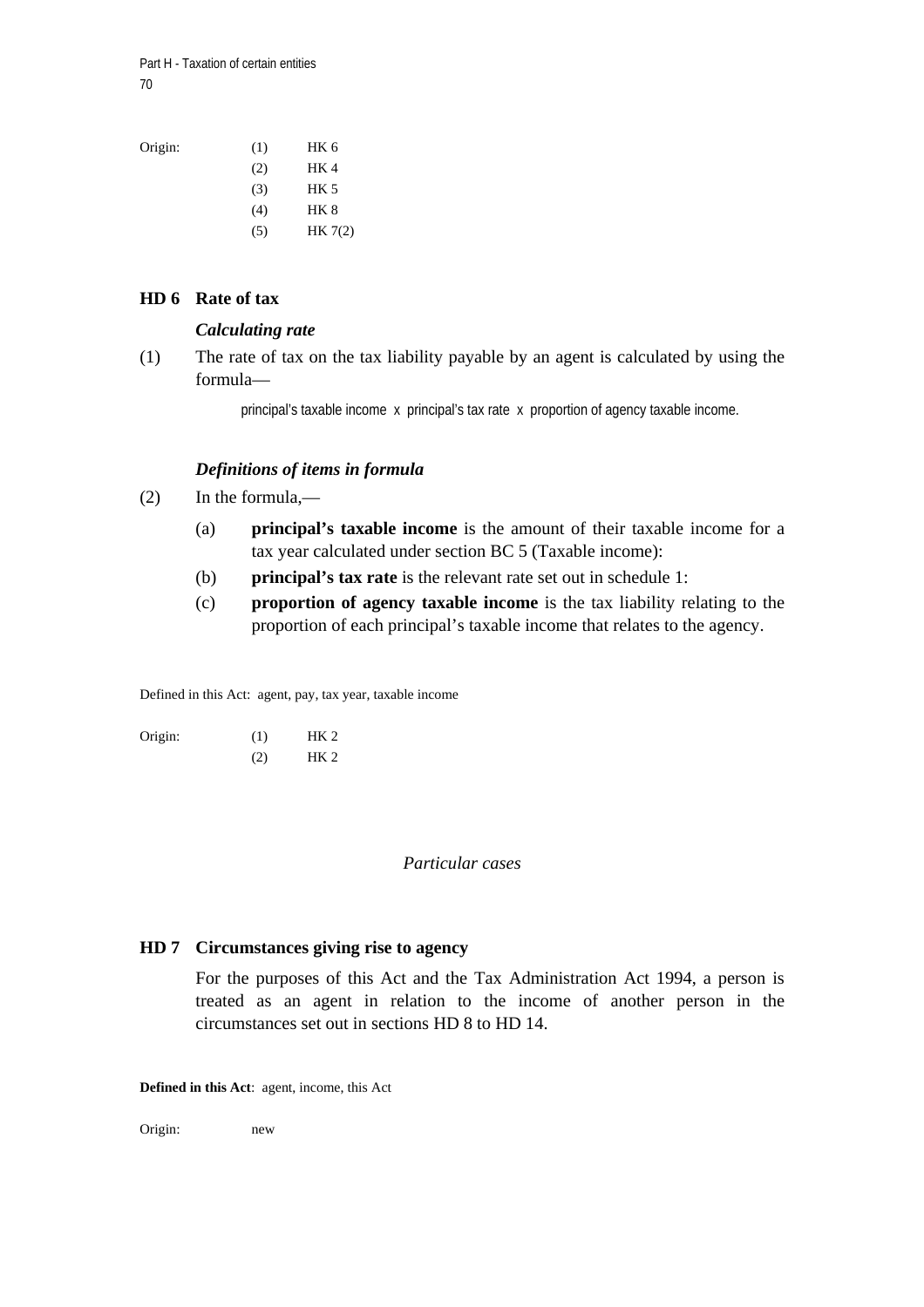Origin: (1) HK 6
(2) HK 4
(3) HK 5
(4) HK 8
(5) HK 7(2)

## HD 6 Rate of tax

### *Calculating rate*

(1) The rate of tax on the tax liability payable by an agent is calculated by using the formula—

principal's taxable income x principal's tax rate x proportion of agency taxable income.

### *Definitions of items in formula*

(2) In the formula,—

(a) **principal's taxable income** is the amount of their taxable income for a tax year calculated under section BC 5 (Taxable income):

(b) **principal's tax rate** is the relevant rate set out in schedule 1:

(c) **proportion of agency taxable income** is the tax liability relating to the proportion of each principal's taxable income that relates to the agency.

Defined in this Act: agent, pay, tax year, taxable income

Origin: (1) HK 2
(2) HK 2

*Particular cases*

## HD 7 Circumstances giving rise to agency

For the purposes of this Act and the Tax Administration Act 1994, a person is treated as an agent in relation to the income of another person in the circumstances set out in sections HD 8 to HD 14.

**Defined in this Act**: agent, income, this Act

Origin: new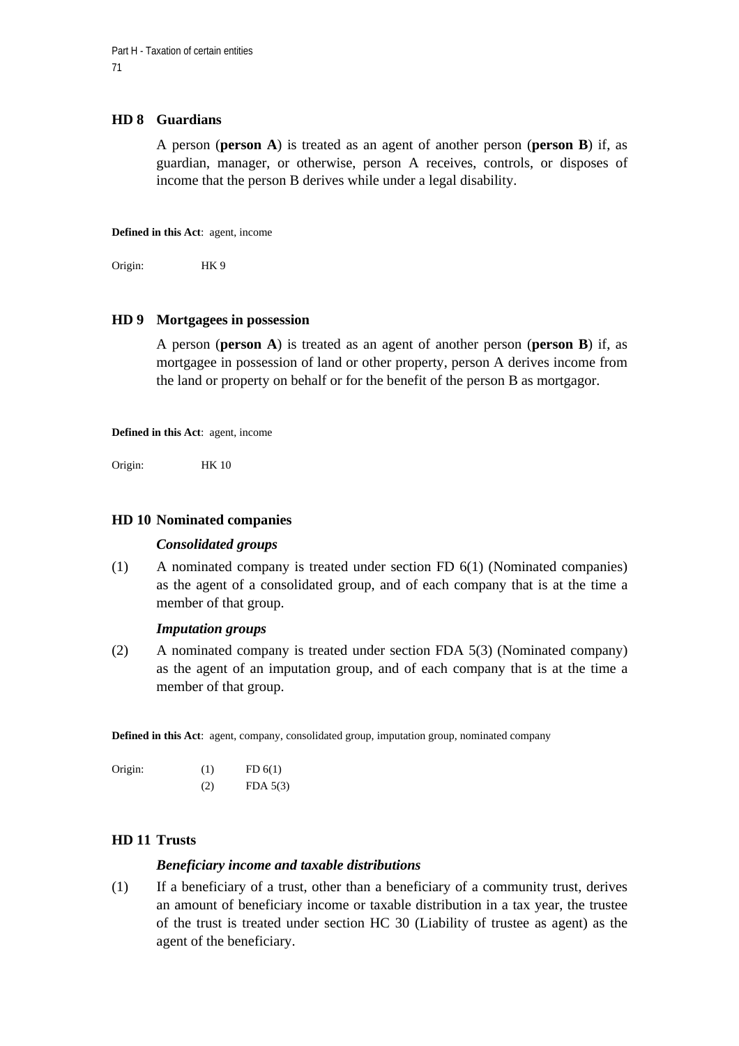## HD 8 Guardians

A person (**person A**) is treated as an agent of another person (**person B**) if, as guardian, manager, or otherwise, person A receives, controls, or disposes of income that the person B derives while under a legal disability.

**Defined in this Act**: agent, income

Origin: HK 9

## HD 9 Mortgagees in possession

A person (**person A**) is treated as an agent of another person (**person B**) if, as mortgagee in possession of land or other property, person A derives income from the land or property on behalf or for the benefit of the person B as mortgagor.

**Defined in this Act**: agent, income

Origin: HK 10

## HD 10 Nominated companies

***Consolidated groups***

(1) A nominated company is treated under section FD 6(1) (Nominated companies) as the agent of a consolidated group, and of each company that is at the time a member of that group.

***Imputation groups***

(2) A nominated company is treated under section FDA 5(3) (Nominated company) as the agent of an imputation group, and of each company that is at the time a member of that group.

**Defined in this Act**: agent, company, consolidated group, imputation group, nominated company

Origin: (1) FD 6(1)
(2) FDA 5(3)

## HD 11 Trusts

***Beneficiary income and taxable distributions***

(1) If a beneficiary of a trust, other than a beneficiary of a community trust, derives an amount of beneficiary income or taxable distribution in a tax year, the trustee of the trust is treated under section HC 30 (Liability of trustee as agent) as the agent of the beneficiary.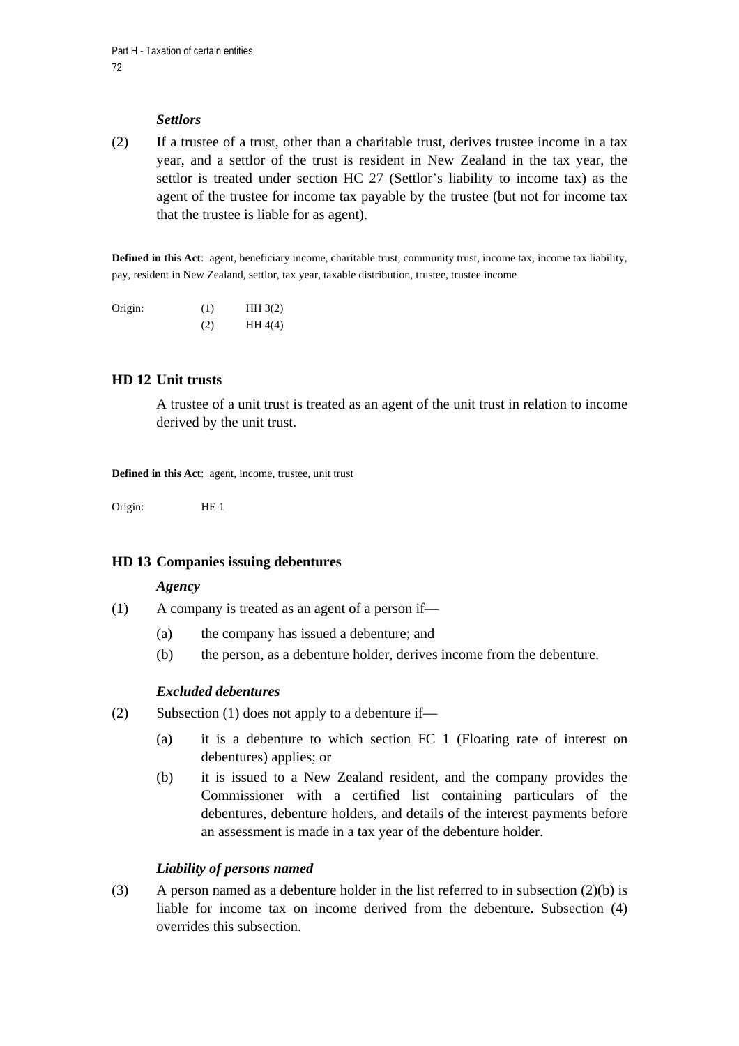*Settlors*

(2) If a trustee of a trust, other than a charitable trust, derives trustee income in a tax year, and a settlor of the trust is resident in New Zealand in the tax year, the settlor is treated under section HC 27 (Settlor’s liability to income tax) as the agent of the trustee for income tax payable by the trustee (but not for income tax that the trustee is liable for as agent).

**Defined in this Act**: agent, beneficiary income, charitable trust, community trust, income tax, income tax liability, pay, resident in New Zealand, settlor, tax year, taxable distribution, trustee, trustee income

Origin: (1) HH 3(2)
(2) HH 4(4)

### HD 12 Unit trusts

A trustee of a unit trust is treated as an agent of the unit trust in relation to income derived by the unit trust.

**Defined in this Act**: agent, income, trustee, unit trust

Origin: HE 1

### HD 13 Companies issuing debentures

*Agency*

(1) A company is treated as an agent of a person if—

(a) the company has issued a debenture; and

(b) the person, as a debenture holder, derives income from the debenture.

*Excluded debentures*

(2) Subsection (1) does not apply to a debenture if—

(a) it is a debenture to which section FC 1 (Floating rate of interest on debentures) applies; or

(b) it is issued to a New Zealand resident, and the company provides the Commissioner with a certified list containing particulars of the debentures, debenture holders, and details of the interest payments before an assessment is made in a tax year of the debenture holder.

*Liability of persons named*

(3) A person named as a debenture holder in the list referred to in subsection (2)(b) is liable for income tax on income derived from the debenture. Subsection (4) overrides this subsection.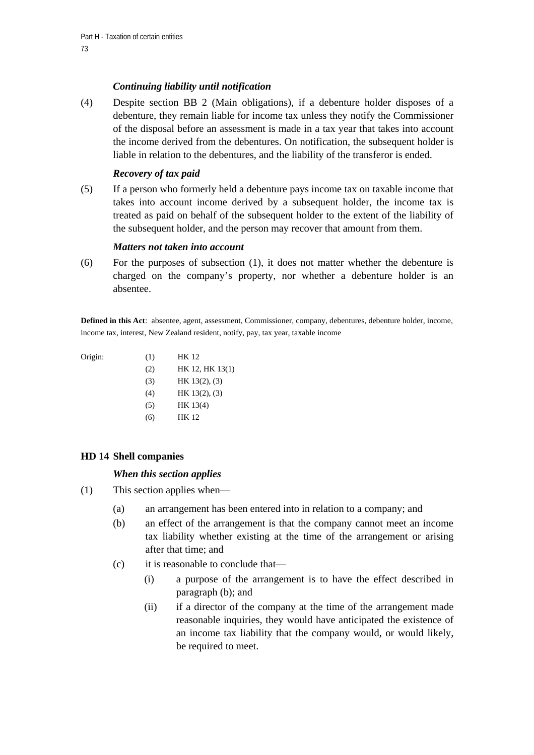*Continuing liability until notification*

(4) Despite section BB 2 (Main obligations), if a debenture holder disposes of a debenture, they remain liable for income tax unless they notify the Commissioner of the disposal before an assessment is made in a tax year that takes into account the income derived from the debentures. On notification, the subsequent holder is liable in relation to the debentures, and the liability of the transferor is ended.

*Recovery of tax paid*

(5) If a person who formerly held a debenture pays income tax on taxable income that takes into account income derived by a subsequent holder, the income tax is treated as paid on behalf of the subsequent holder to the extent of the liability of the subsequent holder, and the person may recover that amount from them.

*Matters not taken into account*

(6) For the purposes of subsection (1), it does not matter whether the debenture is charged on the company's property, nor whether a debenture holder is an absentee.

**Defined in this Act**: absentee, agent, assessment, Commissioner, company, debentures, debenture holder, income, income tax, interest, New Zealand resident, notify, pay, tax year, taxable income

| Origin: | | |
|---|---|---|
| | (1) | HK 12 |
| | (2) | HK 12, HK 13(1) |
| | (3) | HK 13(2), (3) |
| | (4) | HK 13(2), (3) |
| | (5) | HK 13(4) |
| | (6) | HK 12 |

## HD 14 Shell companies

*When this section applies*

(1) This section applies when—

  (a) an arrangement has been entered into in relation to a company; and

  (b) an effect of the arrangement is that the company cannot meet an income tax liability whether existing at the time of the arrangement or arising after that time; and

  (c) it is reasonable to conclude that—

    (i) a purpose of the arrangement is to have the effect described in paragraph (b); and

    (ii) if a director of the company at the time of the arrangement made reasonable inquiries, they would have anticipated the existence of an income tax liability that the company would, or would likely, be required to meet.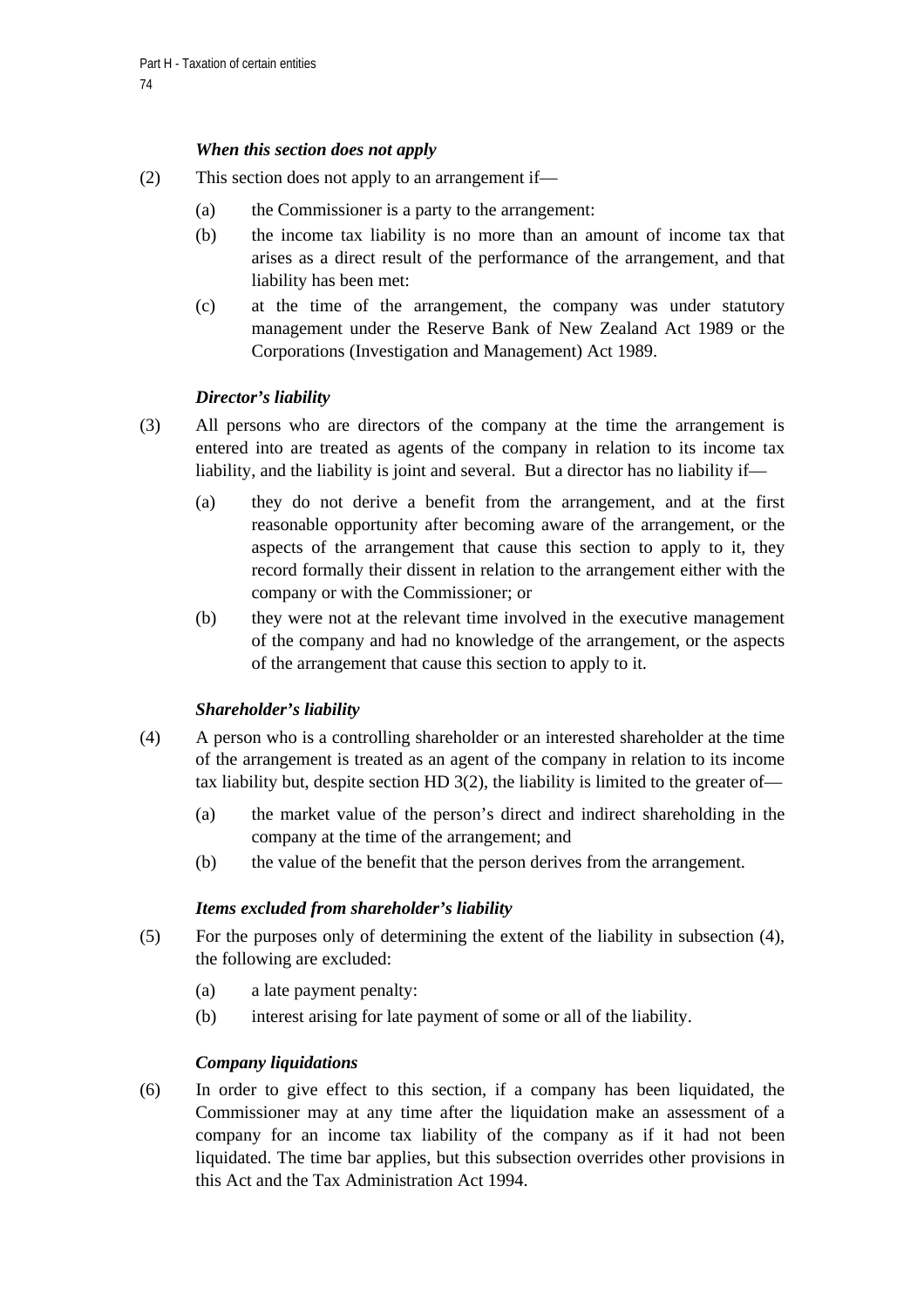*When this section does not apply*

(2) This section does not apply to an arrangement if—

(a) the Commissioner is a party to the arrangement:

(b) the income tax liability is no more than an amount of income tax that arises as a direct result of the performance of the arrangement, and that liability has been met:

(c) at the time of the arrangement, the company was under statutory management under the Reserve Bank of New Zealand Act 1989 or the Corporations (Investigation and Management) Act 1989.

*Director's liability*

(3) All persons who are directors of the company at the time the arrangement is entered into are treated as agents of the company in relation to its income tax liability, and the liability is joint and several. But a director has no liability if—

(a) they do not derive a benefit from the arrangement, and at the first reasonable opportunity after becoming aware of the arrangement, or the aspects of the arrangement that cause this section to apply to it, they record formally their dissent in relation to the arrangement either with the company or with the Commissioner; or

(b) they were not at the relevant time involved in the executive management of the company and had no knowledge of the arrangement, or the aspects of the arrangement that cause this section to apply to it.

*Shareholder's liability*

(4) A person who is a controlling shareholder or an interested shareholder at the time of the arrangement is treated as an agent of the company in relation to its income tax liability but, despite section HD 3(2), the liability is limited to the greater of—

(a) the market value of the person's direct and indirect shareholding in the company at the time of the arrangement; and

(b) the value of the benefit that the person derives from the arrangement.

*Items excluded from shareholder's liability*

(5) For the purposes only of determining the extent of the liability in subsection (4), the following are excluded:

(a) a late payment penalty:

(b) interest arising for late payment of some or all of the liability.

*Company liquidations*

(6) In order to give effect to this section, if a company has been liquidated, the Commissioner may at any time after the liquidation make an assessment of a company for an income tax liability of the company as if it had not been liquidated. The time bar applies, but this subsection overrides other provisions in this Act and the Tax Administration Act 1994.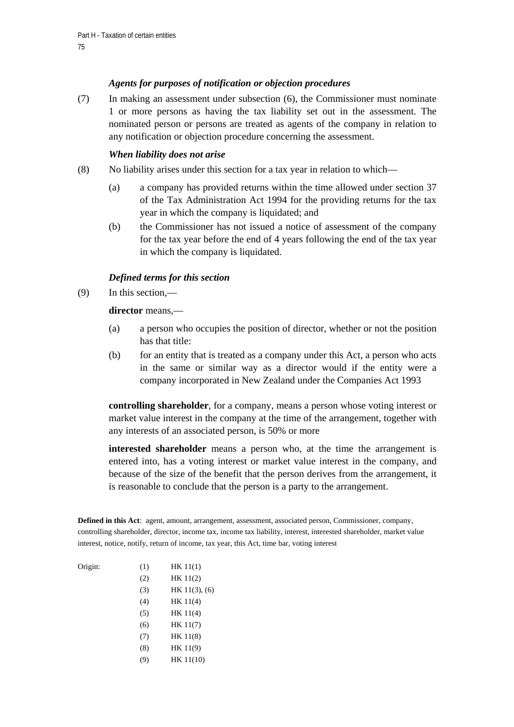*Agents for purposes of notification or objection procedures*

(7) In making an assessment under subsection (6), the Commissioner must nominate 1 or more persons as having the tax liability set out in the assessment. The nominated person or persons are treated as agents of the company in relation to any notification or objection procedure concerning the assessment.

*When liability does not arise*

(8) No liability arises under this section for a tax year in relation to which—

(a) a company has provided returns within the time allowed under section 37 of the Tax Administration Act 1994 for the providing returns for the tax year in which the company is liquidated; and

(b) the Commissioner has not issued a notice of assessment of the company for the tax year before the end of 4 years following the end of the tax year in which the company is liquidated.

*Defined terms for this section*

(9) In this section,—

**director** means,—

(a) a person who occupies the position of director, whether or not the position has that title:

(b) for an entity that is treated as a company under this Act, a person who acts in the same or similar way as a director would if the entity were a company incorporated in New Zealand under the Companies Act 1993

**controlling shareholder**, for a company, means a person whose voting interest or market value interest in the company at the time of the arrangement, together with any interests of an associated person, is 50% or more

**interested shareholder** means a person who, at the time the arrangement is entered into, has a voting interest or market value interest in the company, and because of the size of the benefit that the person derives from the arrangement, it is reasonable to conclude that the person is a party to the arrangement.

**Defined in this Act**: agent, amount, arrangement, assessment, associated person, Commissioner, company, controlling shareholder, director, income tax, income tax liability, interest, interested shareholder, market value interest, notice, notify, return of income, tax year, this Act, time bar, voting interest

| Origin: | | |
|---|---|---|
| | (1) | HK 11(1) |
| | (2) | HK 11(2) |
| | (3) | HK 11(3), (6) |
| | (4) | HK 11(4) |
| | (5) | HK 11(4) |
| | (6) | HK 11(7) |
| | (7) | HK 11(8) |
| | (8) | HK 11(9) |
| | (9) | HK 11(10) |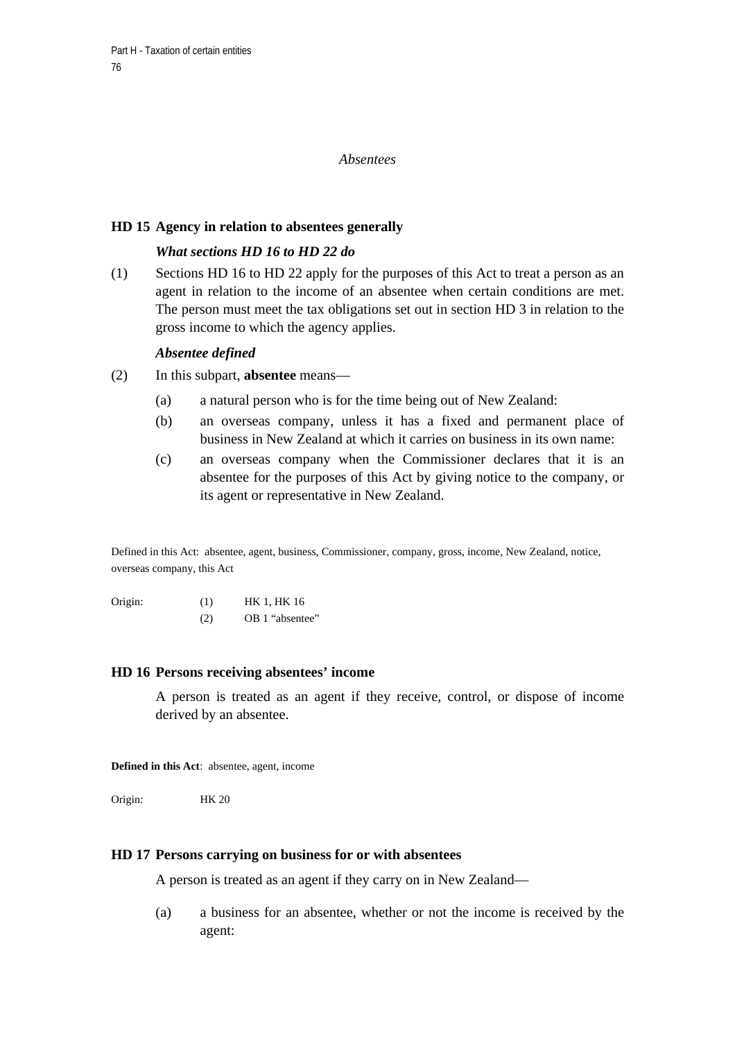*Absentees*

### HD 15 Agency in relation to absentees generally

***What sections HD 16 to HD 22 do***

(1) Sections HD 16 to HD 22 apply for the purposes of this Act to treat a person as an agent in relation to the income of an absentee when certain conditions are met. The person must meet the tax obligations set out in section HD 3 in relation to the gross income to which the agency applies.

***Absentee defined***

(2) In this subpart, **absentee** means—

- (a) a natural person who is for the time being out of New Zealand:
- (b) an overseas company, unless it has a fixed and permanent place of business in New Zealand at which it carries on business in its own name:
- (c) an overseas company when the Commissioner declares that it is an absentee for the purposes of this Act by giving notice to the company, or its agent or representative in New Zealand.

Defined in this Act: absentee, agent, business, Commissioner, company, gross, income, New Zealand, notice, overseas company, this Act

Origin: (1) HK 1, HK 16
(2) OB 1 "absentee"

### HD 16 Persons receiving absentees' income

A person is treated as an agent if they receive, control, or dispose of income derived by an absentee.

**Defined in this Act**: absentee, agent, income

Origin: HK 20

### HD 17 Persons carrying on business for or with absentees

A person is treated as an agent if they carry on in New Zealand—

- (a) a business for an absentee, whether or not the income is received by the agent: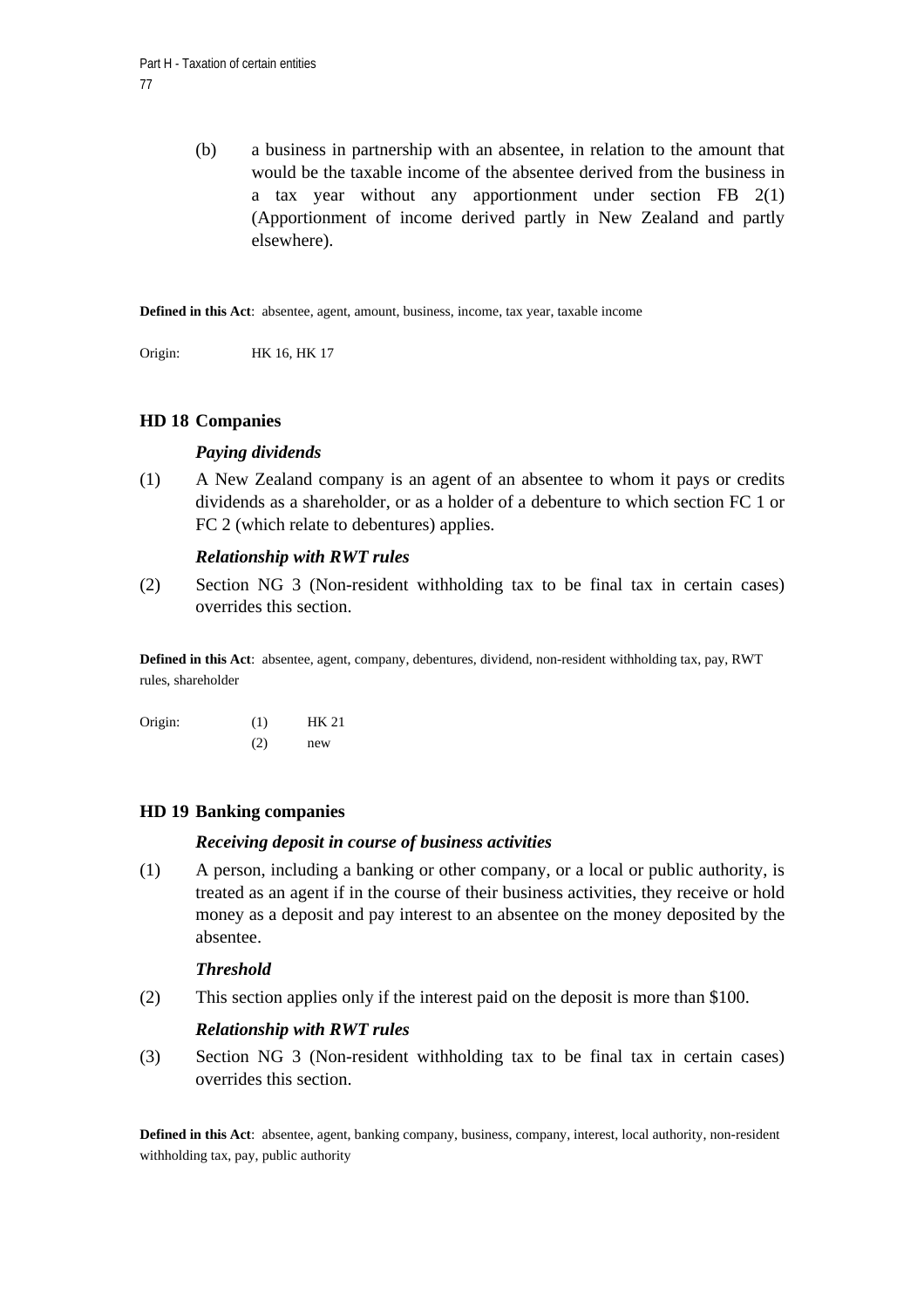(b) a business in partnership with an absentee, in relation to the amount that would be the taxable income of the absentee derived from the business in a tax year without any apportionment under section FB 2(1) (Apportionment of income derived partly in New Zealand and partly elsewhere).

**Defined in this Act**: absentee, agent, amount, business, income, tax year, taxable income

Origin: HK 16, HK 17

### HD 18 Companies

***Paying dividends***

(1) A New Zealand company is an agent of an absentee to whom it pays or credits dividends as a shareholder, or as a holder of a debenture to which section FC 1 or FC 2 (which relate to debentures) applies.

***Relationship with RWT rules***

(2) Section NG 3 (Non-resident withholding tax to be final tax in certain cases) overrides this section.

**Defined in this Act**: absentee, agent, company, debentures, dividend, non-resident withholding tax, pay, RWT rules, shareholder

Origin: (1) HK 21
(2) new

### HD 19 Banking companies

***Receiving deposit in course of business activities***

(1) A person, including a banking or other company, or a local or public authority, is treated as an agent if in the course of their business activities, they receive or hold money as a deposit and pay interest to an absentee on the money deposited by the absentee.

***Threshold***

(2) This section applies only if the interest paid on the deposit is more than $100.

***Relationship with RWT rules***

(3) Section NG 3 (Non-resident withholding tax to be final tax in certain cases) overrides this section.

**Defined in this Act**: absentee, agent, banking company, business, company, interest, local authority, non-resident withholding tax, pay, public authority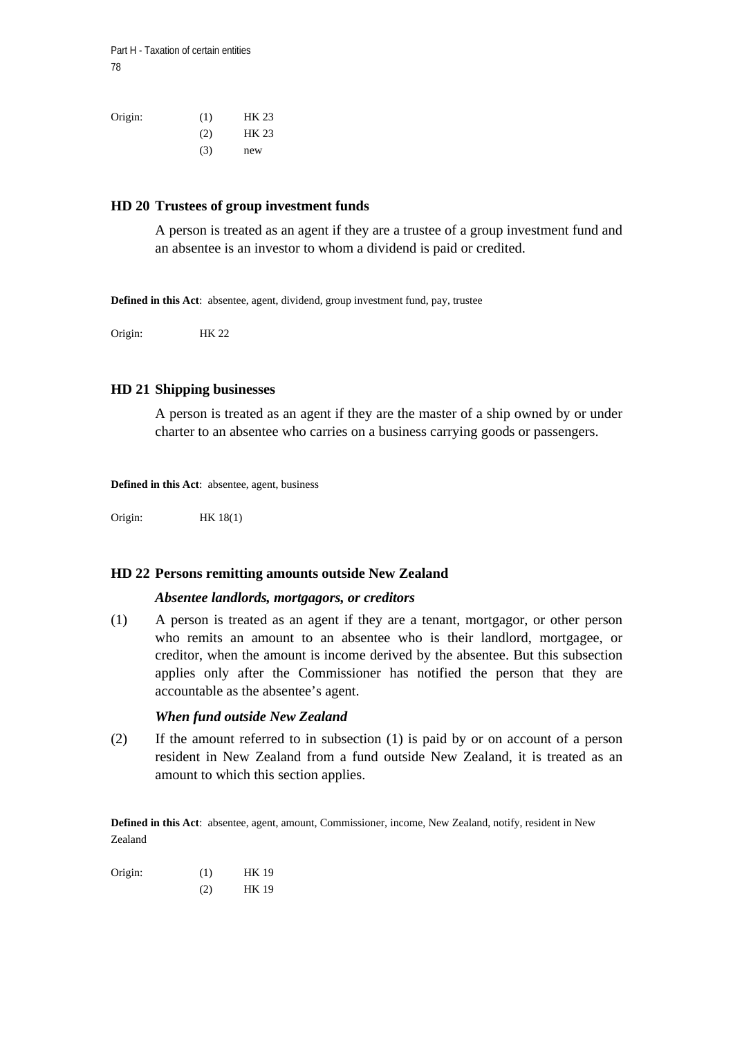Origin: (1) HK 23
(2) HK 23
(3) new

## HD 20 Trustees of group investment funds

A person is treated as an agent if they are a trustee of a group investment fund and an absentee is an investor to whom a dividend is paid or credited.

**Defined in this Act**: absentee, agent, dividend, group investment fund, pay, trustee

Origin: HK 22

## HD 21 Shipping businesses

A person is treated as an agent if they are the master of a ship owned by or under charter to an absentee who carries on a business carrying goods or passengers.

**Defined in this Act**: absentee, agent, business

Origin: HK 18(1)

## HD 22 Persons remitting amounts outside New Zealand

***Absentee landlords, mortgagors, or creditors***

(1) A person is treated as an agent if they are a tenant, mortgagor, or other person who remits an amount to an absentee who is their landlord, mortgagee, or creditor, when the amount is income derived by the absentee. But this subsection applies only after the Commissioner has notified the person that they are accountable as the absentee's agent.

***When fund outside New Zealand***

(2) If the amount referred to in subsection (1) is paid by or on account of a person resident in New Zealand from a fund outside New Zealand, it is treated as an amount to which this section applies.

**Defined in this Act**: absentee, agent, amount, Commissioner, income, New Zealand, notify, resident in New Zealand

Origin: (1) HK 19
(2) HK 19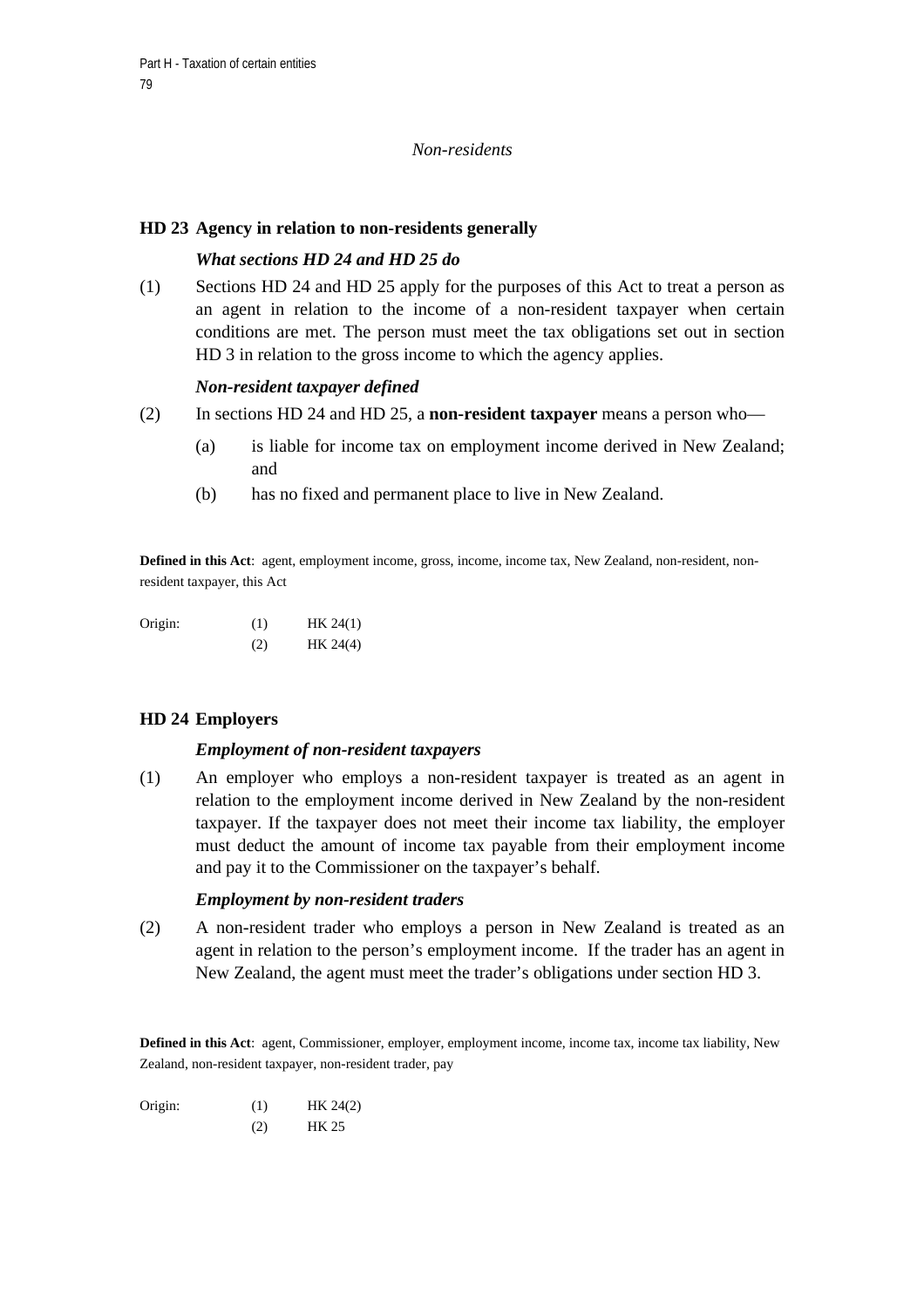*Non-residents*

## HD 23 Agency in relation to non-residents generally

***What sections HD 24 and HD 25 do***

(1) Sections HD 24 and HD 25 apply for the purposes of this Act to treat a person as an agent in relation to the income of a non-resident taxpayer when certain conditions are met. The person must meet the tax obligations set out in section HD 3 in relation to the gross income to which the agency applies.

***Non-resident taxpayer defined***

(2) In sections HD 24 and HD 25, a **non-resident taxpayer** means a person who—

- (a) is liable for income tax on employment income derived in New Zealand; and
- (b) has no fixed and permanent place to live in New Zealand.

**Defined in this Act**: agent, employment income, gross, income, income tax, New Zealand, non-resident, non-resident taxpayer, this Act

| Origin: | (1) | HK 24(1) |
|---|---|---|
| | (2) | HK 24(4) |

## HD 24 Employers

***Employment of non-resident taxpayers***

(1) An employer who employs a non-resident taxpayer is treated as an agent in relation to the employment income derived in New Zealand by the non-resident taxpayer. If the taxpayer does not meet their income tax liability, the employer must deduct the amount of income tax payable from their employment income and pay it to the Commissioner on the taxpayer's behalf.

***Employment by non-resident traders***

(2) A non-resident trader who employs a person in New Zealand is treated as an agent in relation to the person's employment income. If the trader has an agent in New Zealand, the agent must meet the trader's obligations under section HD 3.

**Defined in this Act**: agent, Commissioner, employer, employment income, income tax, income tax liability, New Zealand, non-resident taxpayer, non-resident trader, pay

| Origin: | (1) | HK 24(2) |
|---|---|---|
| | (2) | HK 25 |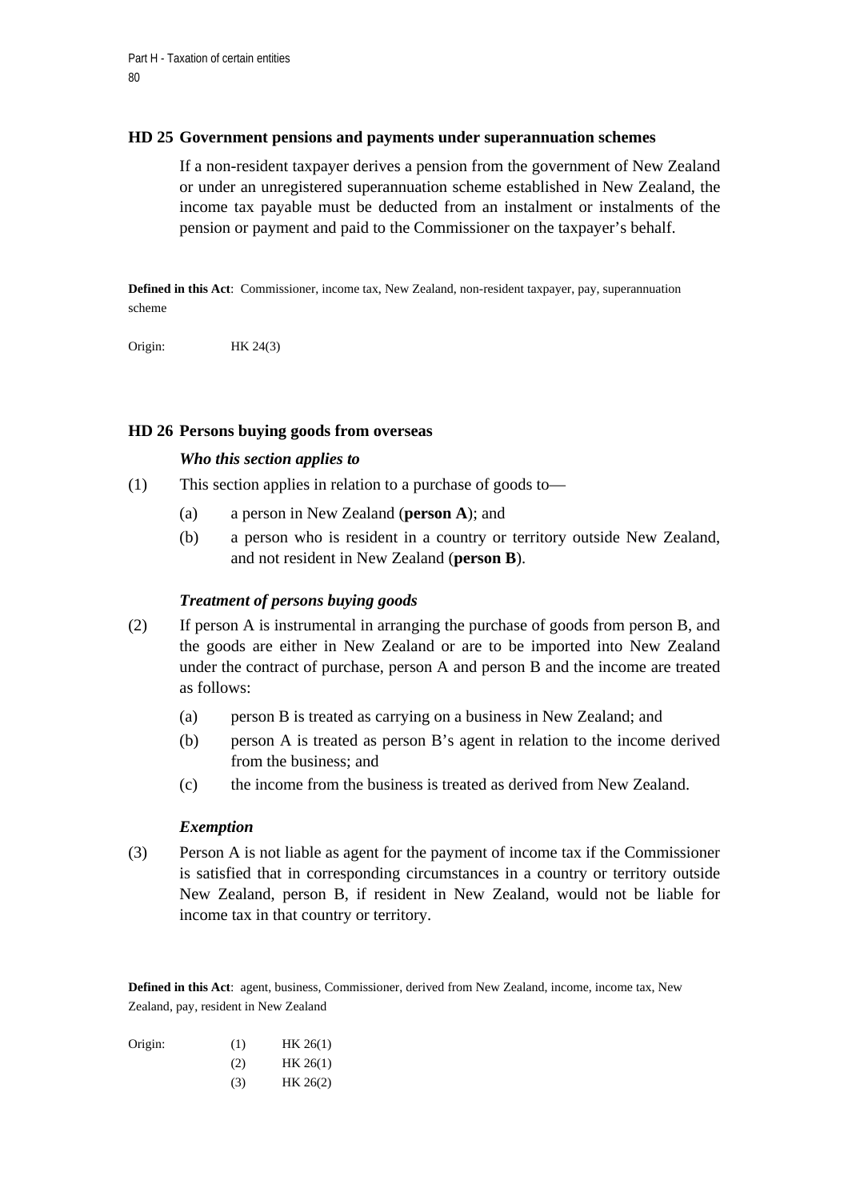### HD 25 Government pensions and payments under superannuation schemes

If a non-resident taxpayer derives a pension from the government of New Zealand or under an unregistered superannuation scheme established in New Zealand, the income tax payable must be deducted from an instalment or instalments of the pension or payment and paid to the Commissioner on the taxpayer's behalf.

**Defined in this Act**: Commissioner, income tax, New Zealand, non-resident taxpayer, pay, superannuation scheme

Origin: HK 24(3)

### HD 26 Persons buying goods from overseas

***Who this section applies to***

(1) This section applies in relation to a purchase of goods to—

- (a) a person in New Zealand (**person A**); and
- (b) a person who is resident in a country or territory outside New Zealand, and not resident in New Zealand (**person B**).

***Treatment of persons buying goods***

(2) If person A is instrumental in arranging the purchase of goods from person B, and the goods are either in New Zealand or are to be imported into New Zealand under the contract of purchase, person A and person B and the income are treated as follows:

- (a) person B is treated as carrying on a business in New Zealand; and
- (b) person A is treated as person B's agent in relation to the income derived from the business; and
- (c) the income from the business is treated as derived from New Zealand.

***Exemption***

(3) Person A is not liable as agent for the payment of income tax if the Commissioner is satisfied that in corresponding circumstances in a country or territory outside New Zealand, person B, if resident in New Zealand, would not be liable for income tax in that country or territory.

**Defined in this Act**: agent, business, Commissioner, derived from New Zealand, income, income tax, New Zealand, pay, resident in New Zealand

| Origin: | | |
|---|---|---|
| | (1) | HK 26(1) |
| | (2) | HK 26(1) |
| | (3) | HK 26(2) |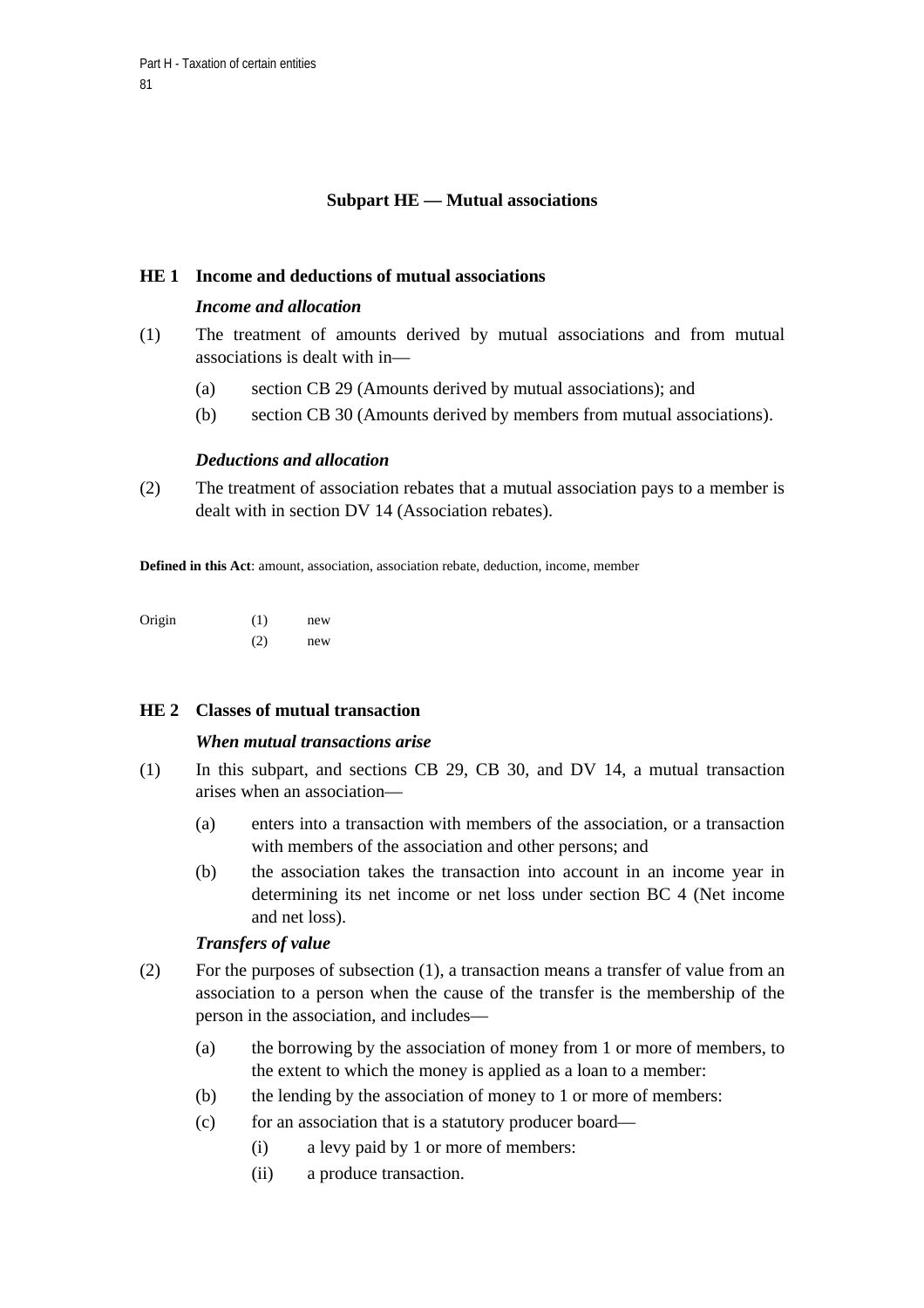## Subpart HE — Mutual associations

### HE 1 Income and deductions of mutual associations

***Income and allocation***

(1) The treatment of amounts derived by mutual associations and from mutual associations is dealt with in—

- (a) section CB 29 (Amounts derived by mutual associations); and
- (b) section CB 30 (Amounts derived by members from mutual associations).

***Deductions and allocation***

(2) The treatment of association rebates that a mutual association pays to a member is dealt with in section DV 14 (Association rebates).

**Defined in this Act**: amount, association, association rebate, deduction, income, member

| Origin | (1) | new |
|---|---|---|
| | (2) | new |

### HE 2 Classes of mutual transaction

***When mutual transactions arise***

(1) In this subpart, and sections CB 29, CB 30, and DV 14, a mutual transaction arises when an association—

- (a) enters into a transaction with members of the association, or a transaction with members of the association and other persons; and
- (b) the association takes the transaction into account in an income year in determining its net income or net loss under section BC 4 (Net income and net loss).

***Transfers of value***

(2) For the purposes of subsection (1), a transaction means a transfer of value from an association to a person when the cause of the transfer is the membership of the person in the association, and includes—

- (a) the borrowing by the association of money from 1 or more of members, to the extent to which the money is applied as a loan to a member:
- (b) the lending by the association of money to 1 or more of members:
- (c) for an association that is a statutory producer board—
  - (i) a levy paid by 1 or more of members:
  - (ii) a produce transaction.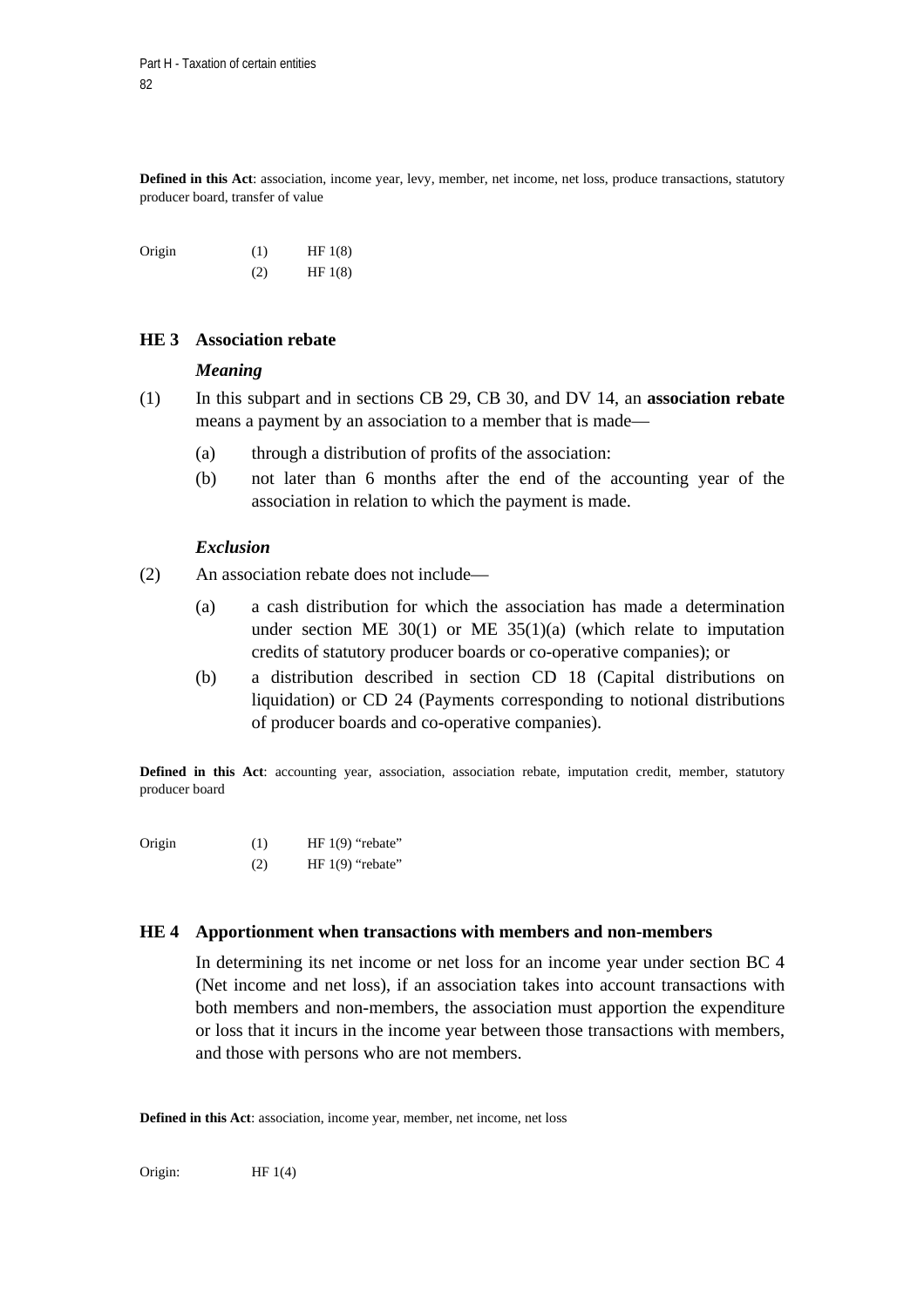**Defined in this Act**: association, income year, levy, member, net income, net loss, produce transactions, statutory producer board, transfer of value

| Origin | (1) | HF 1(8) |
|---|---|---|
| | (2) | HF 1(8) |

## HE 3 Association rebate

### *Meaning*

(1) In this subpart and in sections CB 29, CB 30, and DV 14, an **association rebate** means a payment by an association to a member that is made—

- (a) through a distribution of profits of the association:
- (b) not later than 6 months after the end of the accounting year of the association in relation to which the payment is made.

### *Exclusion*

(2) An association rebate does not include—

- (a) a cash distribution for which the association has made a determination under section ME 30(1) or ME 35(1)(a) (which relate to imputation credits of statutory producer boards or co-operative companies); or
- (b) a distribution described in section CD 18 (Capital distributions on liquidation) or CD 24 (Payments corresponding to notional distributions of producer boards and co-operative companies).

**Defined in this Act**: accounting year, association, association rebate, imputation credit, member, statutory producer board

| Origin | (1) | HF 1(9) "rebate" |
|---|---|---|
| | (2) | HF 1(9) "rebate" |

## HE 4 Apportionment when transactions with members and non-members

In determining its net income or net loss for an income year under section BC 4 (Net income and net loss), if an association takes into account transactions with both members and non-members, the association must apportion the expenditure or loss that it incurs in the income year between those transactions with members, and those with persons who are not members.

**Defined in this Act**: association, income year, member, net income, net loss

Origin: HF 1(4)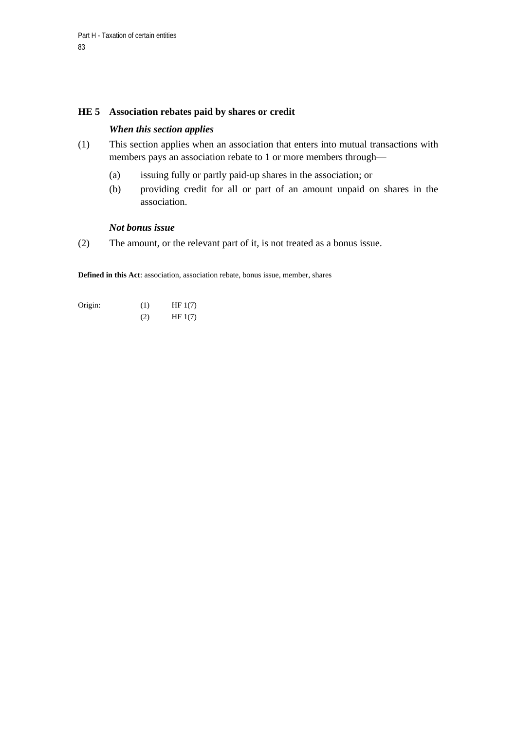## HE 5 Association rebates paid by shares or credit

***When this section applies***

(1) This section applies when an association that enters into mutual transactions with members pays an association rebate to 1 or more members through—

(a) issuing fully or partly paid-up shares in the association; or

(b) providing credit for all or part of an amount unpaid on shares in the association.

***Not bonus issue***

(2) The amount, or the relevant part of it, is not treated as a bonus issue.

**Defined in this Act**: association, association rebate, bonus issue, member, shares

| Origin: | (1) | HF 1(7) |
|---|---|---|
| | (2) | HF 1(7) |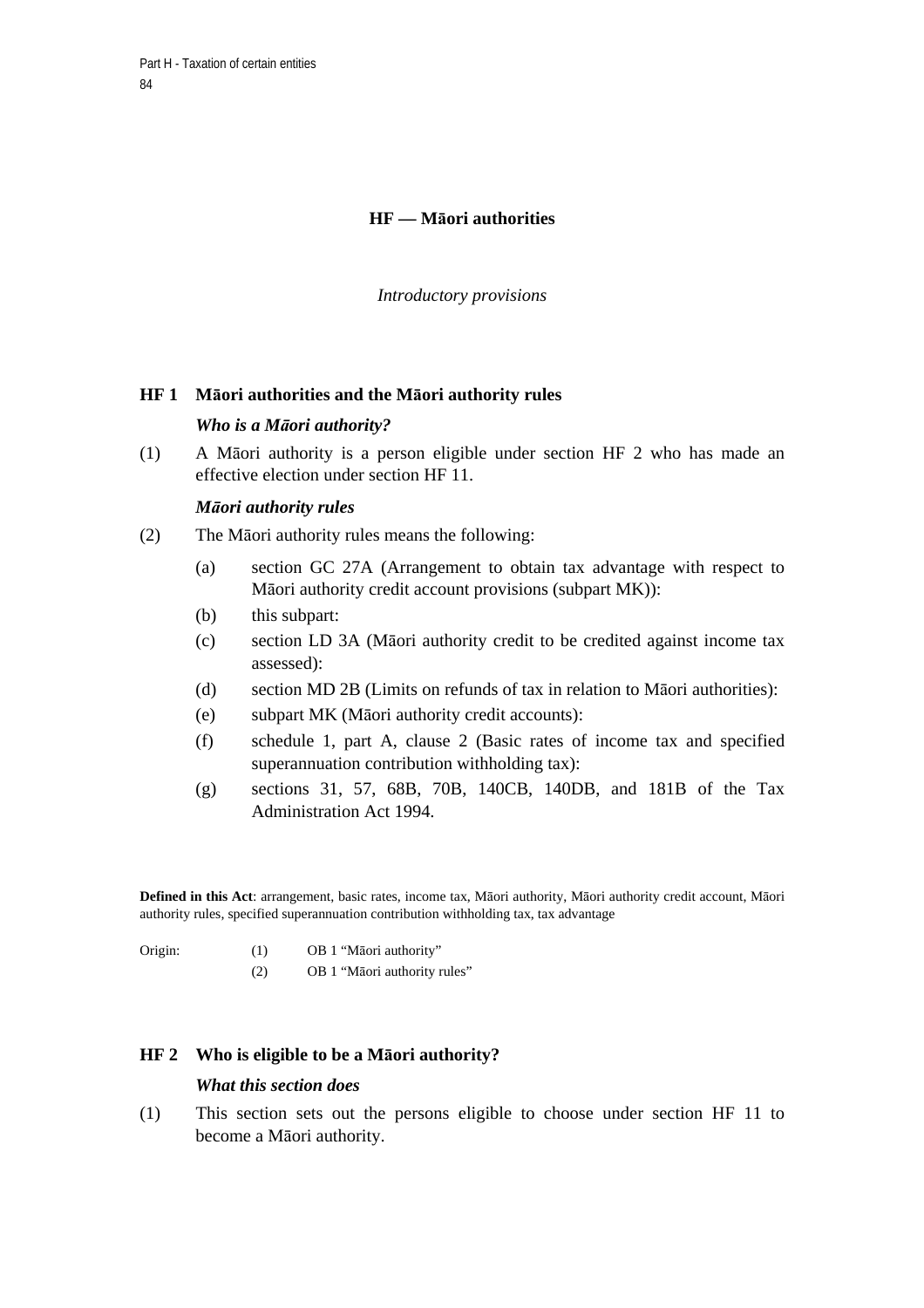## HF — Māori authorities

*Introductory provisions*

### HF 1 Māori authorities and the Māori authority rules

***Who is a Māori authority?***

(1) A Māori authority is a person eligible under section HF 2 who has made an effective election under section HF 11.

***Māori authority rules***

(2) The Māori authority rules means the following:

- (a) section GC 27A (Arrangement to obtain tax advantage with respect to Māori authority credit account provisions (subpart MK)):
- (b) this subpart:
- (c) section LD 3A (Māori authority credit to be credited against income tax assessed):
- (d) section MD 2B (Limits on refunds of tax in relation to Māori authorities):
- (e) subpart MK (Māori authority credit accounts):
- (f) schedule 1, part A, clause 2 (Basic rates of income tax and specified superannuation contribution withholding tax):
- (g) sections 31, 57, 68B, 70B, 140CB, 140DB, and 181B of the Tax Administration Act 1994.

**Defined in this Act**: arrangement, basic rates, income tax, Māori authority, Māori authority credit account, Māori authority rules, specified superannuation contribution withholding tax, tax advantage

| Origin: | (1) | OB 1 "Māori authority" |
|---|---|---|
| | (2) | OB 1 "Māori authority rules" |

### HF 2 Who is eligible to be a Māori authority?

***What this section does***

(1) This section sets out the persons eligible to choose under section HF 11 to become a Māori authority.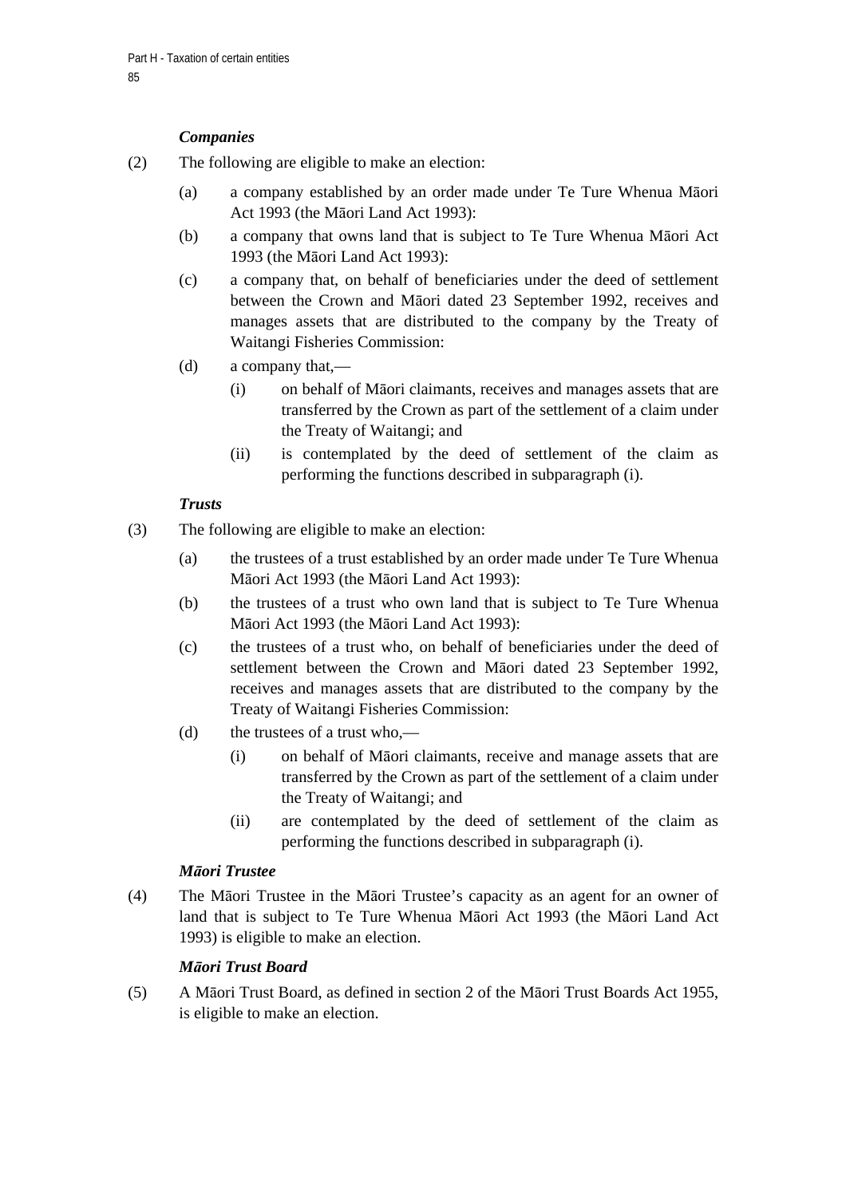*Companies*

(2) The following are eligible to make an election:

(a) a company established by an order made under Te Ture Whenua Māori Act 1993 (the Māori Land Act 1993):

(b) a company that owns land that is subject to Te Ture Whenua Māori Act 1993 (the Māori Land Act 1993):

(c) a company that, on behalf of beneficiaries under the deed of settlement between the Crown and Māori dated 23 September 1992, receives and manages assets that are distributed to the company by the Treaty of Waitangi Fisheries Commission:

(d) a company that,—

(i) on behalf of Māori claimants, receives and manages assets that are transferred by the Crown as part of the settlement of a claim under the Treaty of Waitangi; and

(ii) is contemplated by the deed of settlement of the claim as performing the functions described in subparagraph (i).

*Trusts*

(3) The following are eligible to make an election:

(a) the trustees of a trust established by an order made under Te Ture Whenua Māori Act 1993 (the Māori Land Act 1993):

(b) the trustees of a trust who own land that is subject to Te Ture Whenua Māori Act 1993 (the Māori Land Act 1993):

(c) the trustees of a trust who, on behalf of beneficiaries under the deed of settlement between the Crown and Māori dated 23 September 1992, receives and manages assets that are distributed to the company by the Treaty of Waitangi Fisheries Commission:

(d) the trustees of a trust who,—

(i) on behalf of Māori claimants, receive and manage assets that are transferred by the Crown as part of the settlement of a claim under the Treaty of Waitangi; and

(ii) are contemplated by the deed of settlement of the claim as performing the functions described in subparagraph (i).

*Māori Trustee*

(4) The Māori Trustee in the Māori Trustee's capacity as an agent for an owner of land that is subject to Te Ture Whenua Māori Act 1993 (the Māori Land Act 1993) is eligible to make an election.

*Māori Trust Board*

(5) A Māori Trust Board, as defined in section 2 of the Māori Trust Boards Act 1955, is eligible to make an election.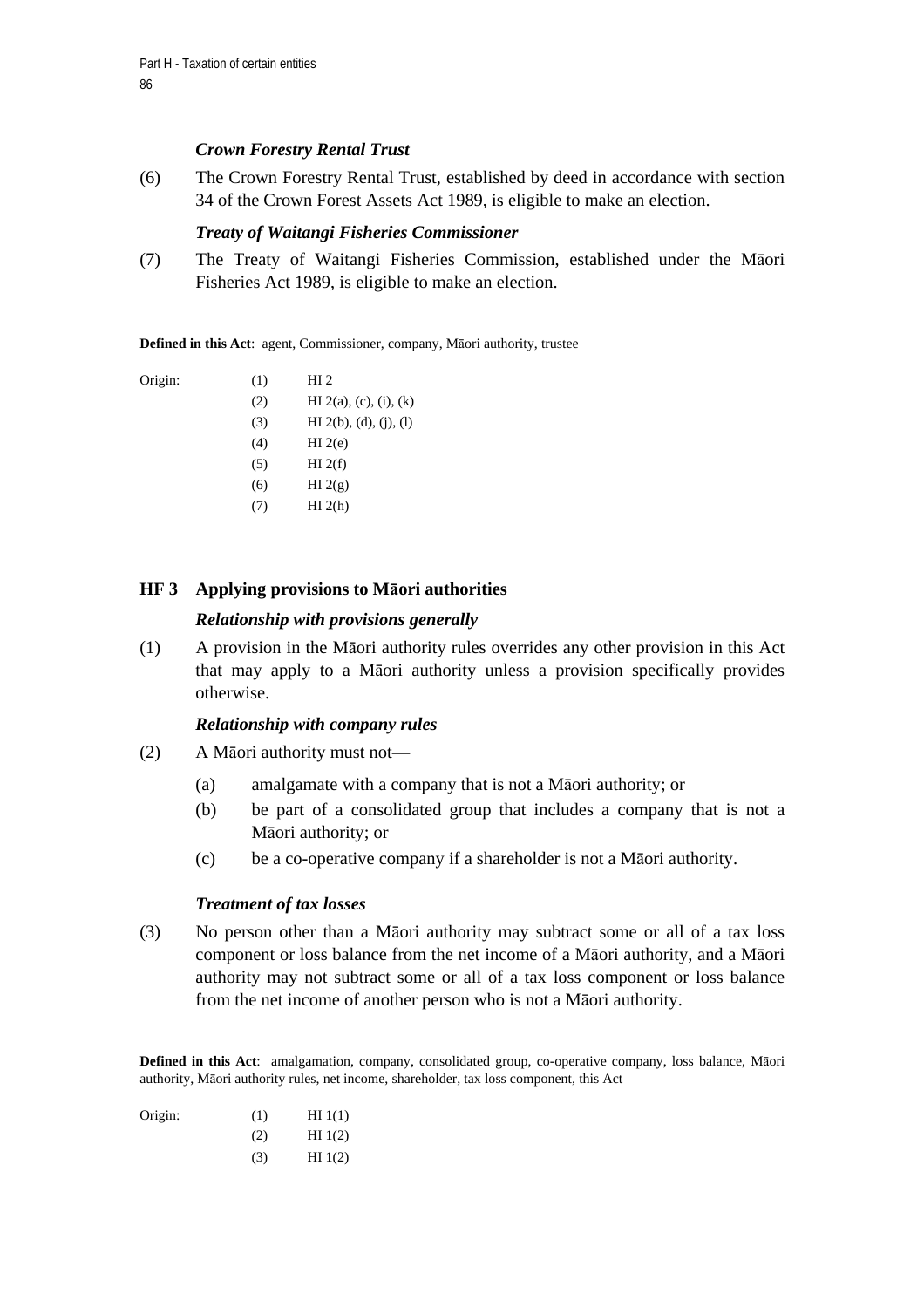*Crown Forestry Rental Trust*

(6) The Crown Forestry Rental Trust, established by deed in accordance with section 34 of the Crown Forest Assets Act 1989, is eligible to make an election.

*Treaty of Waitangi Fisheries Commissioner*

(7) The Treaty of Waitangi Fisheries Commission, established under the Māori Fisheries Act 1989, is eligible to make an election.

**Defined in this Act**: agent, Commissioner, company, Māori authority, trustee

| Origin: | | |
|---|---|---|
| | (1) | HI 2 |
| | (2) | HI 2(a), (c), (i), (k) |
| | (3) | HI 2(b), (d), (j), (l) |
| | (4) | HI 2(e) |
| | (5) | HI 2(f) |
| | (6) | HI 2(g) |
| | (7) | HI 2(h) |

## HF 3 Applying provisions to Māori authorities

*Relationship with provisions generally*

(1) A provision in the Māori authority rules overrides any other provision in this Act that may apply to a Māori authority unless a provision specifically provides otherwise.

*Relationship with company rules*

(2) A Māori authority must not—

- (a) amalgamate with a company that is not a Māori authority; or
- (b) be part of a consolidated group that includes a company that is not a Māori authority; or
- (c) be a co-operative company if a shareholder is not a Māori authority.

*Treatment of tax losses*

(3) No person other than a Māori authority may subtract some or all of a tax loss component or loss balance from the net income of a Māori authority, and a Māori authority may not subtract some or all of a tax loss component or loss balance from the net income of another person who is not a Māori authority.

**Defined in this Act**: amalgamation, company, consolidated group, co-operative company, loss balance, Māori authority, Māori authority rules, net income, shareholder, tax loss component, this Act

| Origin: | | |
|---|---|---|
| | (1) | HI 1(1) |
| | (2) | HI 1(2) |
| | (3) | HI 1(2) |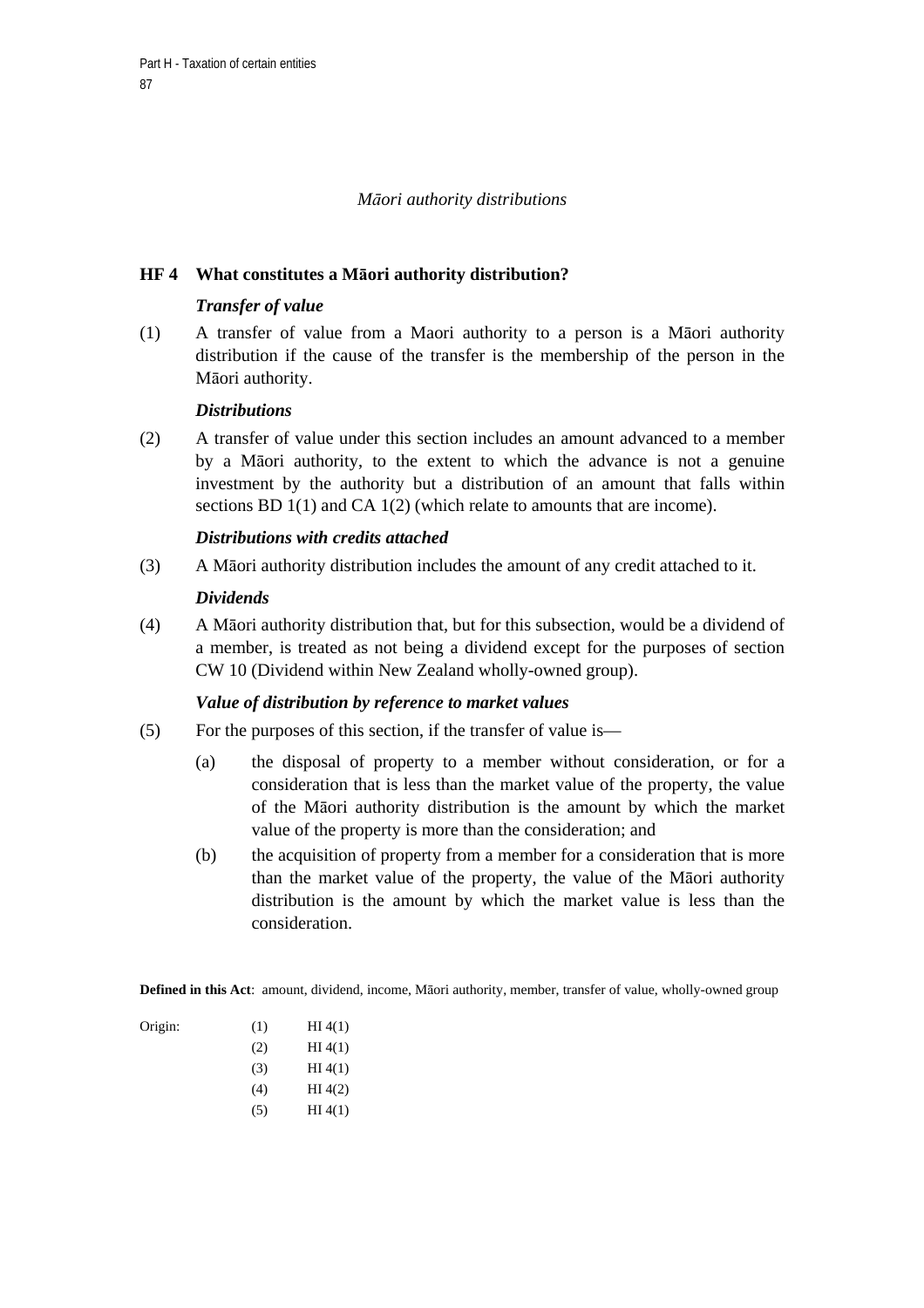*Māori authority distributions*

## HF 4 What constitutes a Māori authority distribution?

***Transfer of value***

(1) A transfer of value from a Maori authority to a person is a Māori authority distribution if the cause of the transfer is the membership of the person in the Māori authority.

***Distributions***

(2) A transfer of value under this section includes an amount advanced to a member by a Māori authority, to the extent to which the advance is not a genuine investment by the authority but a distribution of an amount that falls within sections BD 1(1) and CA 1(2) (which relate to amounts that are income).

***Distributions with credits attached***

(3) A Māori authority distribution includes the amount of any credit attached to it.

***Dividends***

(4) A Māori authority distribution that, but for this subsection, would be a dividend of a member, is treated as not being a dividend except for the purposes of section CW 10 (Dividend within New Zealand wholly-owned group).

***Value of distribution by reference to market values***

(5) For the purposes of this section, if the transfer of value is—

- (a) the disposal of property to a member without consideration, or for a consideration that is less than the market value of the property, the value of the Māori authority distribution is the amount by which the market value of the property is more than the consideration; and
- (b) the acquisition of property from a member for a consideration that is more than the market value of the property, the value of the Māori authority distribution is the amount by which the market value is less than the consideration.

**Defined in this Act**: amount, dividend, income, Māori authority, member, transfer of value, wholly-owned group

| Origin: | | |
|---|---|---|
| | (1) | HI 4(1) |
| | (2) | HI 4(1) |
| | (3) | HI 4(1) |
| | (4) | HI 4(2) |
| | (5) | HI 4(1) |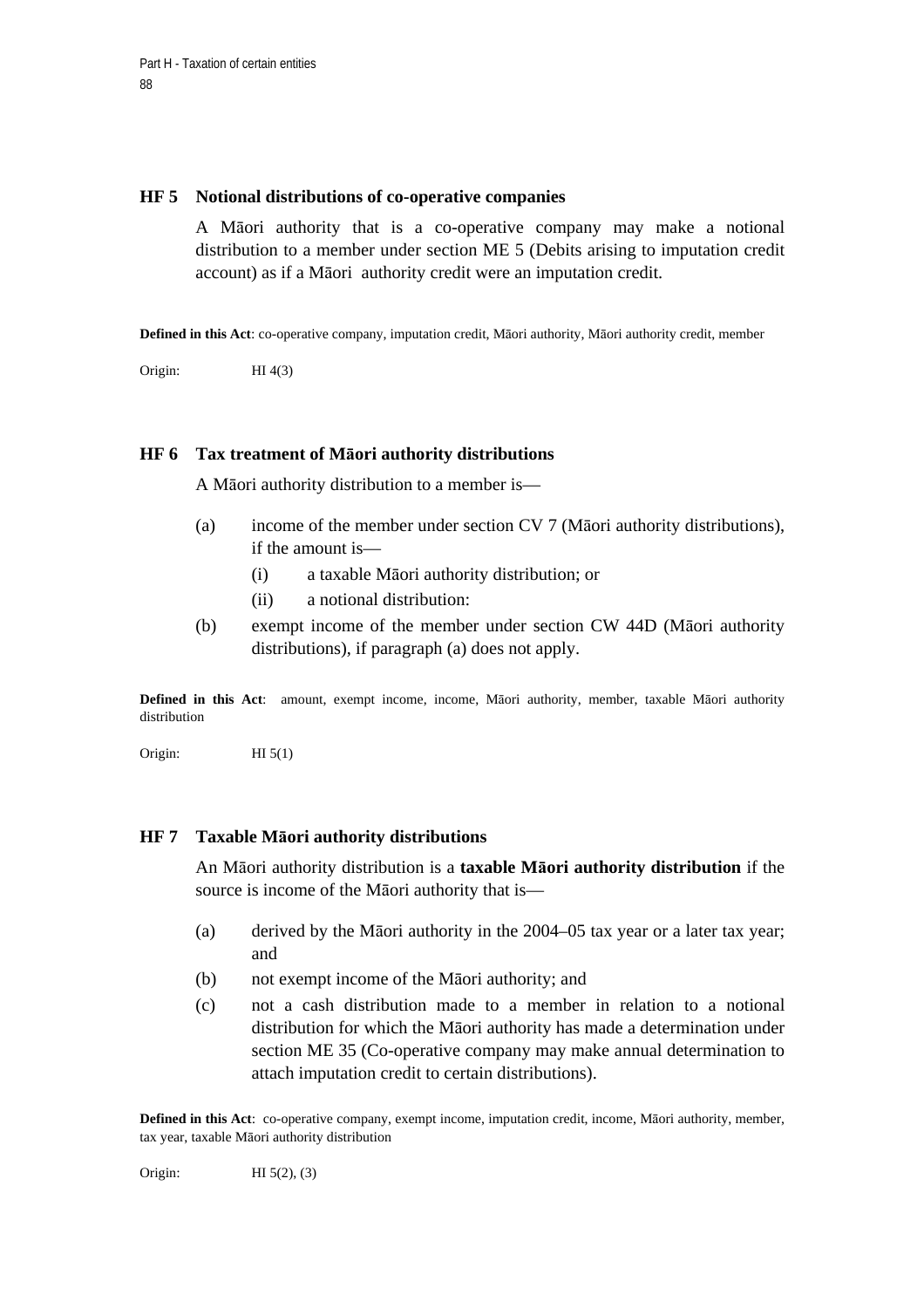## HF 5 Notional distributions of co-operative companies

A Māori authority that is a co-operative company may make a notional distribution to a member under section ME 5 (Debits arising to imputation credit account) as if a Māori authority credit were an imputation credit.

**Defined in this Act**: co-operative company, imputation credit, Māori authority, Māori authority credit, member

Origin: HI 4(3)

## HF 6 Tax treatment of Māori authority distributions

A Māori authority distribution to a member is—

- (a) income of the member under section CV 7 (Māori authority distributions), if the amount is—
  - (i) a taxable Māori authority distribution; or
  - (ii) a notional distribution:
- (b) exempt income of the member under section CW 44D (Māori authority distributions), if paragraph (a) does not apply.

**Defined in this Act**: amount, exempt income, income, Māori authority, member, taxable Māori authority distribution

Origin: HI 5(1)

## HF 7 Taxable Māori authority distributions

An Māori authority distribution is a **taxable Māori authority distribution** if the source is income of the Māori authority that is—

- (a) derived by the Māori authority in the 2004–05 tax year or a later tax year; and
- (b) not exempt income of the Māori authority; and
- (c) not a cash distribution made to a member in relation to a notional distribution for which the Māori authority has made a determination under section ME 35 (Co-operative company may make annual determination to attach imputation credit to certain distributions).

**Defined in this Act**: co-operative company, exempt income, imputation credit, income, Māori authority, member, tax year, taxable Māori authority distribution

Origin: HI 5(2), (3)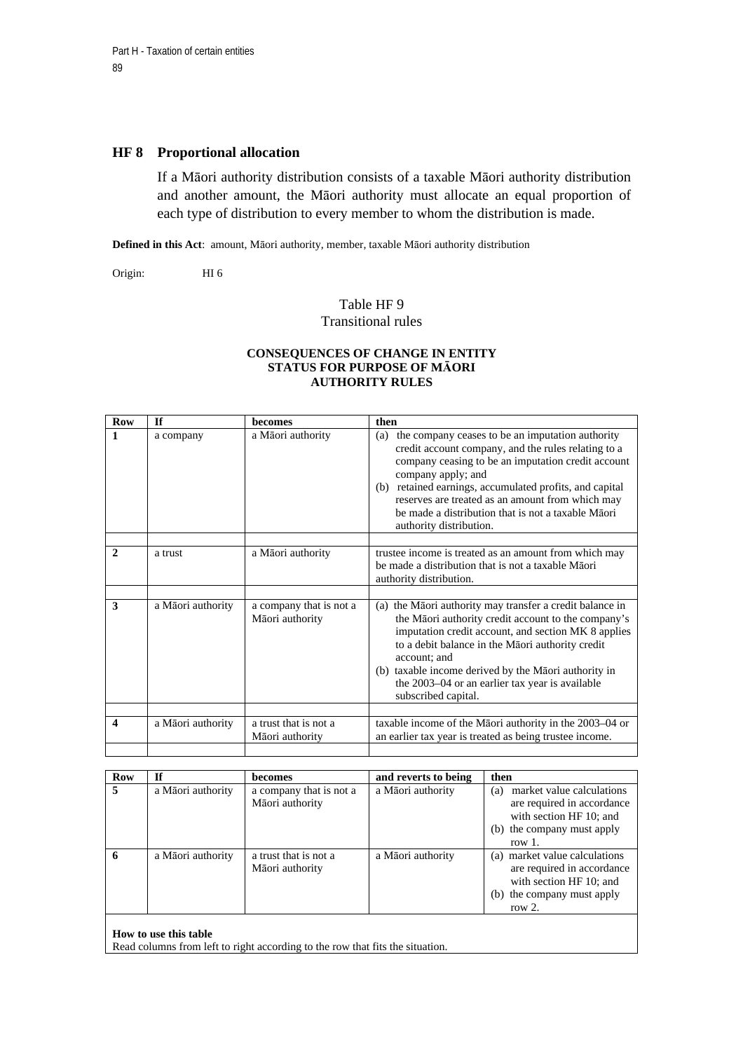## HF 8 Proportional allocation

If a Māori authority distribution consists of a taxable Māori authority distribution and another amount, the Māori authority must allocate an equal proportion of each type of distribution to every member to whom the distribution is made.

**Defined in this Act**: amount, Māori authority, member, taxable Māori authority distribution

Origin: HI 6

Table HF 9
Transitional rules

**CONSEQUENCES OF CHANGE IN ENTITY STATUS FOR PURPOSE OF MĀORI AUTHORITY RULES**

| Row | If | becomes | then |
|---|---|---|---|
| 1 | a company | a Māori authority | (a) the company ceases to be an imputation authority credit account company, and the rules relating to a company ceasing to be an imputation credit account company apply; and (b) retained earnings, accumulated profits, and capital reserves are treated as an amount from which may be made a distribution that is not a taxable Māori authority distribution. |
| 2 | a trust | a Māori authority | trustee income is treated as an amount from which may be made a distribution that is not a taxable Māori authority distribution. |
| 3 | a Māori authority | a company that is not a Māori authority | (a) the Māori authority may transfer a credit balance in the Māori authority credit account to the company's imputation credit account, and section MK 8 applies to a debit balance in the Māori authority credit account; and (b) taxable income derived by the Māori authority in the 2003–04 or an earlier tax year is available subscribed capital. |
| 4 | a Māori authority | a trust that is not a Māori authority | taxable income of the Māori authority in the 2003–04 or an earlier tax year is treated as being trustee income. |

| Row | If | becomes | and reverts to being | then |
|---|---|---|---|---|
| 5 | a Māori authority | a company that is not a Māori authority | a Māori authority | (a) market value calculations are required in accordance with section HF 10; and (b) the company must apply row 1. |
| 6 | a Māori authority | a trust that is not a Māori authority | a Māori authority | (a) market value calculations are required in accordance with section HF 10; and (b) the company must apply row 2. |

**How to use this table**
Read columns from left to right according to the row that fits the situation.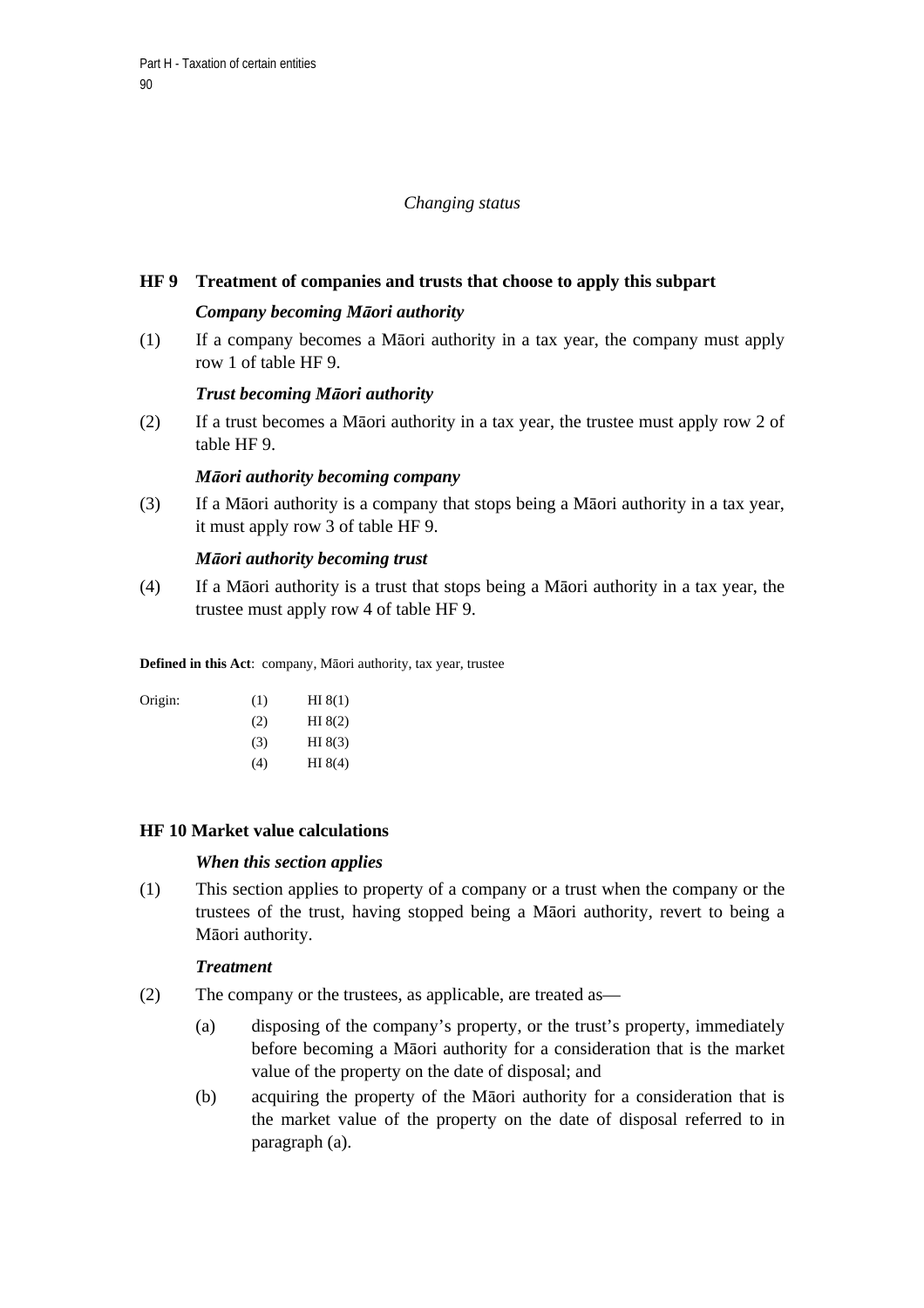*Changing status*

## HF 9 Treatment of companies and trusts that choose to apply this subpart

***Company becoming Māori authority***

(1) If a company becomes a Māori authority in a tax year, the company must apply row 1 of table HF 9.

***Trust becoming Māori authority***

(2) If a trust becomes a Māori authority in a tax year, the trustee must apply row 2 of table HF 9.

***Māori authority becoming company***

(3) If a Māori authority is a company that stops being a Māori authority in a tax year, it must apply row 3 of table HF 9.

***Māori authority becoming trust***

(4) If a Māori authority is a trust that stops being a Māori authority in a tax year, the trustee must apply row 4 of table HF 9.

**Defined in this Act**: company, Māori authority, tax year, trustee

| Origin: | (1) | HI 8(1) |
|---|---|---|
| | (2) | HI 8(2) |
| | (3) | HI 8(3) |
| | (4) | HI 8(4) |

## HF 10 Market value calculations

***When this section applies***

(1) This section applies to property of a company or a trust when the company or the trustees of the trust, having stopped being a Māori authority, revert to being a Māori authority.

***Treatment***

(2) The company or the trustees, as applicable, are treated as—

(a) disposing of the company's property, or the trust's property, immediately before becoming a Māori authority for a consideration that is the market value of the property on the date of disposal; and

(b) acquiring the property of the Māori authority for a consideration that is the market value of the property on the date of disposal referred to in paragraph (a).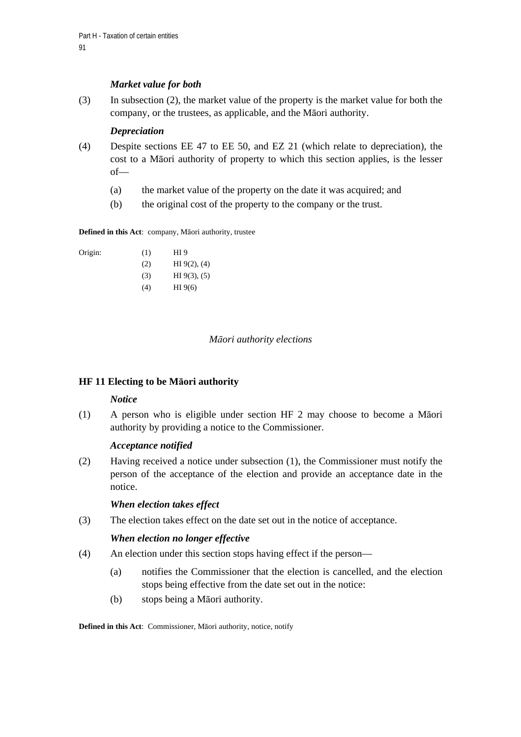***Market value for both***

(3) In subsection (2), the market value of the property is the market value for both the company, or the trustees, as applicable, and the Māori authority.

***Depreciation***

(4) Despite sections EE 47 to EE 50, and EZ 21 (which relate to depreciation), the cost to a Māori authority of property to which this section applies, is the lesser of—

(a) the market value of the property on the date it was acquired; and

(b) the original cost of the property to the company or the trust.

**Defined in this Act**: company, Māori authority, trustee

| Origin: | (1) | HI 9 |
|---|---|---|
| | (2) | HI 9(2), (4) |
| | (3) | HI 9(3), (5) |
| | (4) | HI 9(6) |

*Māori authority elections*

### HF 11 Electing to be Māori authority

***Notice***

(1) A person who is eligible under section HF 2 may choose to become a Māori authority by providing a notice to the Commissioner.

***Acceptance notified***

(2) Having received a notice under subsection (1), the Commissioner must notify the person of the acceptance of the election and provide an acceptance date in the notice.

***When election takes effect***

(3) The election takes effect on the date set out in the notice of acceptance.

***When election no longer effective***

(4) An election under this section stops having effect if the person—

(a) notifies the Commissioner that the election is cancelled, and the election stops being effective from the date set out in the notice:

(b) stops being a Māori authority.

**Defined in this Act**: Commissioner, Māori authority, notice, notify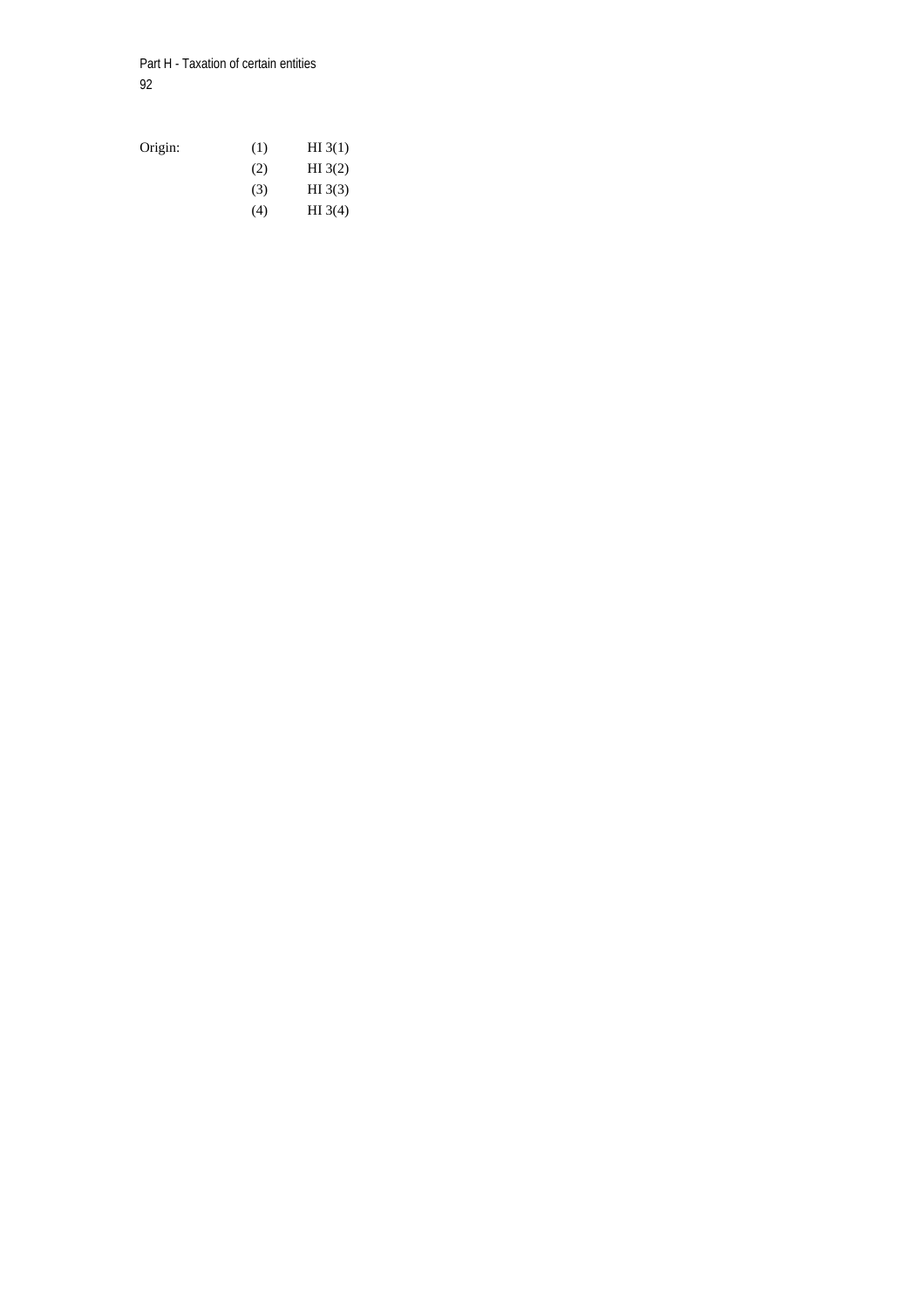| Origin: | (1) | HI 3(1) |
| --- | --- | --- |
| | (2) | HI 3(2) |
| | (3) | HI 3(3) |
| | (4) | HI 3(4) |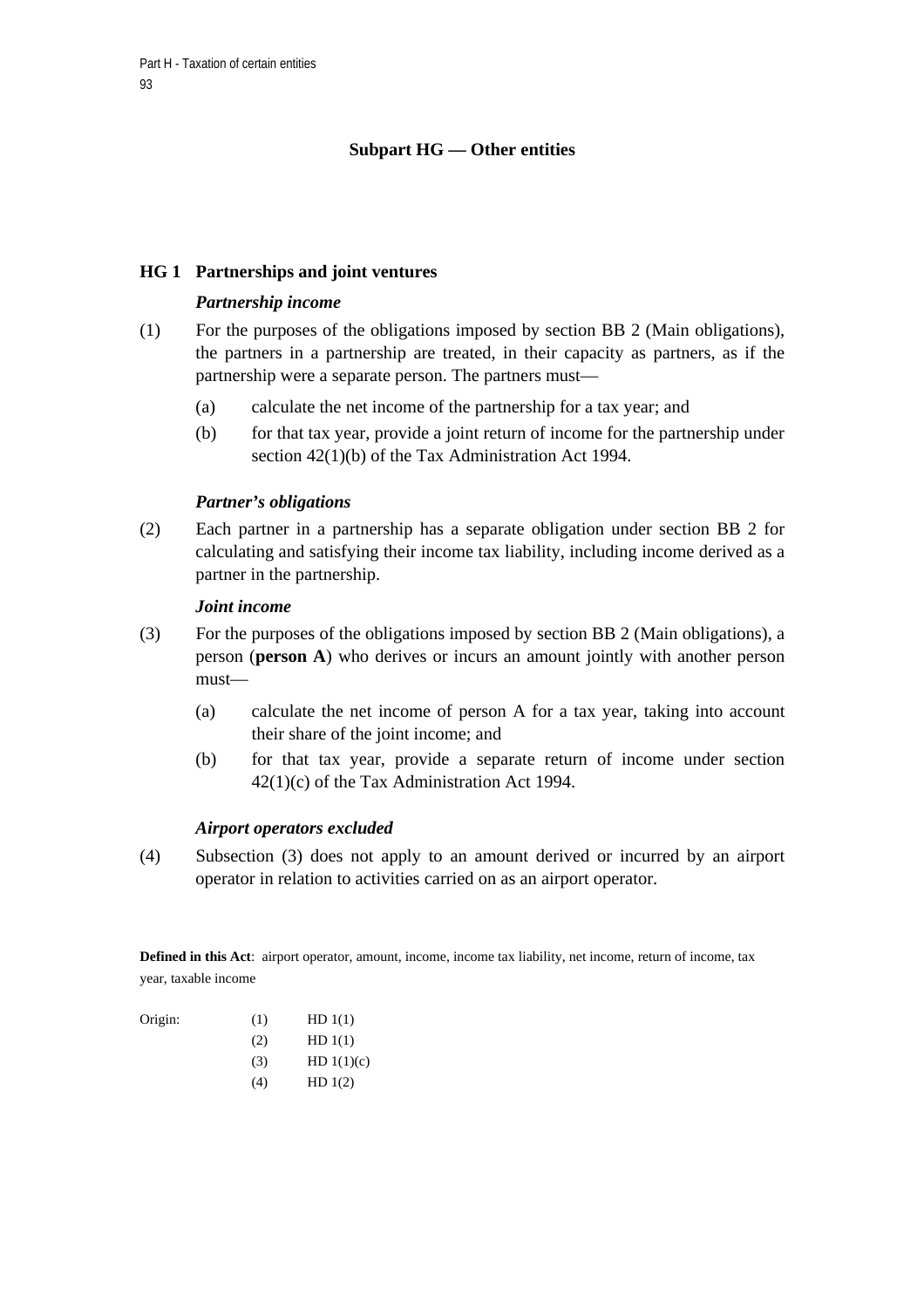## Subpart HG — Other entities

### HG 1 Partnerships and joint ventures

***Partnership income***

(1) For the purposes of the obligations imposed by section BB 2 (Main obligations), the partners in a partnership are treated, in their capacity as partners, as if the partnership were a separate person. The partners must—

- (a) calculate the net income of the partnership for a tax year; and
- (b) for that tax year, provide a joint return of income for the partnership under section 42(1)(b) of the Tax Administration Act 1994.

***Partner's obligations***

(2) Each partner in a partnership has a separate obligation under section BB 2 for calculating and satisfying their income tax liability, including income derived as a partner in the partnership.

***Joint income***

(3) For the purposes of the obligations imposed by section BB 2 (Main obligations), a person (**person A**) who derives or incurs an amount jointly with another person must—

- (a) calculate the net income of person A for a tax year, taking into account their share of the joint income; and
- (b) for that tax year, provide a separate return of income under section 42(1)(c) of the Tax Administration Act 1994.

***Airport operators excluded***

(4) Subsection (3) does not apply to an amount derived or incurred by an airport operator in relation to activities carried on as an airport operator.

**Defined in this Act**: airport operator, amount, income, income tax liability, net income, return of income, tax year, taxable income

| Origin: | | |
|---|---|---|
| | (1) | HD 1(1) |
| | (2) | HD 1(1) |
| | (3) | HD 1(1)(c) |
| | (4) | HD 1(2) |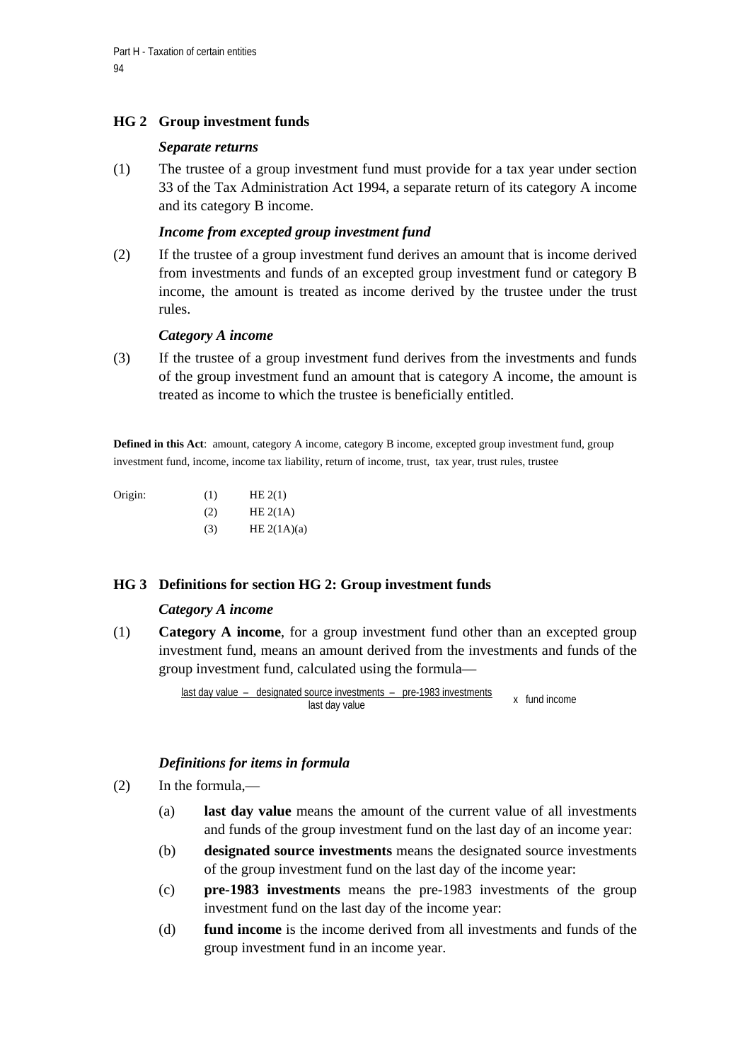## HG 2 Group investment funds

***Separate returns***

(1) The trustee of a group investment fund must provide for a tax year under section 33 of the Tax Administration Act 1994, a separate return of its category A income and its category B income.

***Income from excepted group investment fund***

(2) If the trustee of a group investment fund derives an amount that is income derived from investments and funds of an excepted group investment fund or category B income, the amount is treated as income derived by the trustee under the trust rules.

***Category A income***

(3) If the trustee of a group investment fund derives from the investments and funds of the group investment fund an amount that is category A income, the amount is treated as income to which the trustee is beneficially entitled.

**Defined in this Act**: amount, category A income, category B income, excepted group investment fund, group investment fund, income, income tax liability, return of income, trust, tax year, trust rules, trustee

| Origin: | | |
|---|---|---|
| | (1) | HE 2(1) |
| | (2) | HE 2(1A) |
| | (3) | HE 2(1A)(a) |

## HG 3 Definitions for section HG 2: Group investment funds

***Category A income***

(1) **Category A income**, for a group investment fund other than an excepted group investment fund, means an amount derived from the investments and funds of the group investment fund, calculated using the formula—

$$\frac{\text{last day value} - \text{designated source investments} - \text{pre-1983 investments}}{\text{last day value}} \times \text{fund income}$$

***Definitions for items in formula***

(2) In the formula,—

(a) **last day value** means the amount of the current value of all investments and funds of the group investment fund on the last day of an income year:

(b) **designated source investments** means the designated source investments of the group investment fund on the last day of the income year:

(c) **pre-1983 investments** means the pre-1983 investments of the group investment fund on the last day of the income year:

(d) **fund income** is the income derived from all investments and funds of the group investment fund in an income year.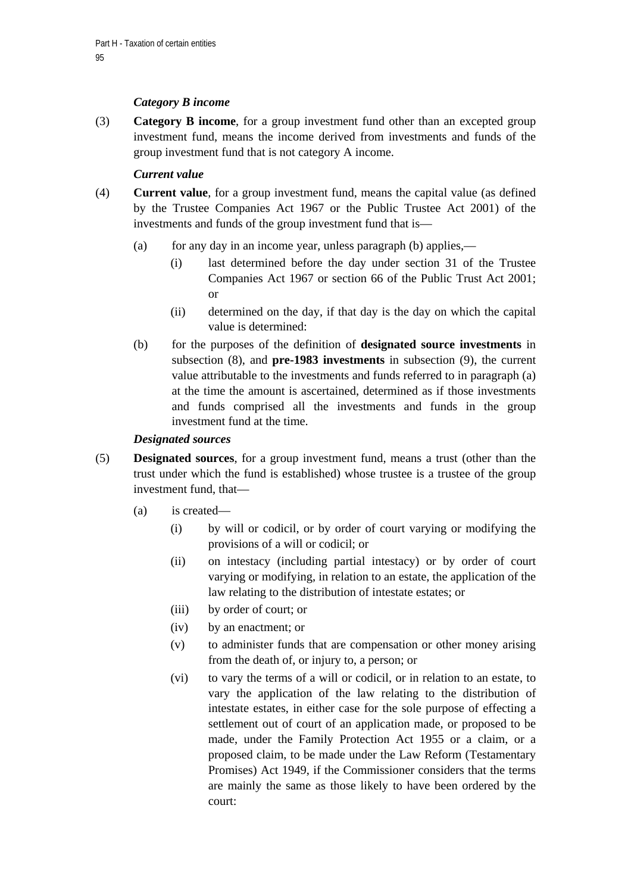*Category B income*

(3) **Category B income**, for a group investment fund other than an excepted group investment fund, means the income derived from investments and funds of the group investment fund that is not category A income.

*Current value*

(4) **Current value**, for a group investment fund, means the capital value (as defined by the Trustee Companies Act 1967 or the Public Trustee Act 2001) of the investments and funds of the group investment fund that is—

- (a) for any day in an income year, unless paragraph (b) applies,—
  - (i) last determined before the day under section 31 of the Trustee Companies Act 1967 or section 66 of the Public Trust Act 2001; or
  - (ii) determined on the day, if that day is the day on which the capital value is determined:
- (b) for the purposes of the definition of **designated source investments** in subsection (8), and **pre-1983 investments** in subsection (9), the current value attributable to the investments and funds referred to in paragraph (a) at the time the amount is ascertained, determined as if those investments and funds comprised all the investments and funds in the group investment fund at the time.

*Designated sources*

(5) **Designated sources**, for a group investment fund, means a trust (other than the trust under which the fund is established) whose trustee is a trustee of the group investment fund, that—

- (a) is created—
  - (i) by will or codicil, or by order of court varying or modifying the provisions of a will or codicil; or
  - (ii) on intestacy (including partial intestacy) or by order of court varying or modifying, in relation to an estate, the application of the law relating to the distribution of intestate estates; or
  - (iii) by order of court; or
  - (iv) by an enactment; or
  - (v) to administer funds that are compensation or other money arising from the death of, or injury to, a person; or
  - (vi) to vary the terms of a will or codicil, or in relation to an estate, to vary the application of the law relating to the distribution of intestate estates, in either case for the sole purpose of effecting a settlement out of court of an application made, or proposed to be made, under the Family Protection Act 1955 or a claim, or a proposed claim, to be made under the Law Reform (Testamentary Promises) Act 1949, if the Commissioner considers that the terms are mainly the same as those likely to have been ordered by the court: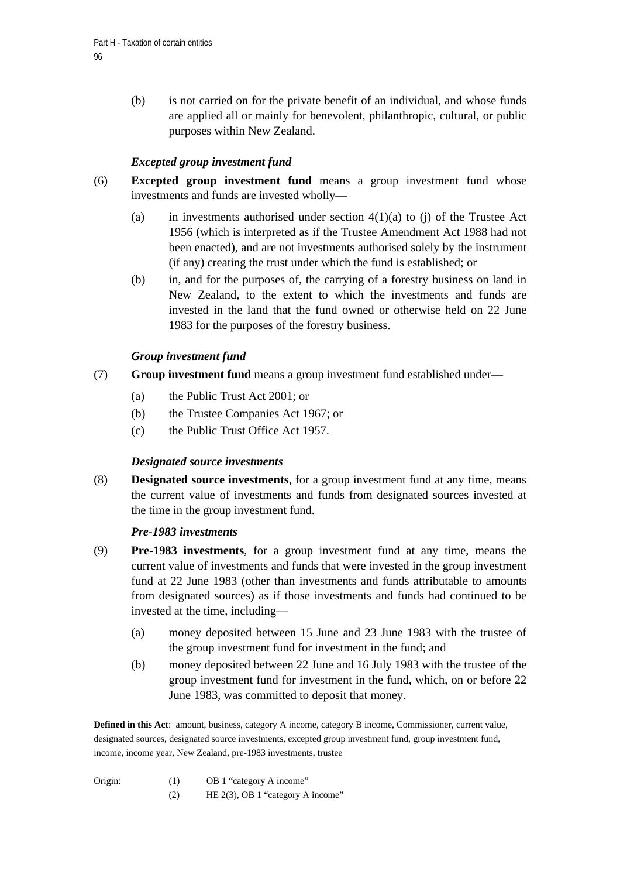(b) is not carried on for the private benefit of an individual, and whose funds are applied all or mainly for benevolent, philanthropic, cultural, or public purposes within New Zealand.

*Excepted group investment fund*

(6) **Excepted group investment fund** means a group investment fund whose investments and funds are invested wholly—

(a) in investments authorised under section 4(1)(a) to (j) of the Trustee Act 1956 (which is interpreted as if the Trustee Amendment Act 1988 had not been enacted), and are not investments authorised solely by the instrument (if any) creating the trust under which the fund is established; or

(b) in, and for the purposes of, the carrying of a forestry business on land in New Zealand, to the extent to which the investments and funds are invested in the land that the fund owned or otherwise held on 22 June 1983 for the purposes of the forestry business.

*Group investment fund*

(7) **Group investment fund** means a group investment fund established under—

(a) the Public Trust Act 2001; or

(b) the Trustee Companies Act 1967; or

(c) the Public Trust Office Act 1957.

*Designated source investments*

(8) **Designated source investments**, for a group investment fund at any time, means the current value of investments and funds from designated sources invested at the time in the group investment fund.

*Pre-1983 investments*

(9) **Pre-1983 investments**, for a group investment fund at any time, means the current value of investments and funds that were invested in the group investment fund at 22 June 1983 (other than investments and funds attributable to amounts from designated sources) as if those investments and funds had continued to be invested at the time, including—

(a) money deposited between 15 June and 23 June 1983 with the trustee of the group investment fund for investment in the fund; and

(b) money deposited between 22 June and 16 July 1983 with the trustee of the group investment fund for investment in the fund, which, on or before 22 June 1983, was committed to deposit that money.

**Defined in this Act**: amount, business, category A income, category B income, Commissioner, current value, designated sources, designated source investments, excepted group investment fund, group investment fund, income, income year, New Zealand, pre-1983 investments, trustee

Origin: (1) OB 1 "category A income"
(2) HE 2(3), OB 1 "category A income"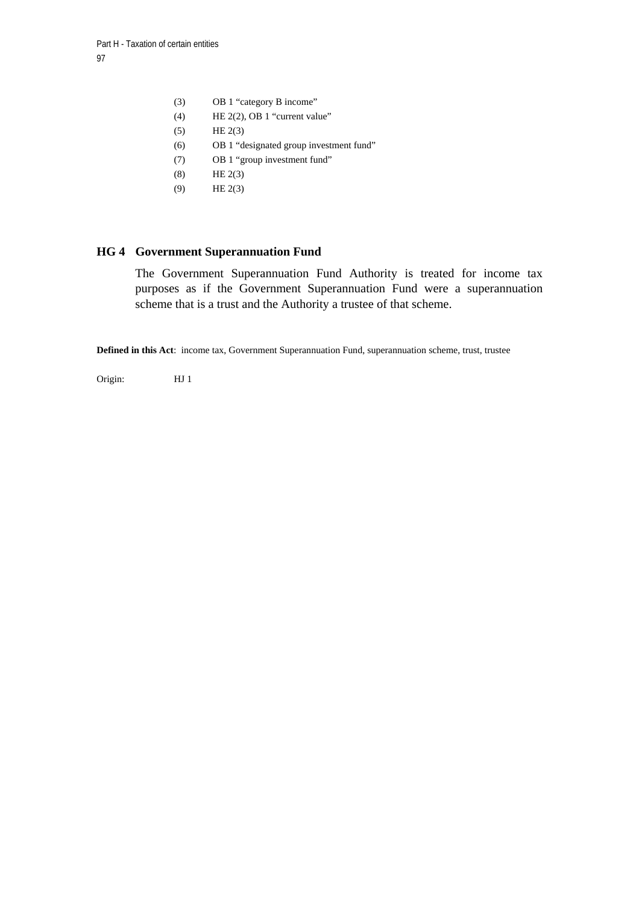(3) OB 1 “category B income”
(4) HE 2(2), OB 1 “current value”
(5) HE 2(3)
(6) OB 1 “designated group investment fund”
(7) OB 1 “group investment fund”
(8) HE 2(3)
(9) HE 2(3)

## HG 4 Government Superannuation Fund

The Government Superannuation Fund Authority is treated for income tax purposes as if the Government Superannuation Fund were a superannuation scheme that is a trust and the Authority a trustee of that scheme.

**Defined in this Act**: income tax, Government Superannuation Fund, superannuation scheme, trust, trustee

Origin: HJ 1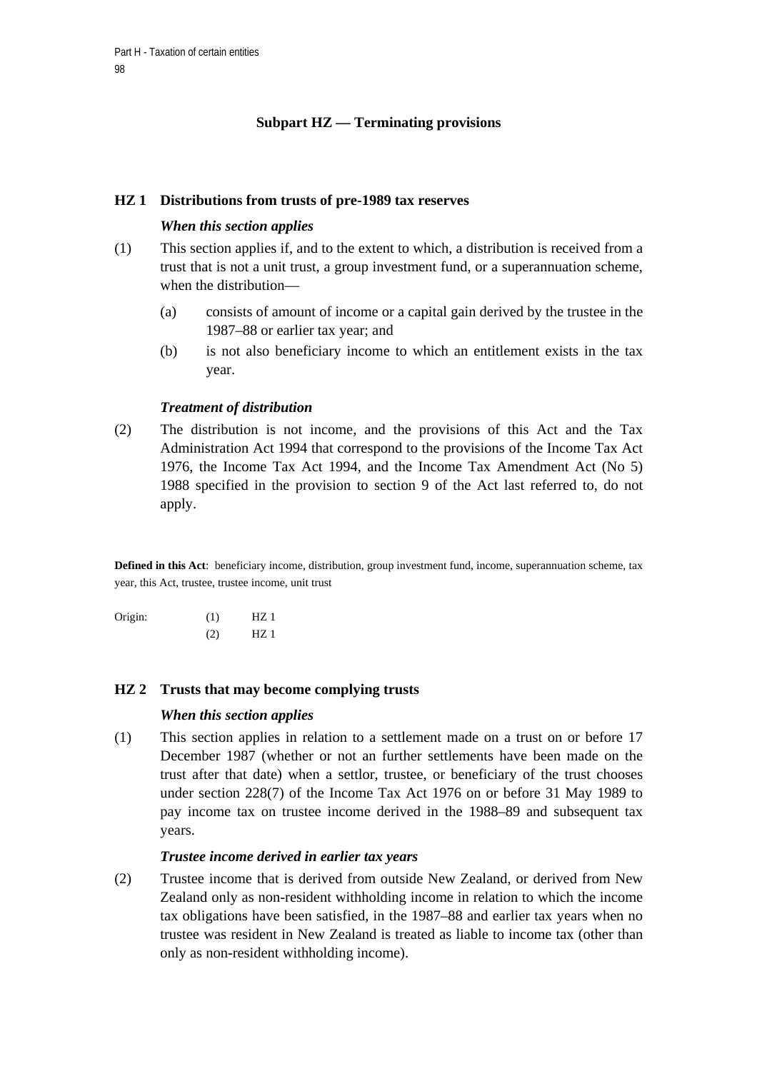## Subpart HZ — Terminating provisions

### HZ 1 Distributions from trusts of pre-1989 tax reserves

***When this section applies***

(1) This section applies if, and to the extent to which, a distribution is received from a trust that is not a unit trust, a group investment fund, or a superannuation scheme, when the distribution—

- (a) consists of amount of income or a capital gain derived by the trustee in the 1987–88 or earlier tax year; and
- (b) is not also beneficiary income to which an entitlement exists in the tax year.

***Treatment of distribution***

(2) The distribution is not income, and the provisions of this Act and the Tax Administration Act 1994 that correspond to the provisions of the Income Tax Act 1976, the Income Tax Act 1994, and the Income Tax Amendment Act (No 5) 1988 specified in the provision to section 9 of the Act last referred to, do not apply.

**Defined in this Act**: beneficiary income, distribution, group investment fund, income, superannuation scheme, tax year, this Act, trustee, trustee income, unit trust

| Origin: | (1) | HZ 1 |
|---|---|---|
| | (2) | HZ 1 |

### HZ 2 Trusts that may become complying trusts

***When this section applies***

(1) This section applies in relation to a settlement made on a trust on or before 17 December 1987 (whether or not an further settlements have been made on the trust after that date) when a settlor, trustee, or beneficiary of the trust chooses under section 228(7) of the Income Tax Act 1976 on or before 31 May 1989 to pay income tax on trustee income derived in the 1988–89 and subsequent tax years.

***Trustee income derived in earlier tax years***

(2) Trustee income that is derived from outside New Zealand, or derived from New Zealand only as non-resident withholding income in relation to which the income tax obligations have been satisfied, in the 1987–88 and earlier tax years when no trustee was resident in New Zealand is treated as liable to income tax (other than only as non-resident withholding income).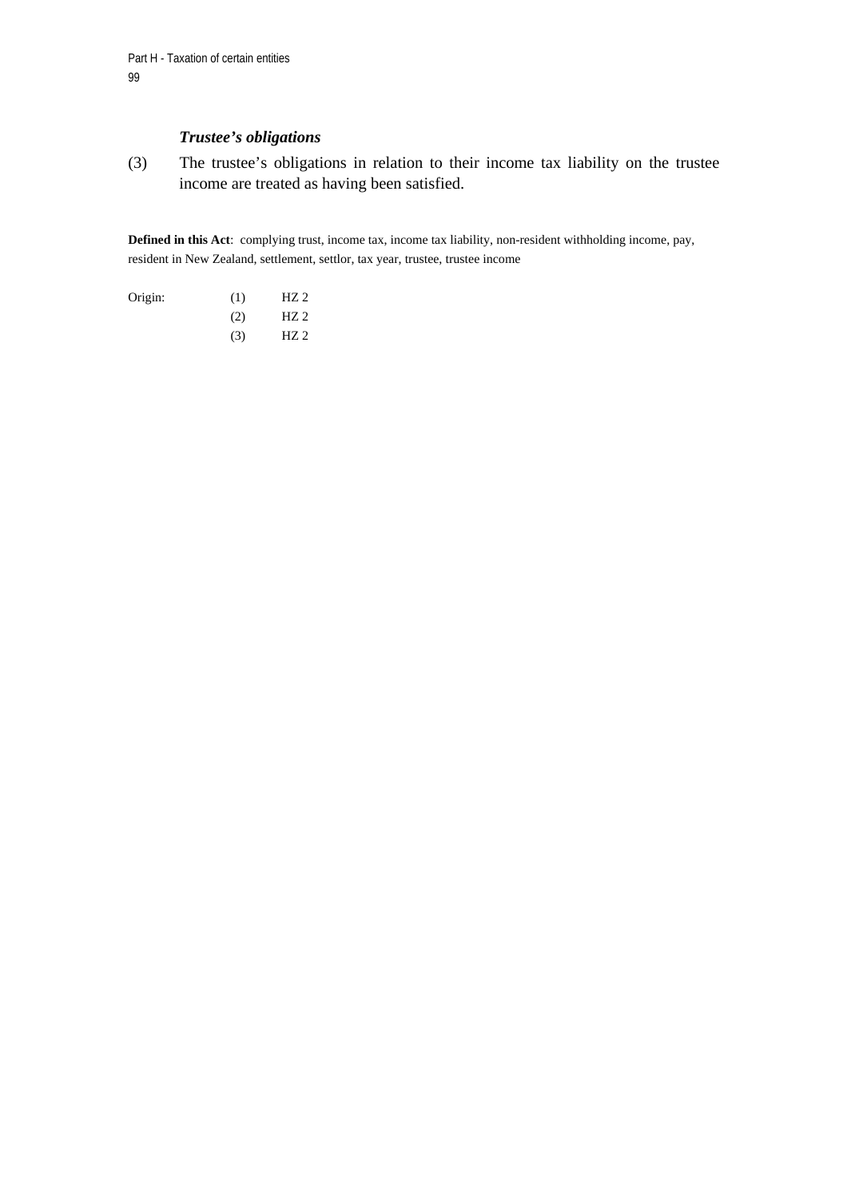### *Trustee's obligations*

(3) The trustee's obligations in relation to their income tax liability on the trustee income are treated as having been satisfied.

**Defined in this Act**: complying trust, income tax, income tax liability, non-resident withholding income, pay, resident in New Zealand, settlement, settlor, tax year, trustee, trustee income

| | | |
|---|---|---|
| Origin: | (1) | HZ 2 |
| | (2) | HZ 2 |
| | (3) | HZ 2 |